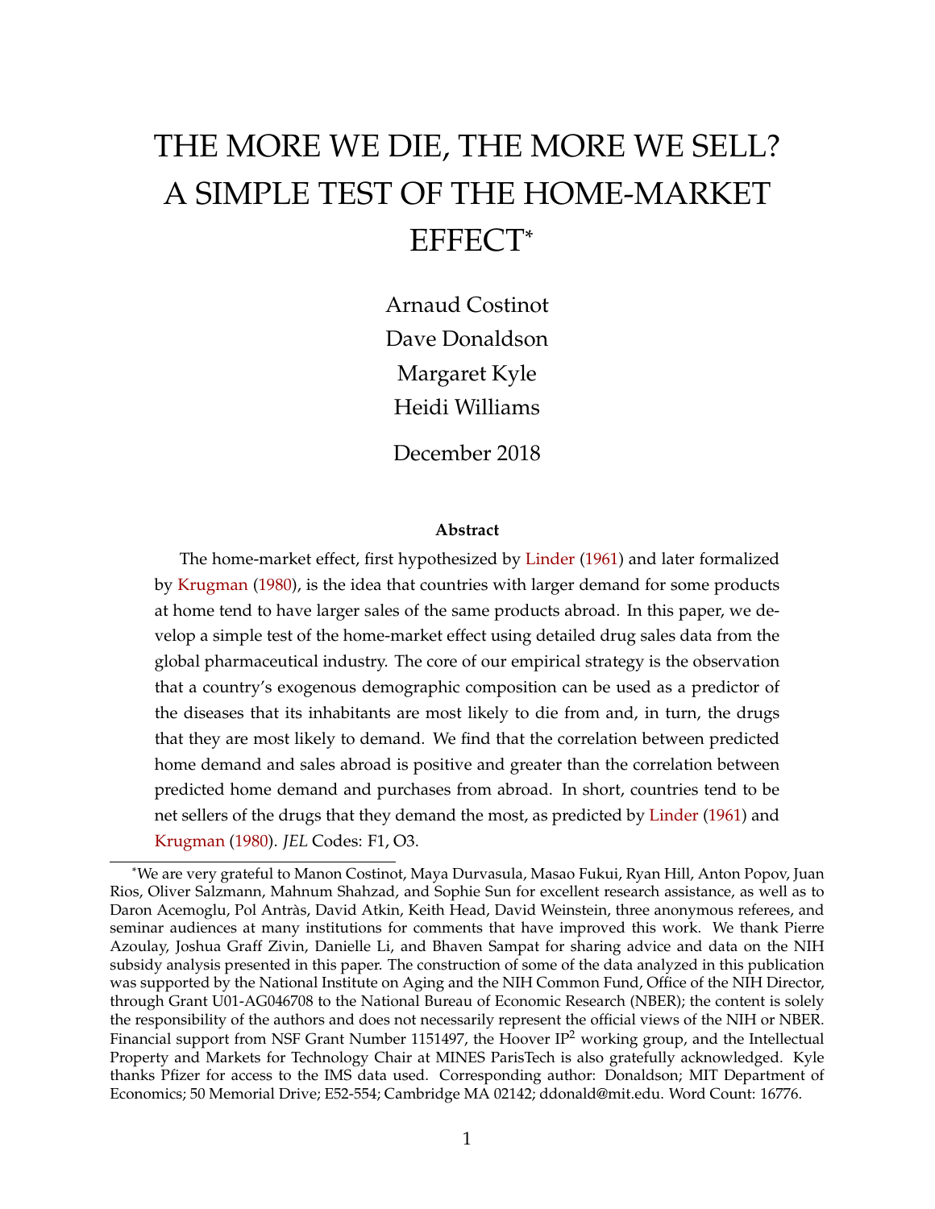# THE MORE WE DIE, THE MORE WE SELL? A SIMPLE TEST OF THE HOME-MARKET EFFECT*

Arnaud Costinot

Dave Donaldson

Margaret Kyle

Heidi Williams

December 2018

**Abstract**

The home-market effect, first hypothesized by Linder (1961) and later formalized by Krugman (1980), is the idea that countries with larger demand for some products at home tend to have larger sales of the same products abroad. In this paper, we develop a simple test of the home-market effect using detailed drug sales data from the global pharmaceutical industry. The core of our empirical strategy is the observation that a country's exogenous demographic composition can be used as a predictor of the diseases that its inhabitants are most likely to die from and, in turn, the drugs that they are most likely to demand. We find that the correlation between predicted home demand and sales abroad is positive and greater than the correlation between predicted home demand and purchases from abroad. In short, countries tend to be net sellers of the drugs that they demand the most, as predicted by Linder (1961) and Krugman (1980). *JEL* Codes: F1, O3.

---

*We are very grateful to Manon Costinot, Maya Durvasula, Masao Fukui, Ryan Hill, Anton Popov, Juan Rios, Oliver Salzmann, Mahnum Shahzad, and Sophie Sun for excellent research assistance, as well as to Daron Acemoglu, Pol Antràs, David Atkin, Keith Head, David Weinstein, three anonymous referees, and seminar audiences at many institutions for comments that have improved this work. We thank Pierre Azoulay, Joshua Graff Zivin, Danielle Li, and Bhaven Sampat for sharing advice and data on the NIH subsidy analysis presented in this paper. The construction of some of the data analyzed in this publication was supported by the National Institute on Aging and the NIH Common Fund, Office of the NIH Director, through Grant U01-AG046708 to the National Bureau of Economic Research (NBER); the content is solely the responsibility of the authors and does not necessarily represent the official views of the NIH or NBER. Financial support from NSF Grant Number 1151497, the Hoover IP$^2$ working group, and the Intellectual Property and Markets for Technology Chair at MINES ParisTech is also gratefully acknowledged. Kyle thanks Pfizer for access to the IMS data used. Corresponding author: Donaldson; MIT Department of Economics; 50 Memorial Drive; E52-554; Cambridge MA 02142; ddonald@mit.edu. Word Count: 16776.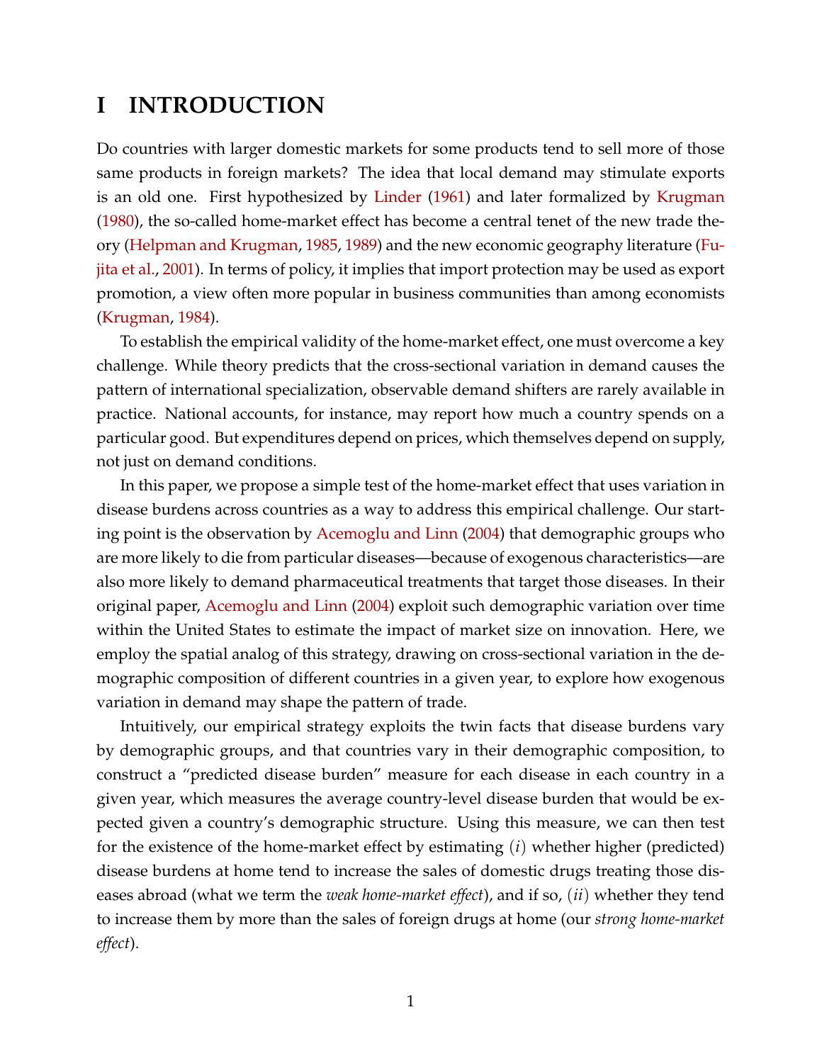# I INTRODUCTION

Do countries with larger domestic markets for some products tend to sell more of those same products in foreign markets? The idea that local demand may stimulate exports is an old one. First hypothesized by Linder (1961) and later formalized by Krugman (1980), the so-called home-market effect has become a central tenet of the new trade theory (Helpman and Krugman, 1985, 1989) and the new economic geography literature (Fujita et al., 2001). In terms of policy, it implies that import protection may be used as export promotion, a view often more popular in business communities than among economists (Krugman, 1984).

To establish the empirical validity of the home-market effect, one must overcome a key challenge. While theory predicts that the cross-sectional variation in demand causes the pattern of international specialization, observable demand shifters are rarely available in practice. National accounts, for instance, may report how much a country spends on a particular good. But expenditures depend on prices, which themselves depend on supply, not just on demand conditions.

In this paper, we propose a simple test of the home-market effect that uses variation in disease burdens across countries as a way to address this empirical challenge. Our starting point is the observation by Acemoglu and Linn (2004) that demographic groups who are more likely to die from particular diseases—because of exogenous characteristics—are also more likely to demand pharmaceutical treatments that target those diseases. In their original paper, Acemoglu and Linn (2004) exploit such demographic variation over time within the United States to estimate the impact of market size on innovation. Here, we employ the spatial analog of this strategy, drawing on cross-sectional variation in the demographic composition of different countries in a given year, to explore how exogenous variation in demand may shape the pattern of trade.

Intuitively, our empirical strategy exploits the twin facts that disease burdens vary by demographic groups, and that countries vary in their demographic composition, to construct a "predicted disease burden" measure for each disease in each country in a given year, which measures the average country-level disease burden that would be expected given a country's demographic structure. Using this measure, we can then test for the existence of the home-market effect by estimating $(i)$ whether higher (predicted) disease burdens at home tend to increase the sales of domestic drugs treating those diseases abroad (what we term the *weak home-market effect*), and if so, $(ii)$ whether they tend to increase them by more than the sales of foreign drugs at home (our *strong home-market effect*).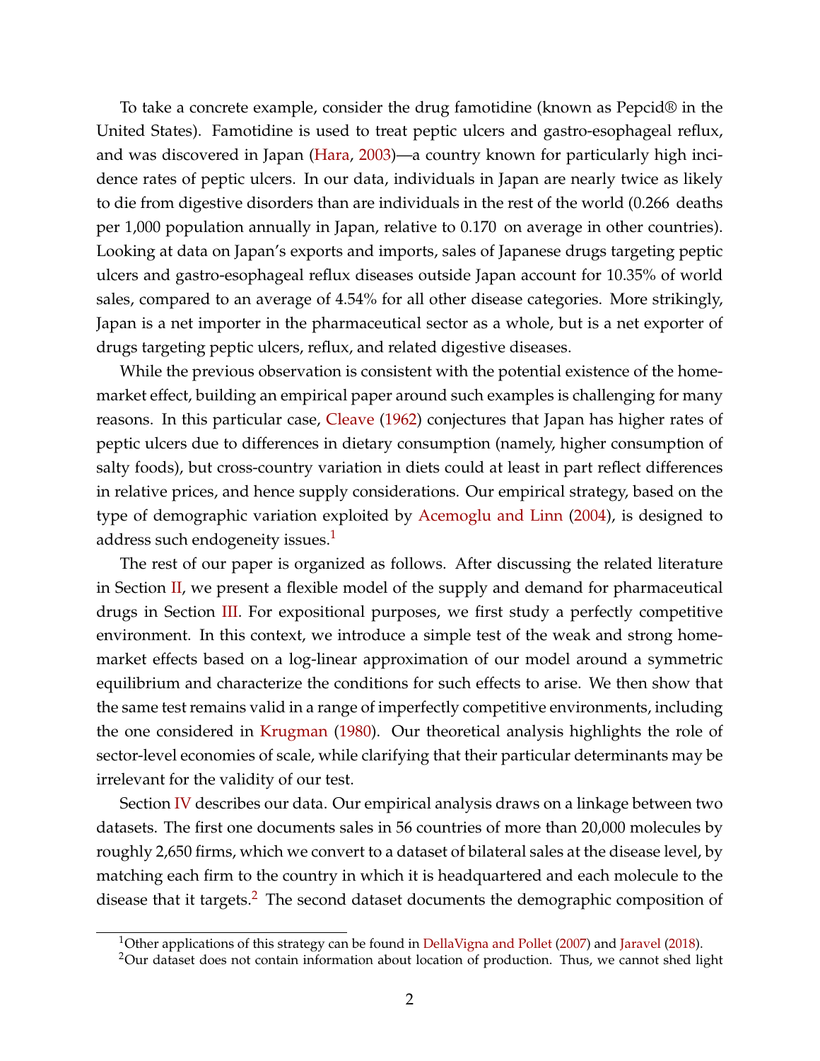To take a concrete example, consider the drug famotidine (known as Pepcid® in the United States). Famotidine is used to treat peptic ulcers and gastro-esophageal reflux, and was discovered in Japan (Hara, 2003)—a country known for particularly high incidence rates of peptic ulcers. In our data, individuals in Japan are nearly twice as likely to die from digestive disorders than are individuals in the rest of the world (0.266 deaths per 1,000 population annually in Japan, relative to 0.170 on average in other countries). Looking at data on Japan's exports and imports, sales of Japanese drugs targeting peptic ulcers and gastro-esophageal reflux diseases outside Japan account for 10.35% of world sales, compared to an average of 4.54% for all other disease categories. More strikingly, Japan is a net importer in the pharmaceutical sector as a whole, but is a net exporter of drugs targeting peptic ulcers, reflux, and related digestive diseases.

While the previous observation is consistent with the potential existence of the home-market effect, building an empirical paper around such examples is challenging for many reasons. In this particular case, Cleave (1962) conjectures that Japan has higher rates of peptic ulcers due to differences in dietary consumption (namely, higher consumption of salty foods), but cross-country variation in diets could at least in part reflect differences in relative prices, and hence supply considerations. Our empirical strategy, based on the type of demographic variation exploited by Acemoglu and Linn (2004), is designed to address such endogeneity issues.[1]

The rest of our paper is organized as follows. After discussing the related literature in Section II, we present a flexible model of the supply and demand for pharmaceutical drugs in Section III. For expositional purposes, we first study a perfectly competitive environment. In this context, we introduce a simple test of the weak and strong home-market effects based on a log-linear approximation of our model around a symmetric equilibrium and characterize the conditions for such effects to arise. We then show that the same test remains valid in a range of imperfectly competitive environments, including the one considered in Krugman (1980). Our theoretical analysis highlights the role of sector-level economies of scale, while clarifying that their particular determinants may be irrelevant for the validity of our test.

Section IV describes our data. Our empirical analysis draws on a linkage between two datasets. The first one documents sales in 56 countries of more than 20,000 molecules by roughly 2,650 firms, which we convert to a dataset of bilateral sales at the disease level, by matching each firm to the country in which it is headquartered and each molecule to the disease that it targets.[2] The second dataset documents the demographic composition of

[1] Other applications of this strategy can be found in DellaVigna and Pollet (2007) and Jaravel (2018).

[2] Our dataset does not contain information about location of production. Thus, we cannot shed light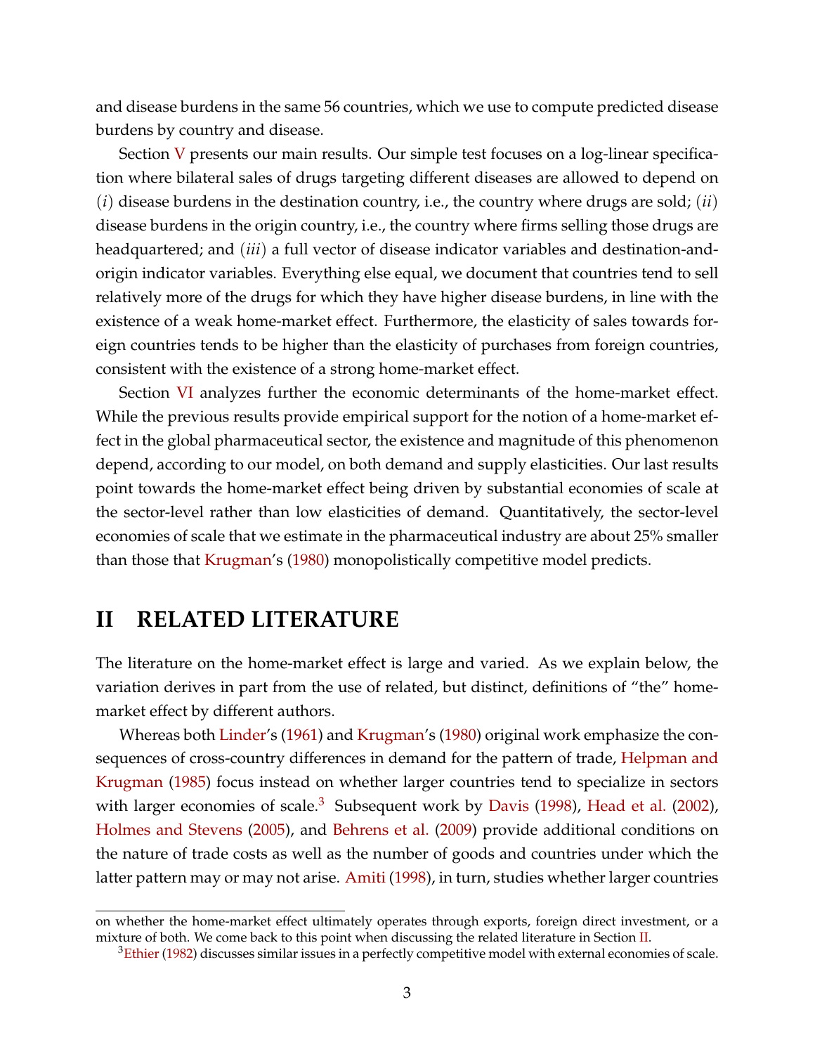and disease burdens in the same 56 countries, which we use to compute predicted disease burdens by country and disease.

Section V presents our main results. Our simple test focuses on a log-linear specification where bilateral sales of drugs targeting different diseases are allowed to depend on $(i)$ disease burdens in the destination country, i.e., the country where drugs are sold; $(ii)$ disease burdens in the origin country, i.e., the country where firms selling those drugs are headquartered; and $(iii)$ a full vector of disease indicator variables and destination-and-origin indicator variables. Everything else equal, we document that countries tend to sell relatively more of the drugs for which they have higher disease burdens, in line with the existence of a weak home-market effect. Furthermore, the elasticity of sales towards foreign countries tends to be higher than the elasticity of purchases from foreign countries, consistent with the existence of a strong home-market effect.

Section VI analyzes further the economic determinants of the home-market effect. While the previous results provide empirical support for the notion of a home-market effect in the global pharmaceutical sector, the existence and magnitude of this phenomenon depend, according to our model, on both demand and supply elasticities. Our last results point towards the home-market effect being driven by substantial economies of scale at the sector-level rather than low elasticities of demand. Quantitatively, the sector-level economies of scale that we estimate in the pharmaceutical industry are about 25% smaller than those that Krugman's (1980) monopolistically competitive model predicts.

# II RELATED LITERATURE

The literature on the home-market effect is large and varied. As we explain below, the variation derives in part from the use of related, but distinct, definitions of "the" home-market effect by different authors.

Whereas both Linder's (1961) and Krugman's (1980) original work emphasize the consequences of cross-country differences in demand for the pattern of trade, Helpman and Krugman (1985) focus instead on whether larger countries tend to specialize in sectors with larger economies of scale.[3] Subsequent work by Davis (1998), Head et al. (2002), Holmes and Stevens (2005), and Behrens et al. (2009) provide additional conditions on the nature of trade costs as well as the number of goods and countries under which the latter pattern may or may not arise. Amiti (1998), in turn, studies whether larger countries

on whether the home-market effect ultimately operates through exports, foreign direct investment, or a mixture of both. We come back to this point when discussing the related literature in Section II.

[3] Ethier (1982) discusses similar issues in a perfectly competitive model with external economies of scale.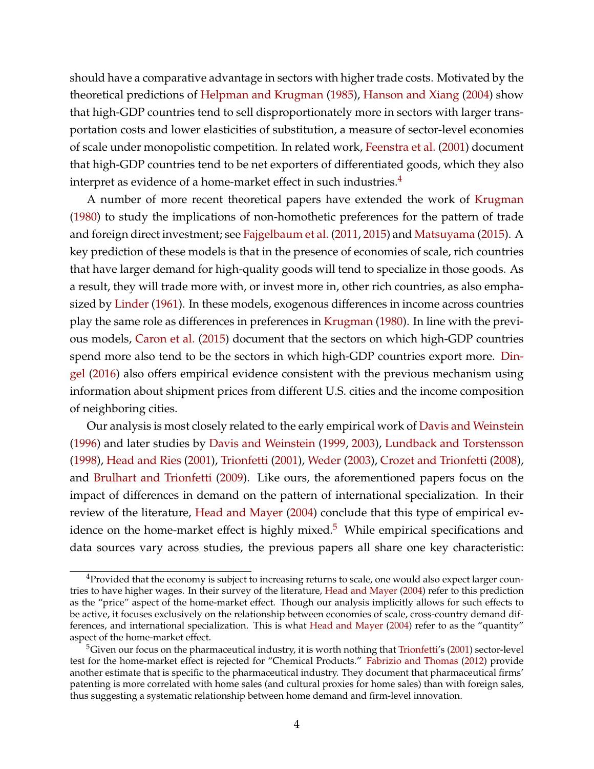should have a comparative advantage in sectors with higher trade costs. Motivated by the theoretical predictions of Helpman and Krugman (1985), Hanson and Xiang (2004) show that high-GDP countries tend to sell disproportionately more in sectors with larger transportation costs and lower elasticities of substitution, a measure of sector-level economies of scale under monopolistic competition. In related work, Feenstra et al. (2001) document that high-GDP countries tend to be net exporters of differentiated goods, which they also interpret as evidence of a home-market effect in such industries.[4]

A number of more recent theoretical papers have extended the work of Krugman (1980) to study the implications of non-homothetic preferences for the pattern of trade and foreign direct investment; see Fajgelbaum et al. (2011, 2015) and Matsuyama (2015). A key prediction of these models is that in the presence of economies of scale, rich countries that have larger demand for high-quality goods will tend to specialize in those goods. As a result, they will trade more with, or invest more in, other rich countries, as also emphasized by Linder (1961). In these models, exogenous differences in income across countries play the same role as differences in preferences in Krugman (1980). In line with the previous models, Caron et al. (2015) document that the sectors on which high-GDP countries spend more also tend to be the sectors in which high-GDP countries export more. Dingel (2016) also offers empirical evidence consistent with the previous mechanism using information about shipment prices from different U.S. cities and the income composition of neighboring cities.

Our analysis is most closely related to the early empirical work of Davis and Weinstein (1996) and later studies by Davis and Weinstein (1999, 2003), Lundback and Torstensson (1998), Head and Ries (2001), Trionfetti (2001), Weder (2003), Crozet and Trionfetti (2008), and Brulhart and Trionfetti (2009). Like ours, the aforementioned papers focus on the impact of differences in demand on the pattern of international specialization. In their review of the literature, Head and Mayer (2004) conclude that this type of empirical evidence on the home-market effect is highly mixed.[5] While empirical specifications and data sources vary across studies, the previous papers all share one key characteristic:

[4] Provided that the economy is subject to increasing returns to scale, one would also expect larger countries to have higher wages. In their survey of the literature, Head and Mayer (2004) refer to this prediction as the "price" aspect of the home-market effect. Though our analysis implicitly allows for such effects to be active, it focuses exclusively on the relationship between economies of scale, cross-country demand differences, and international specialization. This is what Head and Mayer (2004) refer to as the "quantity" aspect of the home-market effect.

[5] Given our focus on the pharmaceutical industry, it is worth nothing that Trionfetti's (2001) sector-level test for the home-market effect is rejected for "Chemical Products." Fabrizio and Thomas (2012) provide another estimate that is specific to the pharmaceutical industry. They document that pharmaceutical firms' patenting is more correlated with home sales (and cultural proxies for home sales) than with foreign sales, thus suggesting a systematic relationship between home demand and firm-level innovation.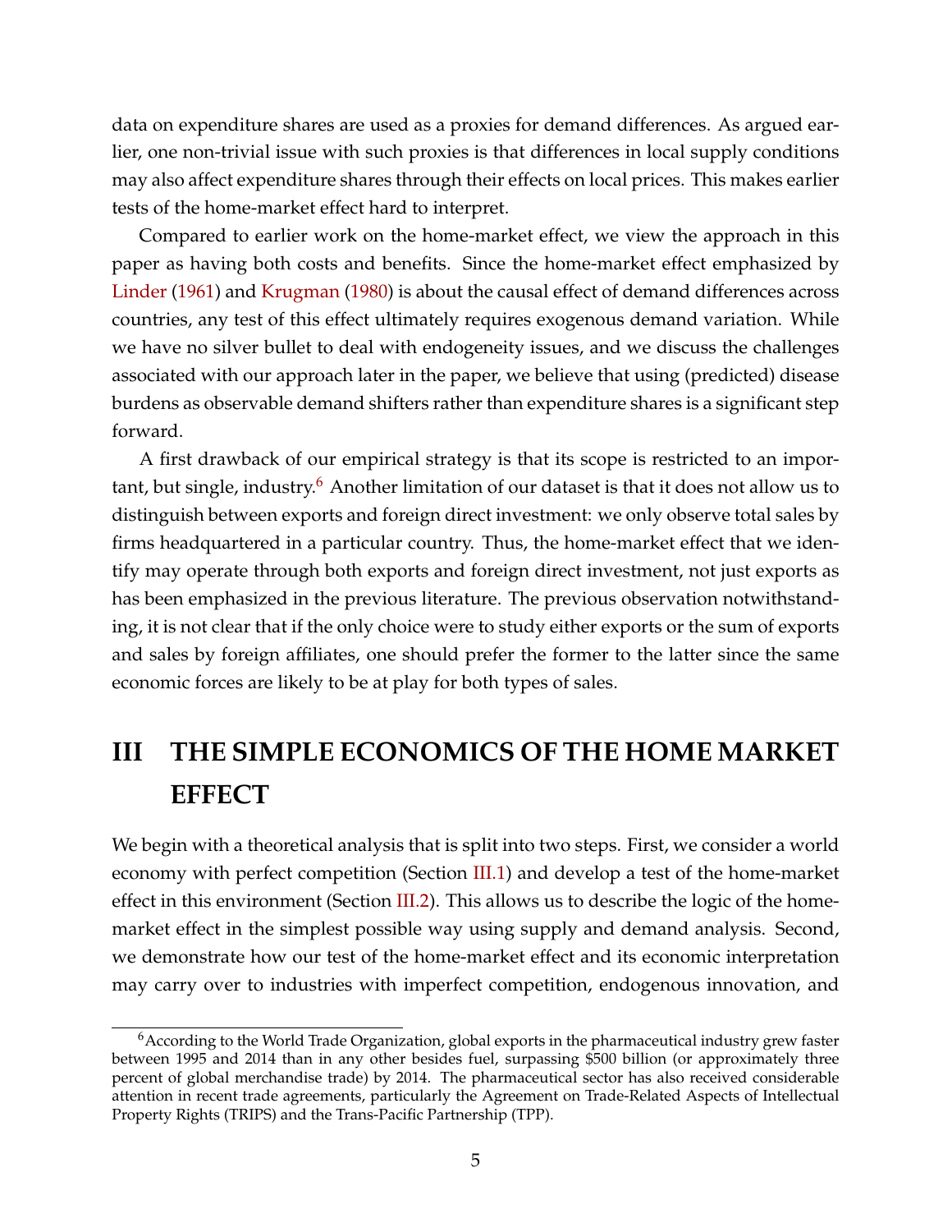data on expenditure shares are used as a proxies for demand differences. As argued earlier, one non-trivial issue with such proxies is that differences in local supply conditions may also affect expenditure shares through their effects on local prices. This makes earlier tests of the home-market effect hard to interpret.

Compared to earlier work on the home-market effect, we view the approach in this paper as having both costs and benefits. Since the home-market effect emphasized by Linder (1961) and Krugman (1980) is about the causal effect of demand differences across countries, any test of this effect ultimately requires exogenous demand variation. While we have no silver bullet to deal with endogeneity issues, and we discuss the challenges associated with our approach later in the paper, we believe that using (predicted) disease burdens as observable demand shifters rather than expenditure shares is a significant step forward.

A first drawback of our empirical strategy is that its scope is restricted to an important, but single, industry.[6] Another limitation of our dataset is that it does not allow us to distinguish between exports and foreign direct investment: we only observe total sales by firms headquartered in a particular country. Thus, the home-market effect that we identify may operate through both exports and foreign direct investment, not just exports as has been emphasized in the previous literature. The previous observation notwithstanding, it is not clear that if the only choice were to study either exports or the sum of exports and sales by foreign affiliates, one should prefer the former to the latter since the same economic forces are likely to be at play for both types of sales.

# III THE SIMPLE ECONOMICS OF THE HOME MARKET EFFECT

We begin with a theoretical analysis that is split into two steps. First, we consider a world economy with perfect competition (Section III.1) and develop a test of the home-market effect in this environment (Section III.2). This allows us to describe the logic of the home-market effect in the simplest possible way using supply and demand analysis. Second, we demonstrate how our test of the home-market effect and its economic interpretation may carry over to industries with imperfect competition, endogenous innovation, and

[6] According to the World Trade Organization, global exports in the pharmaceutical industry grew faster between 1995 and 2014 than in any other besides fuel, surpassing $500 billion (or approximately three percent of global merchandise trade) by 2014. The pharmaceutical sector has also received considerable attention in recent trade agreements, particularly the Agreement on Trade-Related Aspects of Intellectual Property Rights (TRIPS) and the Trans-Pacific Partnership (TPP).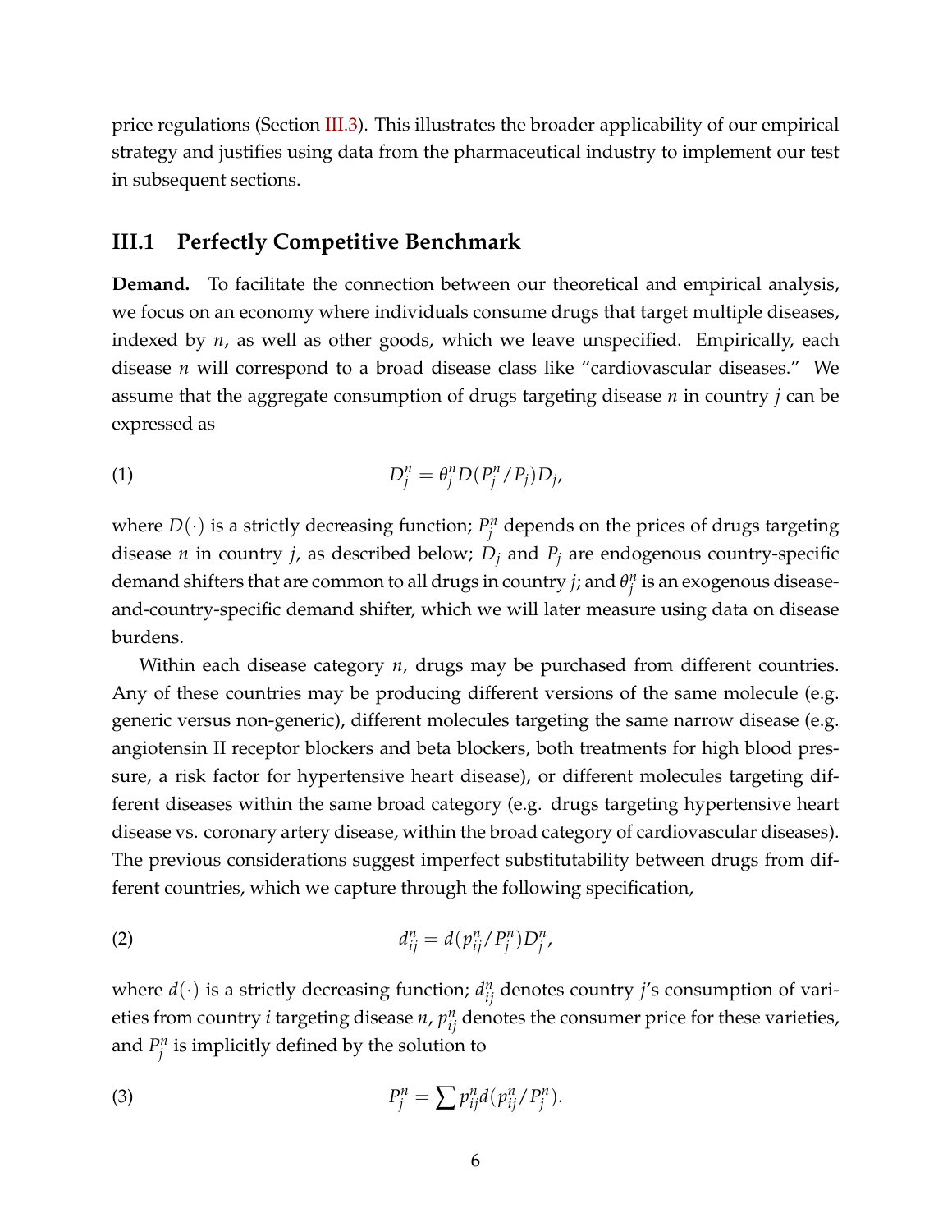price regulations (Section III.3). This illustrates the broader applicability of our empirical strategy and justifies using data from the pharmaceutical industry to implement our test in subsequent sections.

## III.1 Perfectly Competitive Benchmark

**Demand.** To facilitate the connection between our theoretical and empirical analysis, we focus on an economy where individuals consume drugs that target multiple diseases, indexed by $n$, as well as other goods, which we leave unspecified. Empirically, each disease $n$ will correspond to a broad disease class like "cardiovascular diseases." We assume that the aggregate consumption of drugs targeting disease $n$ in country $j$ can be expressed as

$$D_j^n = \theta_j^n D(P_j^n / P_j) D_j, \tag{1}$$

where $D(\cdot)$ is a strictly decreasing function; $P_j^n$ depends on the prices of drugs targeting disease $n$ in country $j$, as described below; $D_j$ and $P_j$ are endogenous country-specific demand shifters that are common to all drugs in country $j$; and $\theta_j^n$ is an exogenous disease-and-country-specific demand shifter, which we will later measure using data on disease burdens.

Within each disease category $n$, drugs may be purchased from different countries. Any of these countries may be producing different versions of the same molecule (e.g. generic versus non-generic), different molecules targeting the same narrow disease (e.g. angiotensin II receptor blockers and beta blockers, both treatments for high blood pressure, a risk factor for hypertensive heart disease), or different molecules targeting different diseases within the same broad category (e.g. drugs targeting hypertensive heart disease vs. coronary artery disease, within the broad category of cardiovascular diseases). The previous considerations suggest imperfect substitutability between drugs from different countries, which we capture through the following specification,

$$d_{ij}^n = d(p_{ij}^n / P_j^n) D_j^n, \tag{2}$$

where $d(\cdot)$ is a strictly decreasing function; $d_{ij}^n$ denotes country $j$'s consumption of varieties from country $i$ targeting disease $n$, $p_{ij}^n$ denotes the consumer price for these varieties, and $P_j^n$ is implicitly defined by the solution to

$$P_j^n = \sum p_{ij}^n d(p_{ij}^n / P_j^n). \tag{3}$$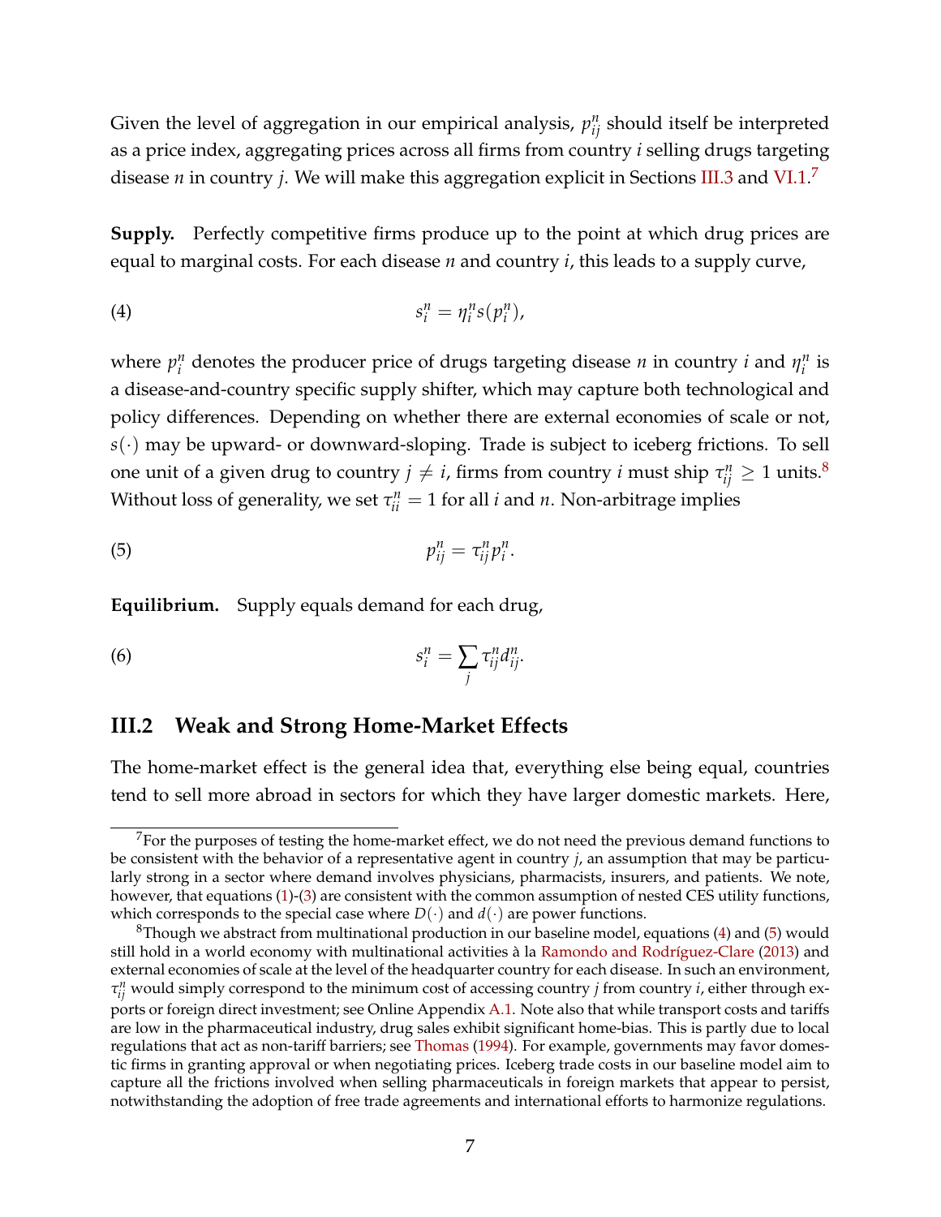Given the level of aggregation in our empirical analysis, $p_{ij}^n$ should itself be interpreted as a price index, aggregating prices across all firms from country $i$ selling drugs targeting disease $n$ in country $j$. We will make this aggregation explicit in Sections III.3 and VI.1.[7]

**Supply.** Perfectly competitive firms produce up to the point at which drug prices are equal to marginal costs. For each disease $n$ and country $i$, this leads to a supply curve,

$$s_i^n = \eta_i^n s(p_i^n), \tag{4}$$

where $p_i^n$ denotes the producer price of drugs targeting disease $n$ in country $i$ and $\eta_i^n$ is a disease-and-country specific supply shifter, which may capture both technological and policy differences. Depending on whether there are external economies of scale or not, $s(\cdot)$ may be upward- or downward-sloping. Trade is subject to iceberg frictions. To sell one unit of a given drug to country $j \neq i$, firms from country $i$ must ship $\tau_{ij}^n \geq 1$ units.[8] Without loss of generality, we set $\tau_{ii}^n = 1$ for all $i$ and $n$. Non-arbitrage implies

$$p_{ij}^n = \tau_{ij}^n p_i^n. \tag{5}$$

**Equilibrium.** Supply equals demand for each drug,

$$s_i^n = \sum_j \tau_{ij}^n d_{ij}^n. \tag{6}$$

## III.2 Weak and Strong Home-Market Effects

The home-market effect is the general idea that, everything else being equal, countries tend to sell more abroad in sectors for which they have larger domestic markets. Here,

---

[7] For the purposes of testing the home-market effect, we do not need the previous demand functions to be consistent with the behavior of a representative agent in country $j$, an assumption that may be particularly strong in a sector where demand involves physicians, pharmacists, insurers, and patients. We note, however, that equations (1)-(3) are consistent with the common assumption of nested CES utility functions, which corresponds to the special case where $D(\cdot)$ and $d(\cdot)$ are power functions.

[8] Though we abstract from multinational production in our baseline model, equations (4) and (5) would still hold in a world economy with multinational activities à la Ramondo and Rodríguez-Clare (2013) and external economies of scale at the level of the headquarter country for each disease. In such an environment, $\tau_{ij}^n$ would simply correspond to the minimum cost of accessing country $j$ from country $i$, either through exports or foreign direct investment; see Online Appendix A.1. Note also that while transport costs and tariffs are low in the pharmaceutical industry, drug sales exhibit significant home-bias. This is partly due to local regulations that act as non-tariff barriers; see Thomas (1994). For example, governments may favor domestic firms in granting approval or when negotiating prices. Iceberg trade costs in our baseline model aim to capture all the frictions involved when selling pharmaceuticals in foreign markets that appear to persist, notwithstanding the adoption of free trade agreements and international efforts to harmonize regulations.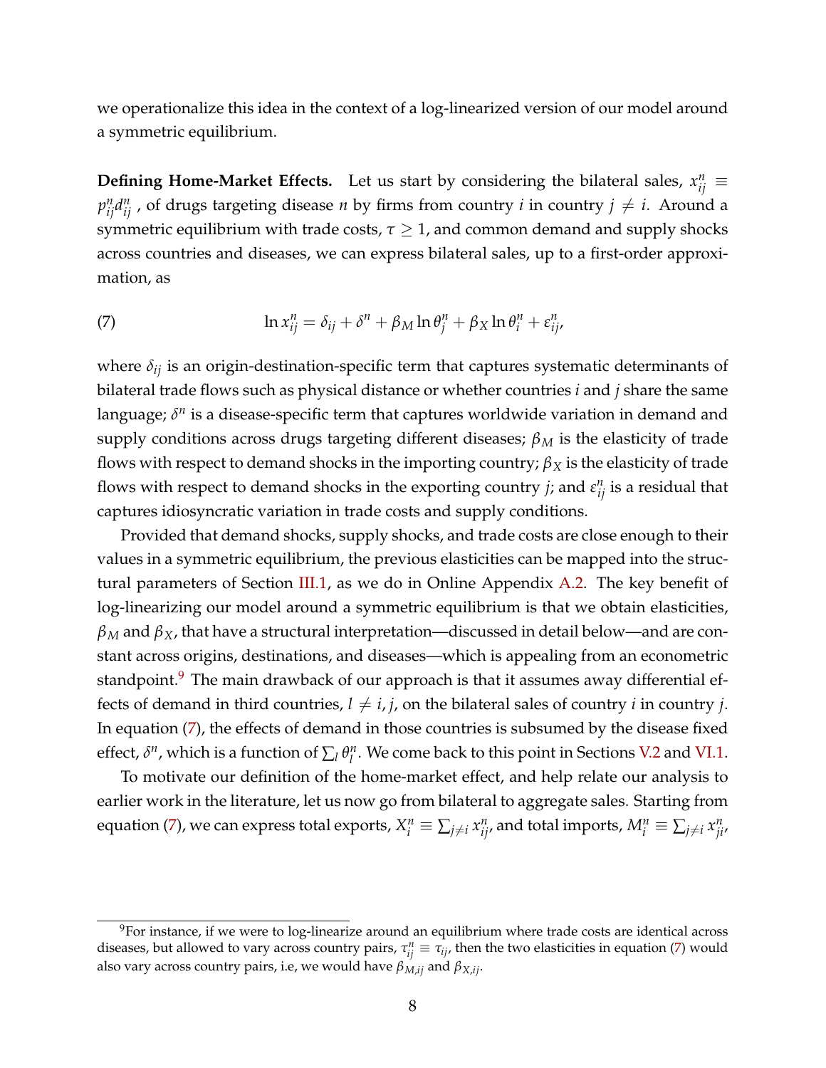we operationalize this idea in the context of a log-linearized version of our model around a symmetric equilibrium.

**Defining Home-Market Effects.** Let us start by considering the bilateral sales, $x_{ij}^n \equiv p_{ij}^n d_{ij}^n$ , of drugs targeting disease $n$ by firms from country $i$ in country $j \neq i$. Around a symmetric equilibrium with trade costs, $\tau \geq 1$, and common demand and supply shocks across countries and diseases, we can express bilateral sales, up to a first-order approximation, as

$$\ln x_{ij}^n = \delta_{ij} + \delta^n + \beta_M \ln \theta_j^n + \beta_X \ln \theta_i^n + \varepsilon_{ij}^n, \tag{7}$$

where $\delta_{ij}$ is an origin-destination-specific term that captures systematic determinants of bilateral trade flows such as physical distance or whether countries $i$ and $j$ share the same language; $\delta^n$ is a disease-specific term that captures worldwide variation in demand and supply conditions across drugs targeting different diseases; $\beta_M$ is the elasticity of trade flows with respect to demand shocks in the importing country; $\beta_X$ is the elasticity of trade flows with respect to demand shocks in the exporting country $j$; and $\varepsilon_{ij}^n$ is a residual that captures idiosyncratic variation in trade costs and supply conditions.

Provided that demand shocks, supply shocks, and trade costs are close enough to their values in a symmetric equilibrium, the previous elasticities can be mapped into the structural parameters of Section III.1, as we do in Online Appendix A.2. The key benefit of log-linearizing our model around a symmetric equilibrium is that we obtain elasticities, $\beta_M$ and $\beta_X$, that have a structural interpretation—discussed in detail below—and are constant across origins, destinations, and diseases—which is appealing from an econometric standpoint.[9] The main drawback of our approach is that it assumes away differential effects of demand in third countries, $l \neq i, j$, on the bilateral sales of country $i$ in country $j$. In equation (7), the effects of demand in those countries is subsumed by the disease fixed effect, $\delta^n$, which is a function of $\sum_l \theta_l^n$. We come back to this point in Sections V.2 and VI.1.

To motivate our definition of the home-market effect, and help relate our analysis to earlier work in the literature, let us now go from bilateral to aggregate sales. Starting from equation (7), we can express total exports, $X_i^n \equiv \sum_{j \neq i} x_{ij}^n$, and total imports, $M_i^n \equiv \sum_{j \neq i} x_{ji}^n$,

[9] For instance, if we were to log-linearize around an equilibrium where trade costs are identical across diseases, but allowed to vary across country pairs, $\tau_{ij}^n \equiv \tau_{ij}$, then the two elasticities in equation (7) would also vary across country pairs, i.e, we would have $\beta_{M,ij}$ and $\beta_{X,ij}$.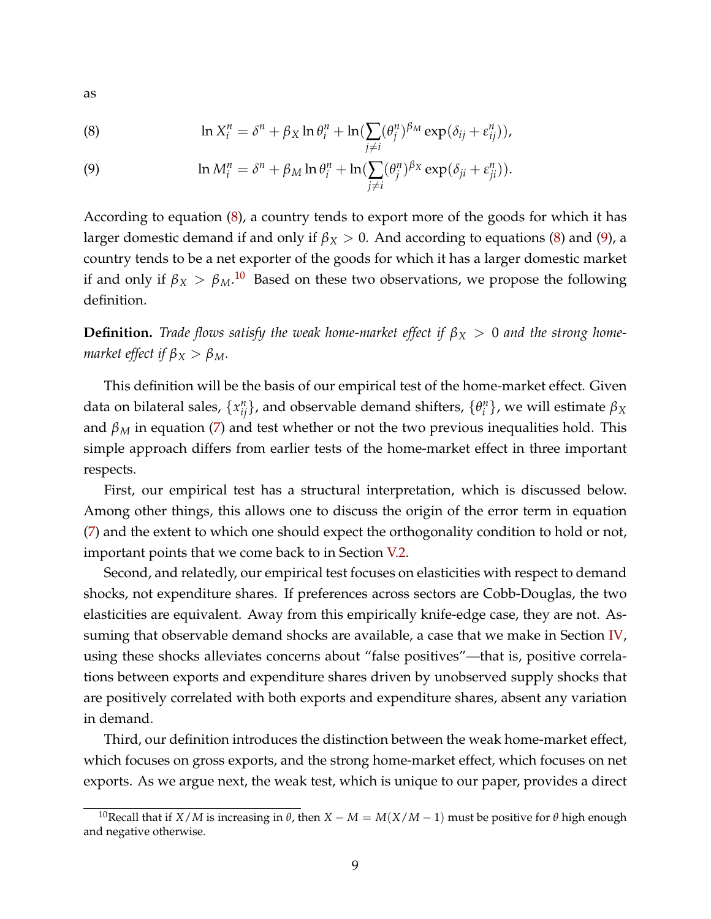as

$$
\ln X_i^n = \delta^n + \beta_X \ln \theta_i^n + \ln(\sum_{j \neq i} (\theta_j^n)^{\beta_M} \exp(\delta_{ij} + \varepsilon_{ij}^n)), \tag{8}
$$

$$
\ln M_i^n = \delta^n + \beta_M \ln \theta_i^n + \ln(\sum_{j \neq i} (\theta_j^n)^{\beta_X} \exp(\delta_{ji} + \varepsilon_{ji}^n)). \tag{9}
$$

According to equation (8), a country tends to export more of the goods for which it has larger domestic demand if and only if $\beta_X > 0$. And according to equations (8) and (9), a country tends to be a net exporter of the goods for which it has a larger domestic market if and only if $\beta_X > \beta_M$.[10] Based on these two observations, we propose the following definition.

**Definition.** *Trade flows satisfy the weak home-market effect if $\beta_X > 0$ and the strong home-market effect if $\beta_X > \beta_M$.*

This definition will be the basis of our empirical test of the home-market effect. Given data on bilateral sales, $\{x_{ij}^n\}$, and observable demand shifters, $\{\theta_i^n\}$, we will estimate $\beta_X$ and $\beta_M$ in equation (7) and test whether or not the two previous inequalities hold. This simple approach differs from earlier tests of the home-market effect in three important respects.

First, our empirical test has a structural interpretation, which is discussed below. Among other things, this allows one to discuss the origin of the error term in equation (7) and the extent to which one should expect the orthogonality condition to hold or not, important points that we come back to in Section V.2.

Second, and relatedly, our empirical test focuses on elasticities with respect to demand shocks, not expenditure shares. If preferences across sectors are Cobb-Douglas, the two elasticities are equivalent. Away from this empirically knife-edge case, they are not. Assuming that observable demand shocks are available, a case that we make in Section IV, using these shocks alleviates concerns about "false positives"—that is, positive correlations between exports and expenditure shares driven by unobserved supply shocks that are positively correlated with both exports and expenditure shares, absent any variation in demand.

Third, our definition introduces the distinction between the weak home-market effect, which focuses on gross exports, and the strong home-market effect, which focuses on net exports. As we argue next, the weak test, which is unique to our paper, provides a direct

[10] Recall that if $X/M$ is increasing in $\theta$, then $X - M = M(X/M - 1)$ must be positive for $\theta$ high enough and negative otherwise.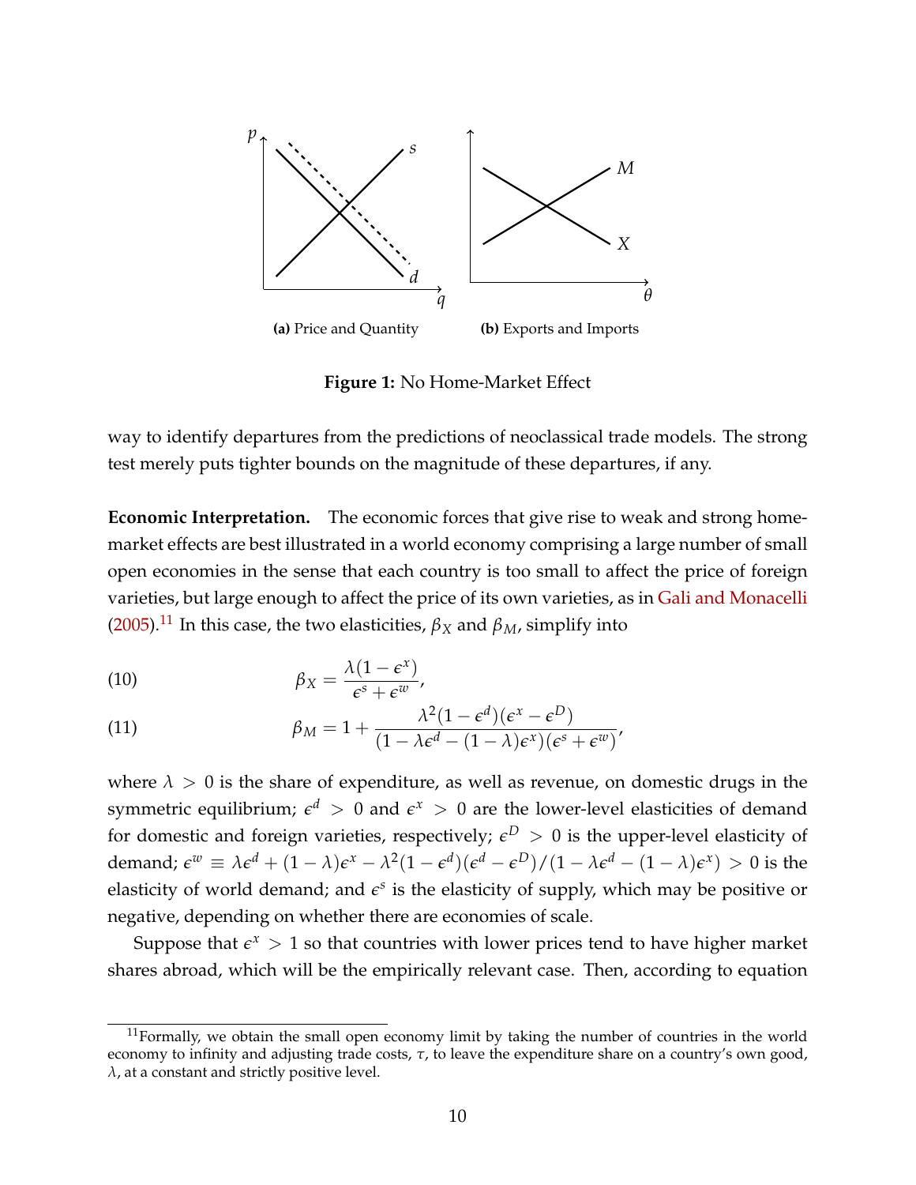**(a)** Price and Quantity

**(b)** Exports and Imports

**Figure 1:** No Home-Market Effect

way to identify departures from the predictions of neoclassical trade models. The strong test merely puts tighter bounds on the magnitude of these departures, if any.

**Economic Interpretation.** The economic forces that give rise to weak and strong home-market effects are best illustrated in a world economy comprising a large number of small open economies in the sense that each country is too small to affect the price of foreign varieties, but large enough to affect the price of its own varieties, as in Gali and Monacelli (2005).[11] In this case, the two elasticities, $\beta_X$ and $\beta_M$, simplify into

$$\beta_X = \frac{\lambda(1-\epsilon^x)}{\epsilon^s + \epsilon^w}, \tag{10}$$

$$\beta_M = 1 + \frac{\lambda^2(1-\epsilon^d)(\epsilon^x - \epsilon^D)}{(1-\lambda\epsilon^d - (1-\lambda)\epsilon^x)(\epsilon^s + \epsilon^w)}, \tag{11}$$

where $\lambda > 0$ is the share of expenditure, as well as revenue, on domestic drugs in the symmetric equilibrium; $\epsilon^d > 0$ and $\epsilon^x > 0$ are the lower-level elasticities of demand for domestic and foreign varieties, respectively; $\epsilon^D > 0$ is the upper-level elasticity of demand; $\epsilon^w \equiv \lambda\epsilon^d + (1-\lambda)\epsilon^x - \lambda^2(1-\epsilon^d)(\epsilon^d - \epsilon^D)/(1-\lambda\epsilon^d - (1-\lambda)\epsilon^x) > 0$ is the elasticity of world demand; and $\epsilon^s$ is the elasticity of supply, which may be positive or negative, depending on whether there are economies of scale.

Suppose that $\epsilon^x > 1$ so that countries with lower prices tend to have higher market shares abroad, which will be the empirically relevant case. Then, according to equation

[11] Formally, we obtain the small open economy limit by taking the number of countries in the world economy to infinity and adjusting trade costs, $\tau$, to leave the expenditure share on a country's own good, $\lambda$, at a constant and strictly positive level.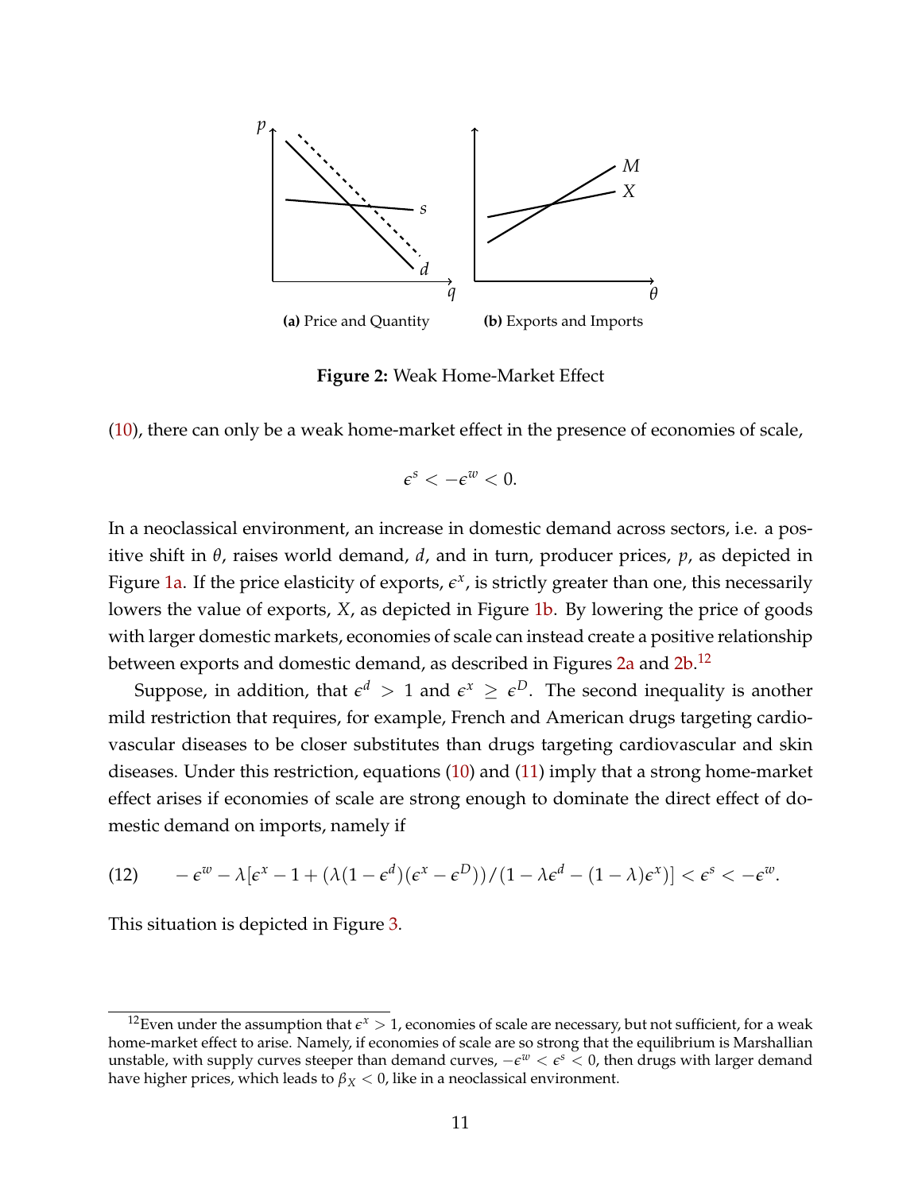(a) Price and Quantity (b) Exports and Imports

**Figure 2:** Weak Home-Market Effect

(10), there can only be a weak home-market effect in the presence of economies of scale,

$$\epsilon^s < -\epsilon^w < 0.$$

In a neoclassical environment, an increase in domestic demand across sectors, i.e. a positive shift in $\theta$, raises world demand, $d$, and in turn, producer prices, $p$, as depicted in Figure 1a. If the price elasticity of exports, $\epsilon^x$, is strictly greater than one, this necessarily lowers the value of exports, $X$, as depicted in Figure 1b. By lowering the price of goods with larger domestic markets, economies of scale can instead create a positive relationship between exports and domestic demand, as described in Figures 2a and 2b.[12]

Suppose, in addition, that $\epsilon^d > 1$ and $\epsilon^x \geq \epsilon^D$. The second inequality is another mild restriction that requires, for example, French and American drugs targeting cardiovascular diseases to be closer substitutes than drugs targeting cardiovascular and skin diseases. Under this restriction, equations (10) and (11) imply that a strong home-market effect arises if economies of scale are strong enough to dominate the direct effect of domestic demand on imports, namely if

$$(12) \qquad -\epsilon^w - \lambda[\epsilon^x - 1 + (\lambda(1-\epsilon^d)(\epsilon^x - \epsilon^D))/(1 - \lambda\epsilon^d - (1-\lambda)\epsilon^x)] < \epsilon^s < -\epsilon^w.$$

This situation is depicted in Figure 3.

[12] Even under the assumption that $\epsilon^x > 1$, economies of scale are necessary, but not sufficient, for a weak home-market effect to arise. Namely, if economies of scale are so strong that the equilibrium is Marshallian unstable, with supply curves steeper than demand curves, $-\epsilon^w < \epsilon^s < 0$, then drugs with larger demand have higher prices, which leads to $\beta_X < 0$, like in a neoclassical environment.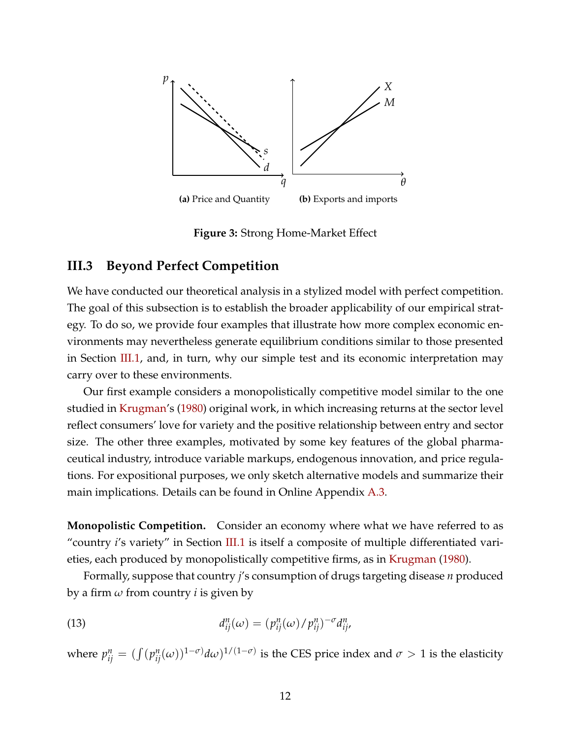(a) Price and Quantity (b) Exports and imports

**Figure 3:** Strong Home-Market Effect

### III.3 Beyond Perfect Competition

We have conducted our theoretical analysis in a stylized model with perfect competition. The goal of this subsection is to establish the broader applicability of our empirical strategy. To do so, we provide four examples that illustrate how more complex economic environments may nevertheless generate equilibrium conditions similar to those presented in Section III.1, and, in turn, why our simple test and its economic interpretation may carry over to these environments.

Our first example considers a monopolistically competitive model similar to the one studied in Krugman's (1980) original work, in which increasing returns at the sector level reflect consumers' love for variety and the positive relationship between entry and sector size. The other three examples, motivated by some key features of the global pharmaceutical industry, introduce variable markups, endogenous innovation, and price regulations. For expositional purposes, we only sketch alternative models and summarize their main implications. Details can be found in Online Appendix A.3.

**Monopolistic Competition.** Consider an economy where what we have referred to as "country $i$'s variety" in Section III.1 is itself a composite of multiple differentiated varieties, each produced by monopolistically competitive firms, as in Krugman (1980).

Formally, suppose that country $j$'s consumption of drugs targeting disease $n$ produced by a firm $\omega$ from country $i$ is given by

$$d_{ij}^{n}(\omega) = (p_{ij}^{n}(\omega)/p_{ij}^{n})^{-\sigma} d_{ij}^{n}, \tag{13}$$

where $p_{ij}^{n} = (\int (p_{ij}^{n}(\omega))^{1-\sigma} d\omega)^{1/(1-\sigma)}$ is the CES price index and $\sigma > 1$ is the elasticity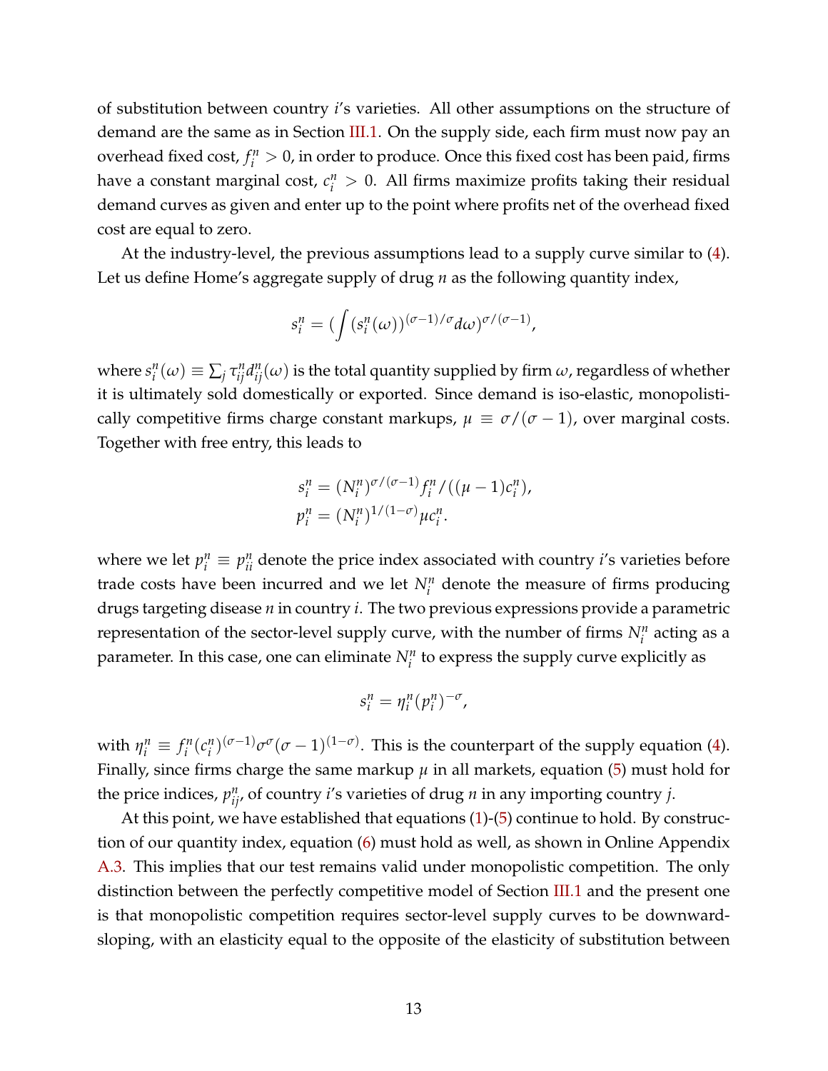of substitution between country $i$'s varieties. All other assumptions on the structure of demand are the same as in Section III.1. On the supply side, each firm must now pay an overhead fixed cost, $f_i^n > 0$, in order to produce. Once this fixed cost has been paid, firms have a constant marginal cost, $c_i^n > 0$. All firms maximize profits taking their residual demand curves as given and enter up to the point where profits net of the overhead fixed cost are equal to zero.

At the industry-level, the previous assumptions lead to a supply curve similar to (4). Let us define Home's aggregate supply of drug $n$ as the following quantity index,

$$s_i^n = (\int (s_i^n(\omega))^{(\sigma-1)/\sigma} d\omega)^{\sigma/(\sigma-1)},$$

where $s_i^n(\omega) \equiv \sum_j \tau_{ij}^n d_{ij}^n(\omega)$ is the total quantity supplied by firm $\omega$, regardless of whether it is ultimately sold domestically or exported. Since demand is iso-elastic, monopolistically competitive firms charge constant markups, $\mu \equiv \sigma/(\sigma-1)$, over marginal costs. Together with free entry, this leads to

$$s_i^n = (N_i^n)^{\sigma/(\sigma-1)} f_i^n / ((\mu-1)c_i^n),$$
$$p_i^n = (N_i^n)^{1/(1-\sigma)} \mu c_i^n.$$

where we let $p_i^n \equiv p_{ii}^n$ denote the price index associated with country $i$'s varieties before trade costs have been incurred and we let $N_i^n$ denote the measure of firms producing drugs targeting disease $n$ in country $i$. The two previous expressions provide a parametric representation of the sector-level supply curve, with the number of firms $N_i^n$ acting as a parameter. In this case, one can eliminate $N_i^n$ to express the supply curve explicitly as

$$s_i^n = \eta_i^n (p_i^n)^{-\sigma},$$

with $\eta_i^n \equiv f_i^n (c_i^n)^{(\sigma-1)} \sigma^\sigma (\sigma-1)^{(1-\sigma)}$. This is the counterpart of the supply equation (4). Finally, since firms charge the same markup $\mu$ in all markets, equation (5) must hold for the price indices, $p_{ij}^n$, of country $i$'s varieties of drug $n$ in any importing country $j$.

At this point, we have established that equations (1)-(5) continue to hold. By construction of our quantity index, equation (6) must hold as well, as shown in Online Appendix A.3. This implies that our test remains valid under monopolistic competition. The only distinction between the perfectly competitive model of Section III.1 and the present one is that monopolistic competition requires sector-level supply curves to be downward-sloping, with an elasticity equal to the opposite of the elasticity of substitution between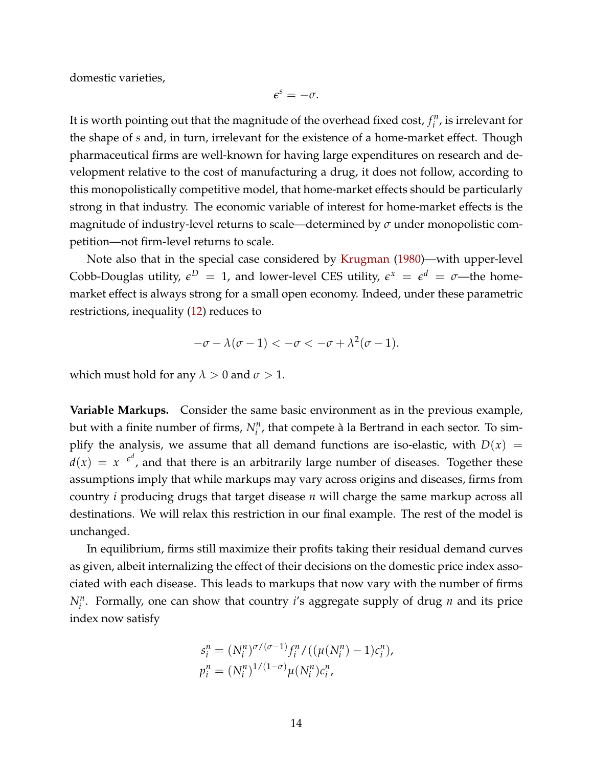domestic varieties,

$$\epsilon^s = -\sigma.$$

It is worth pointing out that the magnitude of the overhead fixed cost, $f_i^n$, is irrelevant for the shape of $s$ and, in turn, irrelevant for the existence of a home-market effect. Though pharmaceutical firms are well-known for having large expenditures on research and development relative to the cost of manufacturing a drug, it does not follow, according to this monopolistically competitive model, that home-market effects should be particularly strong in that industry. The economic variable of interest for home-market effects is the magnitude of industry-level returns to scale—determined by $\sigma$ under monopolistic competition—not firm-level returns to scale.

Note also that in the special case considered by Krugman (1980)—with upper-level Cobb-Douglas utility, $\epsilon^D = 1$, and lower-level CES utility, $\epsilon^x = \epsilon^d = \sigma$—the home-market effect is always strong for a small open economy. Indeed, under these parametric restrictions, inequality (12) reduces to

$$-\sigma - \lambda(\sigma - 1) < -\sigma < -\sigma + \lambda^2(\sigma - 1).$$

which must hold for any $\lambda > 0$ and $\sigma > 1$.

**Variable Markups.** Consider the same basic environment as in the previous example, but with a finite number of firms, $N_i^n$, that compete à la Bertrand in each sector. To simplify the analysis, we assume that all demand functions are iso-elastic, with $D(x) = d(x) = x^{-\epsilon^d}$, and that there is an arbitrarily large number of diseases. Together these assumptions imply that while markups may vary across origins and diseases, firms from country $i$ producing drugs that target disease $n$ will charge the same markup across all destinations. We will relax this restriction in our final example. The rest of the model is unchanged.

In equilibrium, firms still maximize their profits taking their residual demand curves as given, albeit internalizing the effect of their decisions on the domestic price index associated with each disease. This leads to markups that now vary with the number of firms $N_i^n$. Formally, one can show that country $i$'s aggregate supply of drug $n$ and its price index now satisfy

$$s_i^n = (N_i^n)^{\sigma/(\sigma-1)} f_i^n / ((\mu(N_i^n) - 1)c_i^n),$$
$$p_i^n = (N_i^n)^{1/(1-\sigma)} \mu(N_i^n) c_i^n,$$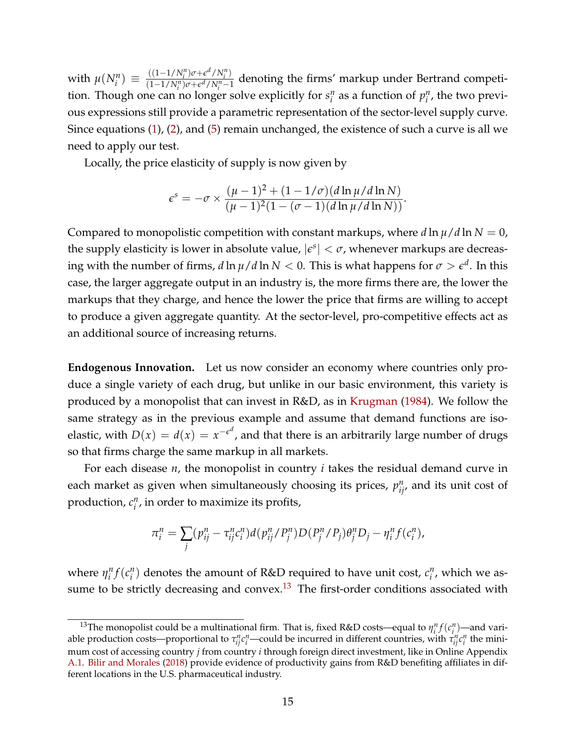with $\mu(N_i^n) \equiv \frac{((1-1/N_i^n)\sigma+\epsilon^d/N_i^n)}{(1-1/N_i^n)\sigma+\epsilon^d/N_i^n-1}$ denoting the firms' markup under Bertrand competition. Though one can no longer solve explicitly for $s_i^n$ as a function of $p_i^n$, the two previous expressions still provide a parametric representation of the sector-level supply curve. Since equations (1), (2), and (5) remain unchanged, the existence of such a curve is all we need to apply our test.

Locally, the price elasticity of supply is now given by

$$\epsilon^s = -\sigma \times \frac{(\mu-1)^2 + (1-1/\sigma)(d\ln\mu/d\ln N)}{(\mu-1)^2(1-(\sigma-1)(d\ln\mu/d\ln N))}.$$

Compared to monopolistic competition with constant markups, where $d\ln\mu/d\ln N = 0$, the supply elasticity is lower in absolute value, $|\epsilon^s| < \sigma$, whenever markups are decreasing with the number of firms, $d\ln\mu/d\ln N < 0$. This is what happens for $\sigma > \epsilon^d$. In this case, the larger aggregate output in an industry is, the more firms there are, the lower the markups that they charge, and hence the lower the price that firms are willing to accept to produce a given aggregate quantity. At the sector-level, pro-competitive effects act as an additional source of increasing returns.

**Endogenous Innovation.** Let us now consider an economy where countries only produce a single variety of each drug, but unlike in our basic environment, this variety is produced by a monopolist that can invest in R&D, as in Krugman (1984). We follow the same strategy as in the previous example and assume that demand functions are isoelastic, with $D(x) = d(x) = x^{-\epsilon^d}$, and that there is an arbitrarily large number of drugs so that firms charge the same markup in all markets.

For each disease $n$, the monopolist in country $i$ takes the residual demand curve in each market as given when simultaneously choosing its prices, $p_{ij}^n$, and its unit cost of production, $c_i^n$, in order to maximize its profits,

$$\pi_i^n = \sum_j (p_{ij}^n - \tau_{ij}^n c_i^n) d(p_{ij}^n/P_j^n) D(P_j^n/P_j)\theta_j^n D_j - \eta_i^n f(c_i^n),$$

where $\eta_i^n f(c_i^n)$ denotes the amount of R&D required to have unit cost, $c_i^n$, which we assume to be strictly decreasing and convex.[13] The first-order conditions associated with

[13] The monopolist could be a multinational firm. That is, fixed R&D costs—equal to $\eta_i^n f(c_i^n)$—and variable production costs—proportional to $\tau_{ij}^n c_i^n$—could be incurred in different countries, with $\tau_{ij}^n c_i^n$ the minimum cost of accessing country $j$ from country $i$ through foreign direct investment, like in Online Appendix A.1. Bilir and Morales (2018) provide evidence of productivity gains from R&D benefiting affiliates in different locations in the U.S. pharmaceutical industry.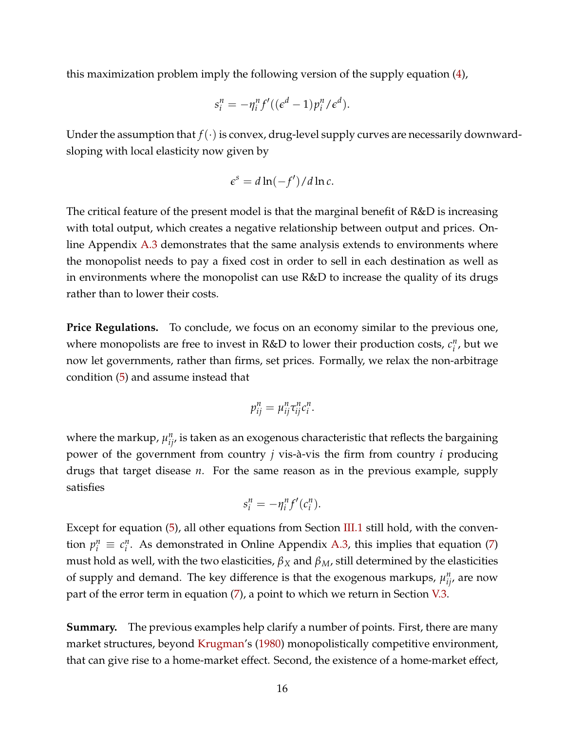this maximization problem imply the following version of the supply equation (4),

$$s_i^n = -\eta_i^n f'((\epsilon^d - 1)p_i^n/\epsilon^d).$$

Under the assumption that $f(\cdot)$ is convex, drug-level supply curves are necessarily downward-sloping with local elasticity now given by

$$\epsilon^s = d\ln(-f')/d\ln c.$$

The critical feature of the present model is that the marginal benefit of R&D is increasing with total output, which creates a negative relationship between output and prices. Online Appendix A.3 demonstrates that the same analysis extends to environments where the monopolist needs to pay a fixed cost in order to sell in each destination as well as in environments where the monopolist can use R&D to increase the quality of its drugs rather than to lower their costs.

**Price Regulations.** To conclude, we focus on an economy similar to the previous one, where monopolists are free to invest in R&D to lower their production costs, $c_i^n$, but we now let governments, rather than firms, set prices. Formally, we relax the non-arbitrage condition (5) and assume instead that

$$p_{ij}^n = \mu_{ij}^n \tau_{ij}^n c_i^n.$$

where the markup, $\mu_{ij}^n$, is taken as an exogenous characteristic that reflects the bargaining power of the government from country $j$ vis-à-vis the firm from country $i$ producing drugs that target disease $n$. For the same reason as in the previous example, supply satisfies

$$s_i^n = -\eta_i^n f'(c_i^n).$$

Except for equation (5), all other equations from Section III.1 still hold, with the convention $p_i^n \equiv c_i^n$. As demonstrated in Online Appendix A.3, this implies that equation (7) must hold as well, with the two elasticities, $\beta_X$ and $\beta_M$, still determined by the elasticities of supply and demand. The key difference is that the exogenous markups, $\mu_{ij}^n$, are now part of the error term in equation (7), a point to which we return in Section V.3.

**Summary.** The previous examples help clarify a number of points. First, there are many market structures, beyond Krugman's (1980) monopolistically competitive environment, that can give rise to a home-market effect. Second, the existence of a home-market effect,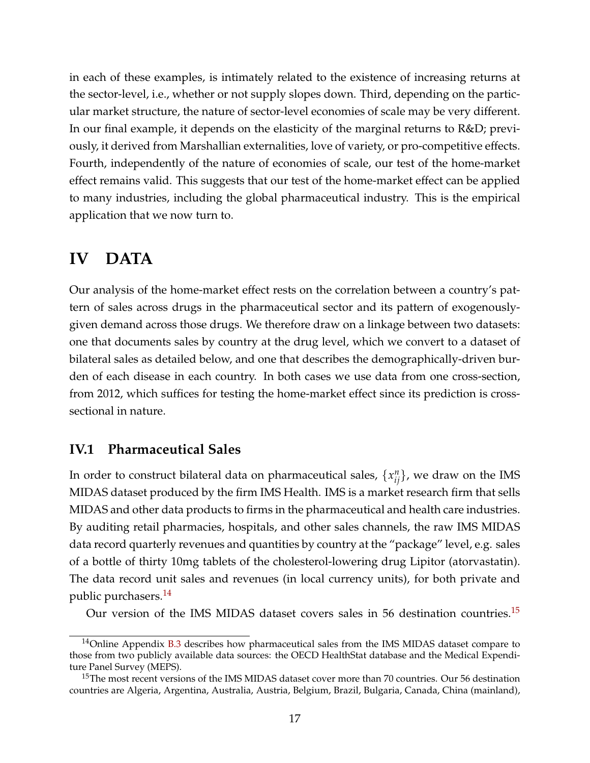in each of these examples, is intimately related to the existence of increasing returns at the sector-level, i.e., whether or not supply slopes down. Third, depending on the particular market structure, the nature of sector-level economies of scale may be very different. In our final example, it depends on the elasticity of the marginal returns to R&D; previously, it derived from Marshallian externalities, love of variety, or pro-competitive effects. Fourth, independently of the nature of economies of scale, our test of the home-market effect remains valid. This suggests that our test of the home-market effect can be applied to many industries, including the global pharmaceutical industry. This is the empirical application that we now turn to.

# IV DATA

Our analysis of the home-market effect rests on the correlation between a country's pattern of sales across drugs in the pharmaceutical sector and its pattern of exogenously-given demand across those drugs. We therefore draw on a linkage between two datasets: one that documents sales by country at the drug level, which we convert to a dataset of bilateral sales as detailed below, and one that describes the demographically-driven burden of each disease in each country. In both cases we use data from one cross-section, from 2012, which suffices for testing the home-market effect since its prediction is cross-sectional in nature.

## IV.1 Pharmaceutical Sales

In order to construct bilateral data on pharmaceutical sales, $\{x_{ij}^{n}\}$, we draw on the IMS MIDAS dataset produced by the firm IMS Health. IMS is a market research firm that sells MIDAS and other data products to firms in the pharmaceutical and health care industries. By auditing retail pharmacies, hospitals, and other sales channels, the raw IMS MIDAS data record quarterly revenues and quantities by country at the "package" level, e.g. sales of a bottle of thirty 10mg tablets of the cholesterol-lowering drug Lipitor (atorvastatin). The data record unit sales and revenues (in local currency units), for both private and public purchasers.[14]

Our version of the IMS MIDAS dataset covers sales in 56 destination countries.[15]

[14] Online Appendix B.3 describes how pharmaceutical sales from the IMS MIDAS dataset compare to those from two publicly available data sources: the OECD HealthStat database and the Medical Expenditure Panel Survey (MEPS).

[15] The most recent versions of the IMS MIDAS dataset cover more than 70 countries. Our 56 destination countries are Algeria, Argentina, Australia, Austria, Belgium, Brazil, Bulgaria, Canada, China (mainland),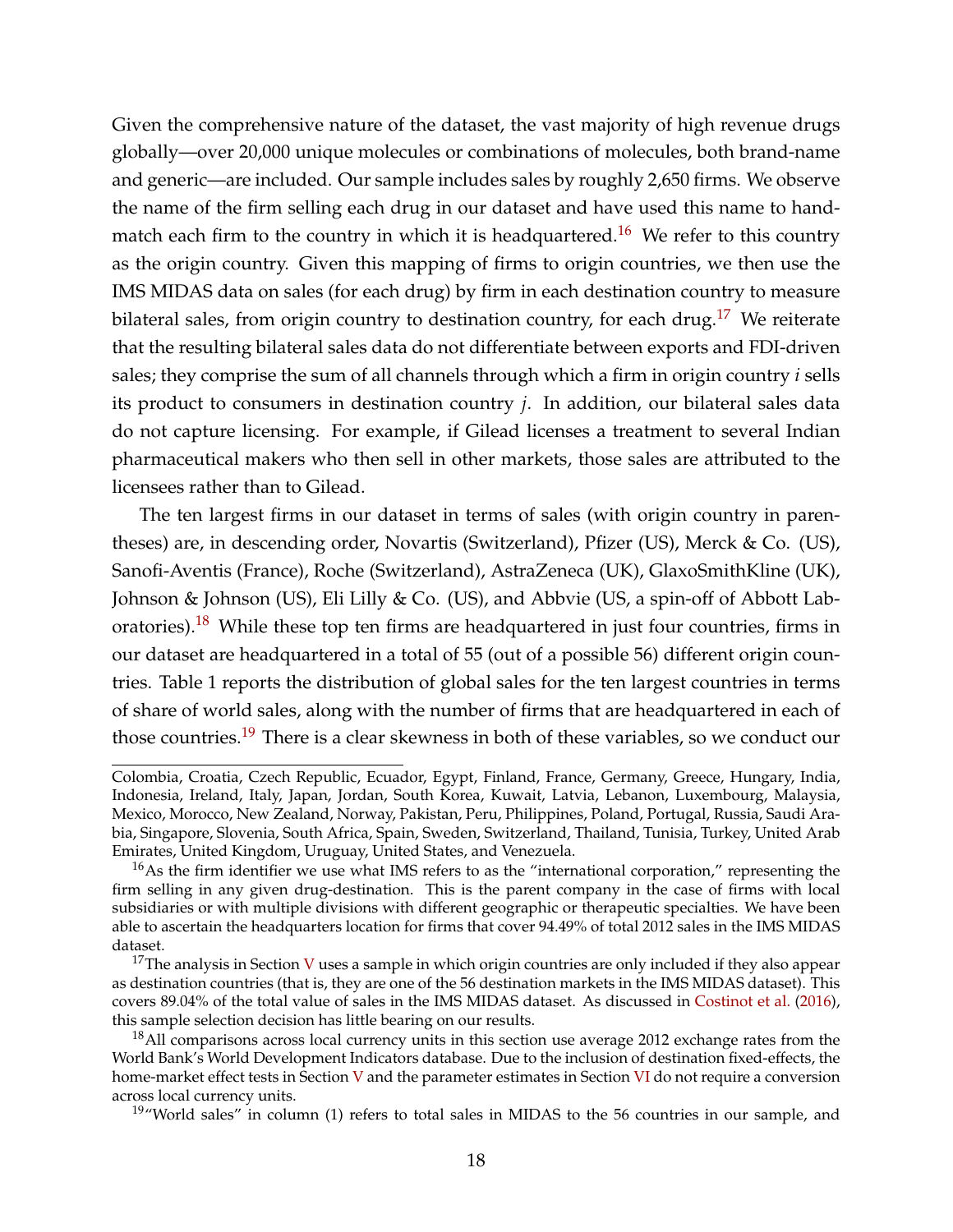Given the comprehensive nature of the dataset, the vast majority of high revenue drugs globally—over 20,000 unique molecules or combinations of molecules, both brand-name and generic—are included. Our sample includes sales by roughly 2,650 firms. We observe the name of the firm selling each drug in our dataset and have used this name to hand-match each firm to the country in which it is headquartered.[16] We refer to this country as the origin country. Given this mapping of firms to origin countries, we then use the IMS MIDAS data on sales (for each drug) by firm in each destination country to measure bilateral sales, from origin country to destination country, for each drug.[17] We reiterate that the resulting bilateral sales data do not differentiate between exports and FDI-driven sales; they comprise the sum of all channels through which a firm in origin country $i$ sells its product to consumers in destination country $j$. In addition, our bilateral sales data do not capture licensing. For example, if Gilead licenses a treatment to several Indian pharmaceutical makers who then sell in other markets, those sales are attributed to the licensees rather than to Gilead.

The ten largest firms in our dataset in terms of sales (with origin country in parentheses) are, in descending order, Novartis (Switzerland), Pfizer (US), Merck & Co. (US), Sanofi-Aventis (France), Roche (Switzerland), AstraZeneca (UK), GlaxoSmithKline (UK), Johnson & Johnson (US), Eli Lilly & Co. (US), and Abbvie (US, a spin-off of Abbott Laboratories).[18] While these top ten firms are headquartered in just four countries, firms in our dataset are headquartered in a total of 55 (out of a possible 56) different origin countries. Table 1 reports the distribution of global sales for the ten largest countries in terms of share of world sales, along with the number of firms that are headquartered in each of those countries.[19] There is a clear skewness in both of these variables, so we conduct our

---

Colombia, Croatia, Czech Republic, Ecuador, Egypt, Finland, France, Germany, Greece, Hungary, India, Indonesia, Ireland, Italy, Japan, Jordan, South Korea, Kuwait, Latvia, Lebanon, Luxembourg, Malaysia, Mexico, Morocco, New Zealand, Norway, Pakistan, Peru, Philippines, Poland, Portugal, Russia, Saudi Arabia, Singapore, Slovenia, South Africa, Spain, Sweden, Switzerland, Thailand, Tunisia, Turkey, United Arab Emirates, United Kingdom, Uruguay, United States, and Venezuela.

[16] As the firm identifier we use what IMS refers to as the "international corporation," representing the firm selling in any given drug-destination. This is the parent company in the case of firms with local subsidiaries or with multiple divisions with different geographic or therapeutic specialties. We have been able to ascertain the headquarters location for firms that cover 94.49% of total 2012 sales in the IMS MIDAS dataset.

[17] The analysis in Section V uses a sample in which origin countries are only included if they also appear as destination countries (that is, they are one of the 56 destination markets in the IMS MIDAS dataset). This covers 89.04% of the total value of sales in the IMS MIDAS dataset. As discussed in Costinot et al. (2016), this sample selection decision has little bearing on our results.

[18] All comparisons across local currency units in this section use average 2012 exchange rates from the World Bank's World Development Indicators database. Due to the inclusion of destination fixed-effects, the home-market effect tests in Section V and the parameter estimates in Section VI do not require a conversion across local currency units.

[19] "World sales" in column (1) refers to total sales in MIDAS to the 56 countries in our sample, and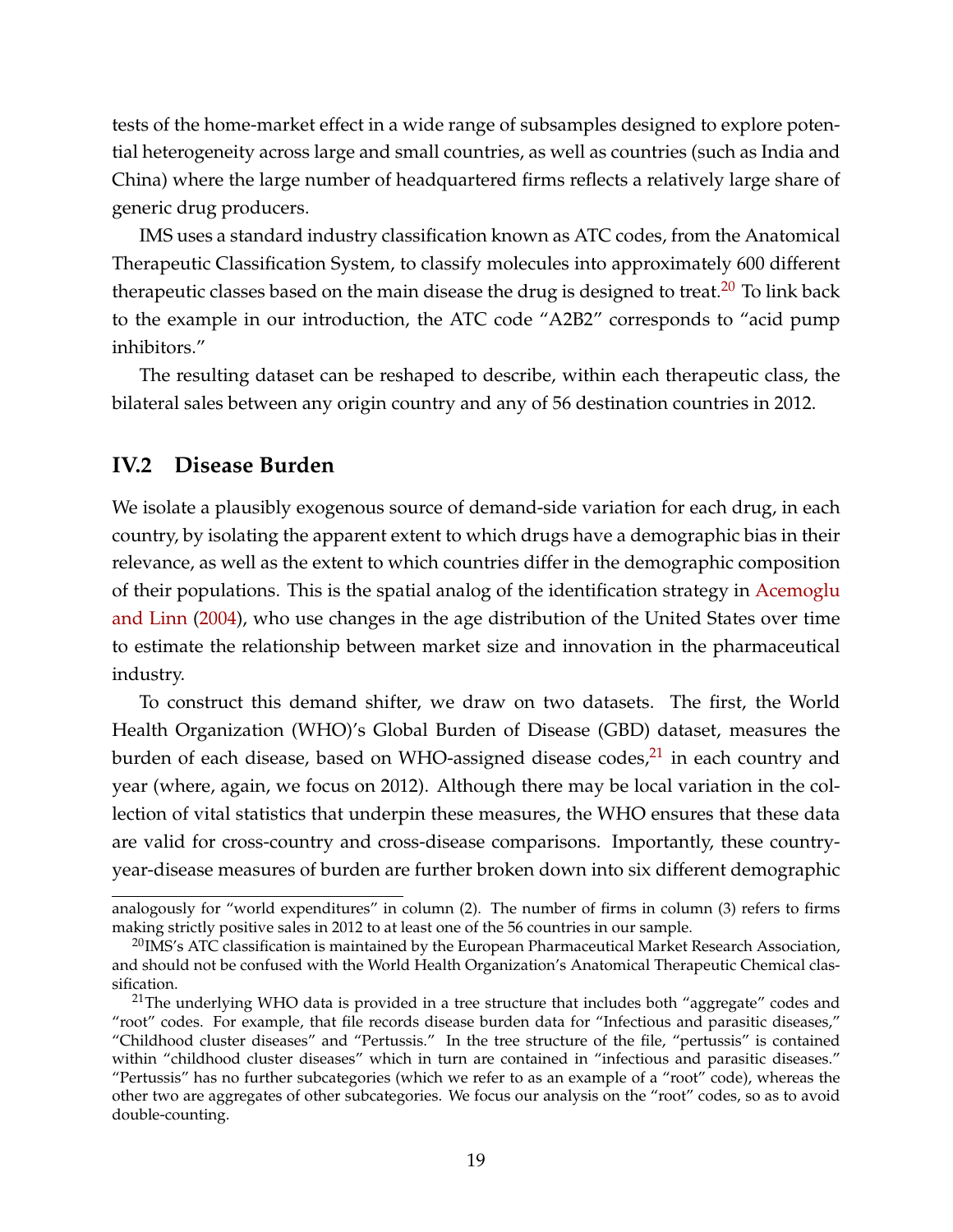tests of the home-market effect in a wide range of subsamples designed to explore potential heterogeneity across large and small countries, as well as countries (such as India and China) where the large number of headquartered firms reflects a relatively large share of generic drug producers.

IMS uses a standard industry classification known as ATC codes, from the Anatomical Therapeutic Classification System, to classify molecules into approximately 600 different therapeutic classes based on the main disease the drug is designed to treat.[20] To link back to the example in our introduction, the ATC code "A2B2" corresponds to "acid pump inhibitors."

The resulting dataset can be reshaped to describe, within each therapeutic class, the bilateral sales between any origin country and any of 56 destination countries in 2012.

## IV.2 Disease Burden

We isolate a plausibly exogenous source of demand-side variation for each drug, in each country, by isolating the apparent extent to which drugs have a demographic bias in their relevance, as well as the extent to which countries differ in the demographic composition of their populations. This is the spatial analog of the identification strategy in Acemoglu and Linn (2004), who use changes in the age distribution of the United States over time to estimate the relationship between market size and innovation in the pharmaceutical industry.

To construct this demand shifter, we draw on two datasets. The first, the World Health Organization (WHO)'s Global Burden of Disease (GBD) dataset, measures the burden of each disease, based on WHO-assigned disease codes,[21] in each country and year (where, again, we focus on 2012). Although there may be local variation in the collection of vital statistics that underpin these measures, the WHO ensures that these data are valid for cross-country and cross-disease comparisons. Importantly, these country-year-disease measures of burden are further broken down into six different demographic

---

analogously for "world expenditures" in column (2). The number of firms in column (3) refers to firms making strictly positive sales in 2012 to at least one of the 56 countries in our sample.

[20] IMS's ATC classification is maintained by the European Pharmaceutical Market Research Association, and should not be confused with the World Health Organization's Anatomical Therapeutic Chemical classification.

[21] The underlying WHO data is provided in a tree structure that includes both "aggregate" codes and "root" codes. For example, that file records disease burden data for "Infectious and parasitic diseases," "Childhood cluster diseases" and "Pertussis." In the tree structure of the file, "pertussis" is contained within "childhood cluster diseases" which in turn are contained in "infectious and parasitic diseases." "Pertussis" has no further subcategories (which we refer to as an example of a "root" code), whereas the other two are aggregates of other subcategories. We focus our analysis on the "root" codes, so as to avoid double-counting.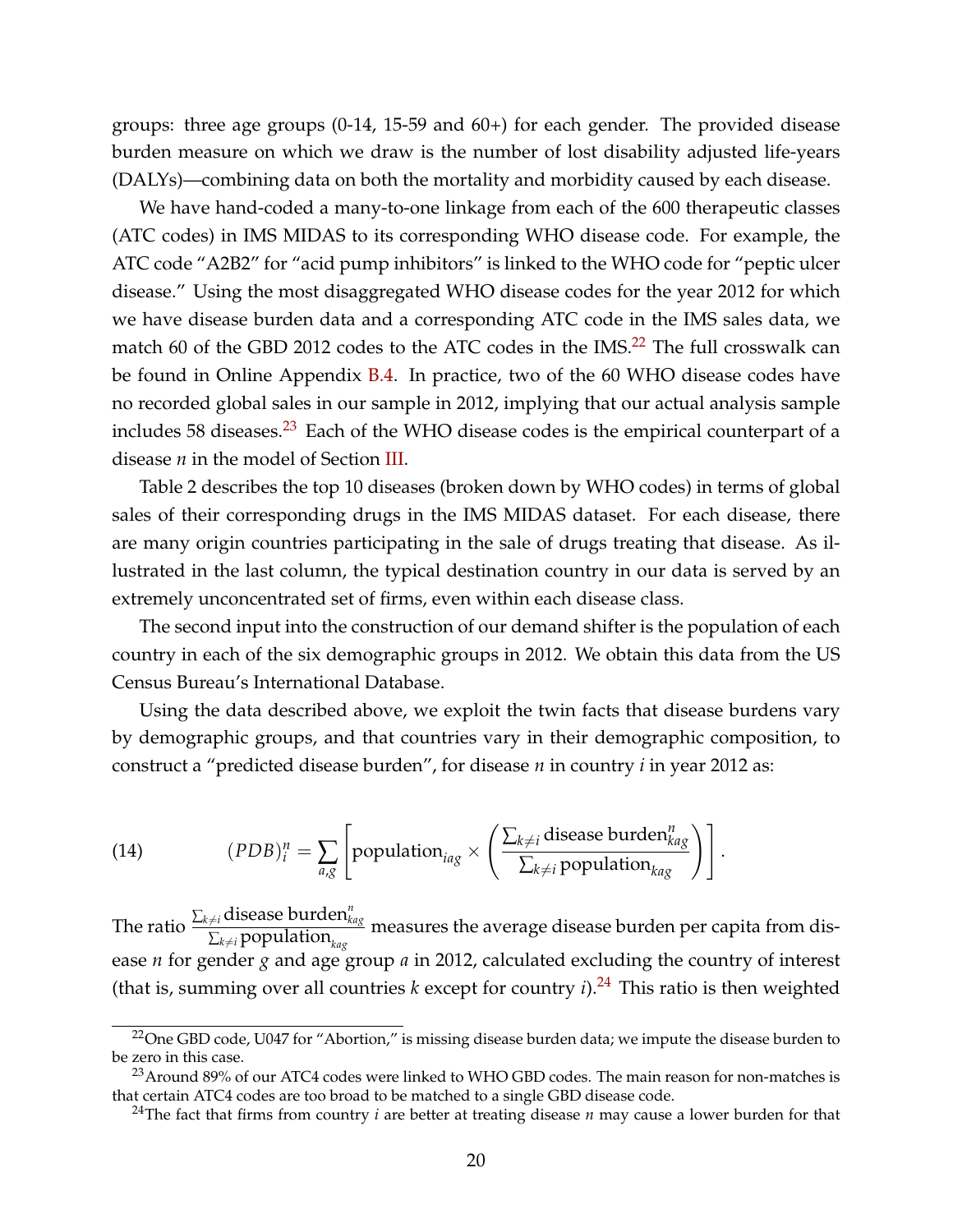groups: three age groups (0-14, 15-59 and 60+) for each gender. The provided disease burden measure on which we draw is the number of lost disability adjusted life-years (DALYs)—combining data on both the mortality and morbidity caused by each disease.

We have hand-coded a many-to-one linkage from each of the 600 therapeutic classes (ATC codes) in IMS MIDAS to its corresponding WHO disease code. For example, the ATC code "A2B2" for "acid pump inhibitors" is linked to the WHO code for "peptic ulcer disease." Using the most disaggregated WHO disease codes for the year 2012 for which we have disease burden data and a corresponding ATC code in the IMS sales data, we match 60 of the GBD 2012 codes to the ATC codes in the IMS.[22] The full crosswalk can be found in Online Appendix B.4. In practice, two of the 60 WHO disease codes have no recorded global sales in our sample in 2012, implying that our actual analysis sample includes 58 diseases.[23] Each of the WHO disease codes is the empirical counterpart of a disease $n$ in the model of Section III.

Table 2 describes the top 10 diseases (broken down by WHO codes) in terms of global sales of their corresponding drugs in the IMS MIDAS dataset. For each disease, there are many origin countries participating in the sale of drugs treating that disease. As illustrated in the last column, the typical destination country in our data is served by an extremely unconcentrated set of firms, even within each disease class.

The second input into the construction of our demand shifter is the population of each country in each of the six demographic groups in 2012. We obtain this data from the US Census Bureau's International Database.

Using the data described above, we exploit the twin facts that disease burdens vary by demographic groups, and that countries vary in their demographic composition, to construct a "predicted disease burden", for disease $n$ in country $i$ in year 2012 as:

$$(PDB)_i^n = \sum_{a,g} \left[ \text{population}_{iag} \times \left( \frac{\sum_{k \neq i} \text{disease burden}_{kag}^n}{\sum_{k \neq i} \text{population}_{kag}} \right) \right]. \tag{14}$$

The ratio $\frac{\sum_{k \neq i} \text{disease burden}_{kag}^n}{\sum_{k \neq i} \text{population}_{kag}}$ measures the average disease burden per capita from disease $n$ for gender $g$ and age group $a$ in 2012, calculated excluding the country of interest (that is, summing over all countries $k$ except for country $i$).[24] This ratio is then weighted

---

[22] One GBD code, U047 for "Abortion," is missing disease burden data; we impute the disease burden to be zero in this case.

[23] Around 89% of our ATC4 codes were linked to WHO GBD codes. The main reason for non-matches is that certain ATC4 codes are too broad to be matched to a single GBD disease code.

[24] The fact that firms from country $i$ are better at treating disease $n$ may cause a lower burden for that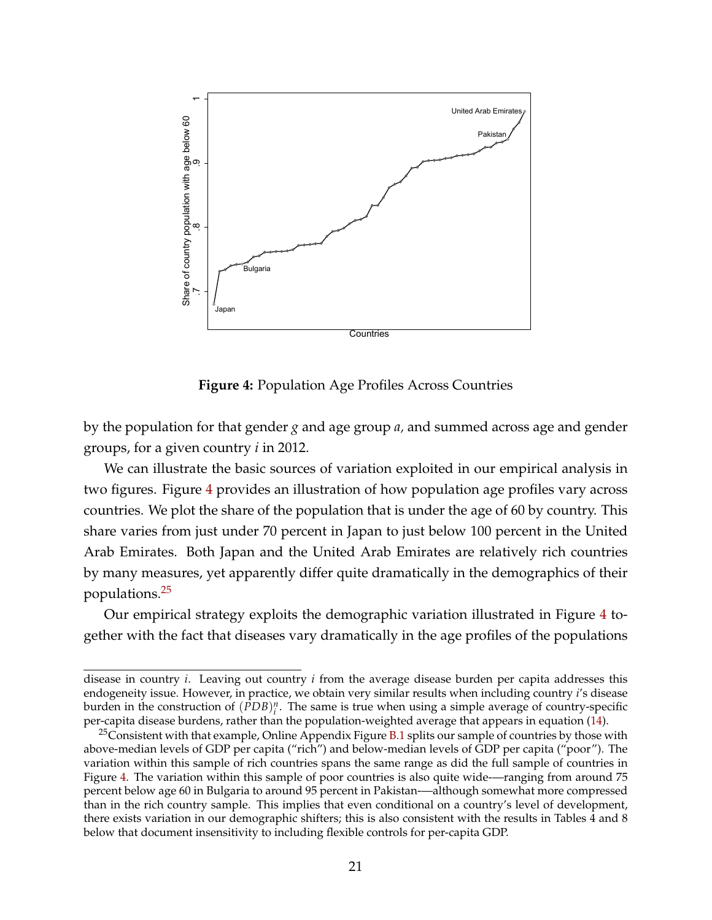**Figure 4:** Population Age Profiles Across Countries

by the population for that gender $g$ and age group $a$, and summed across age and gender groups, for a given country $i$ in 2012.

We can illustrate the basic sources of variation exploited in our empirical analysis in two figures. Figure 4 provides an illustration of how population age profiles vary across countries. We plot the share of the population that is under the age of 60 by country. This share varies from just under 70 percent in Japan to just below 100 percent in the United Arab Emirates. Both Japan and the United Arab Emirates are relatively rich countries by many measures, yet apparently differ quite dramatically in the demographics of their populations.[25]

Our empirical strategy exploits the demographic variation illustrated in Figure 4 together with the fact that diseases vary dramatically in the age profiles of the populations

---

disease in country $i$. Leaving out country $i$ from the average disease burden per capita addresses this endogeneity issue. However, in practice, we obtain very similar results when including country $i$'s disease burden in the construction of $(PDB)_i^n$. The same is true when using a simple average of country-specific per-capita disease burdens, rather than the population-weighted average that appears in equation (14).

[25]Consistent with that example, Online Appendix Figure B.1 splits our sample of countries by those with above-median levels of GDP per capita ("rich") and below-median levels of GDP per capita ("poor"). The variation within this sample of rich countries spans the same range as did the full sample of countries in Figure 4. The variation within this sample of poor countries is also quite wide-—ranging from around 75 percent below age 60 in Bulgaria to around 95 percent in Pakistan-—although somewhat more compressed than in the rich country sample. This implies that even conditional on a country's level of development, there exists variation in our demographic shifters; this is also consistent with the results in Tables 4 and 8 below that document insensitivity to including flexible controls for per-capita GDP.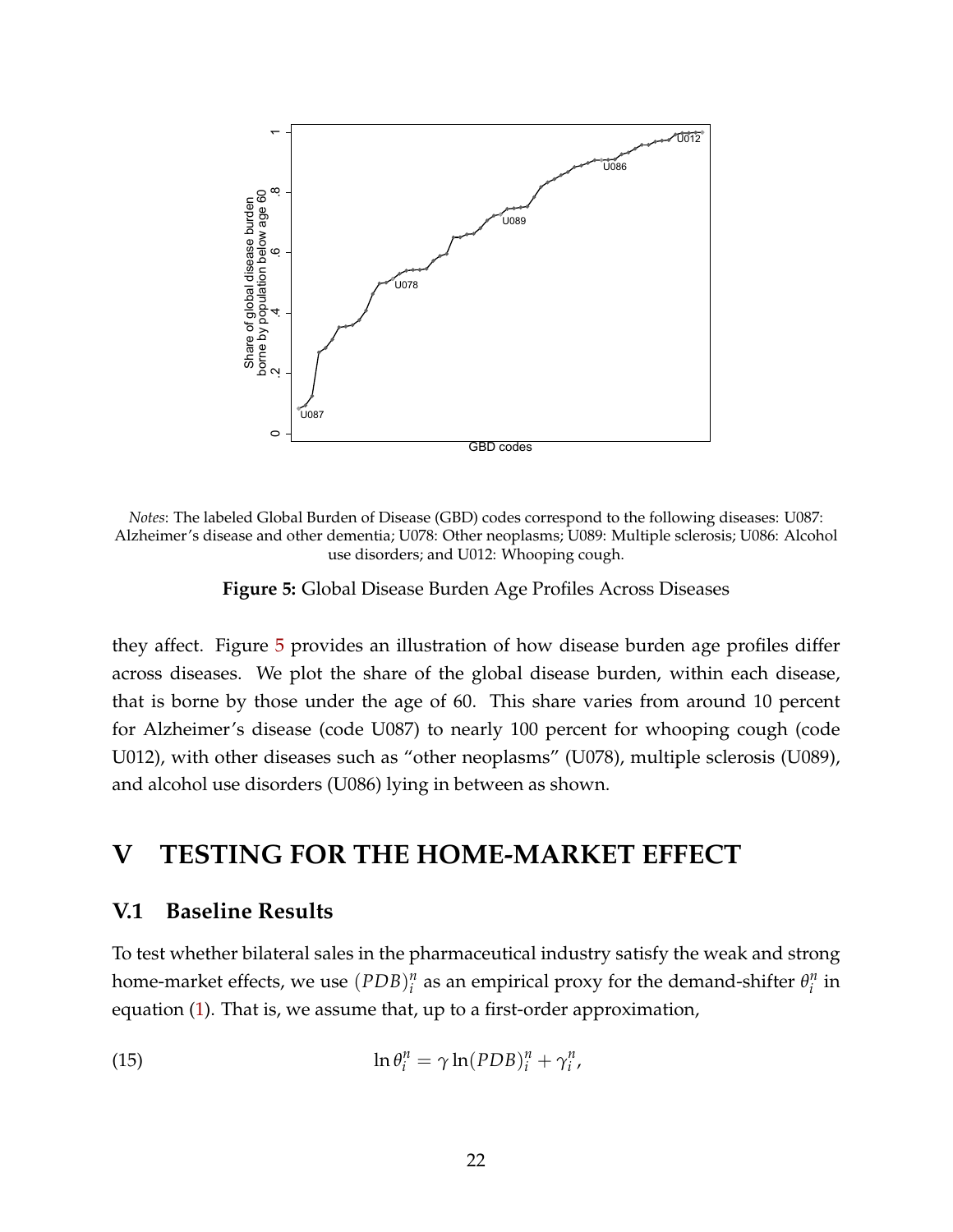*Notes*: The labeled Global Burden of Disease (GBD) codes correspond to the following diseases: U087: Alzheimer's disease and other dementia; U078: Other neoplasms; U089: Multiple sclerosis; U086: Alcohol use disorders; and U012: Whooping cough.

**Figure 5:** Global Disease Burden Age Profiles Across Diseases

they affect. Figure 5 provides an illustration of how disease burden age profiles differ across diseases. We plot the share of the global disease burden, within each disease, that is borne by those under the age of 60. This share varies from around 10 percent for Alzheimer's disease (code U087) to nearly 100 percent for whooping cough (code U012), with other diseases such as "other neoplasms" (U078), multiple sclerosis (U089), and alcohol use disorders (U086) lying in between as shown.

# V TESTING FOR THE HOME-MARKET EFFECT

## V.1 Baseline Results

To test whether bilateral sales in the pharmaceutical industry satisfy the weak and strong home-market effects, we use $(PDB)_i^n$ as an empirical proxy for the demand-shifter $\theta_i^n$ in equation (1). That is, we assume that, up to a first-order approximation,

$$\ln \theta_i^n = \gamma \ln(PDB)_i^n + \gamma_i^n, \tag{15}$$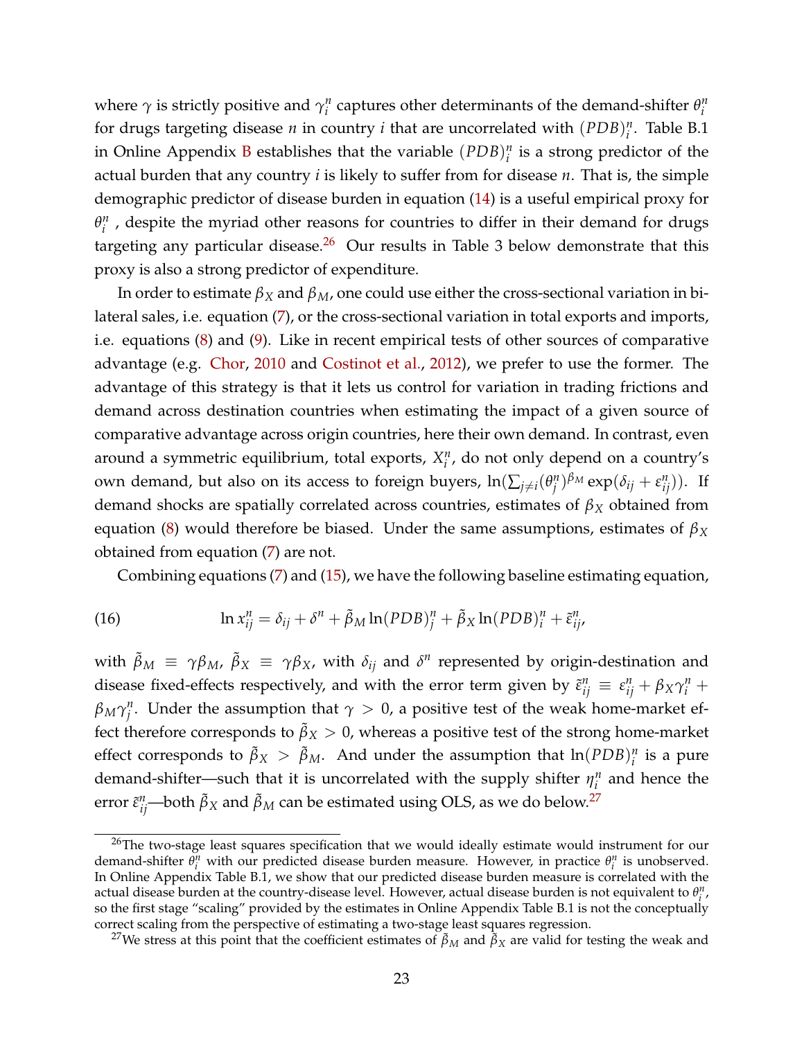where $\gamma$ is strictly positive and $\gamma_i^n$ captures other determinants of the demand-shifter $\theta_i^n$ for drugs targeting disease $n$ in country $i$ that are uncorrelated with $(PDB)_i^n$. Table B.1 in Online Appendix B establishes that the variable $(PDB)_i^n$ is a strong predictor of the actual burden that any country $i$ is likely to suffer from for disease $n$. That is, the simple demographic predictor of disease burden in equation (14) is a useful empirical proxy for $\theta_i^n$ , despite the myriad other reasons for countries to differ in their demand for drugs targeting any particular disease.[26] Our results in Table 3 below demonstrate that this proxy is also a strong predictor of expenditure.

In order to estimate $\beta_X$ and $\beta_M$, one could use either the cross-sectional variation in bilateral sales, i.e. equation (7), or the cross-sectional variation in total exports and imports, i.e. equations (8) and (9). Like in recent empirical tests of other sources of comparative advantage (e.g. Chor, 2010 and Costinot et al., 2012), we prefer to use the former. The advantage of this strategy is that it lets us control for variation in trading frictions and demand across destination countries when estimating the impact of a given source of comparative advantage across origin countries, here their own demand. In contrast, even around a symmetric equilibrium, total exports, $X_i^n$, do not only depend on a country's own demand, but also on its access to foreign buyers, $\ln(\sum_{j\neq i}(\theta_j^n)^{\beta_M}\exp(\delta_{ij}+\varepsilon_{ij}^n))$. If demand shocks are spatially correlated across countries, estimates of $\beta_X$ obtained from equation (8) would therefore be biased. Under the same assumptions, estimates of $\beta_X$ obtained from equation (7) are not.

Combining equations (7) and (15), we have the following baseline estimating equation,

$$\ln x_{ij}^n = \delta_{ij} + \delta^n + \tilde{\beta}_M \ln(PDB)_j^n + \tilde{\beta}_X \ln(PDB)_i^n + \tilde{\varepsilon}_{ij}^n, \tag{16}$$

with $\tilde{\beta}_M \equiv \gamma\beta_M$, $\tilde{\beta}_X \equiv \gamma\beta_X$, with $\delta_{ij}$ and $\delta^n$ represented by origin-destination and disease fixed-effects respectively, and with the error term given by $\tilde{\varepsilon}_{ij}^n \equiv \varepsilon_{ij}^n + \beta_X\gamma_i^n + \beta_M\gamma_j^n$. Under the assumption that $\gamma > 0$, a positive test of the weak home-market effect therefore corresponds to $\tilde{\beta}_X > 0$, whereas a positive test of the strong home-market effect corresponds to $\tilde{\beta}_X > \tilde{\beta}_M$. And under the assumption that $\ln(PDB)_i^n$ is a pure demand-shifter—such that it is uncorrelated with the supply shifter $\eta_i^n$ and hence the error $\tilde{\varepsilon}_{ij}^n$—both $\tilde{\beta}_X$ and $\tilde{\beta}_M$ can be estimated using OLS, as we do below.[27]

[26] The two-stage least squares specification that we would ideally estimate would instrument for our demand-shifter $\theta_i^n$ with our predicted disease burden measure. However, in practice $\theta_i^n$ is unobserved. In Online Appendix Table B.1, we show that our predicted disease burden measure is correlated with the actual disease burden at the country-disease level. However, actual disease burden is not equivalent to $\theta_i^n$, so the first stage "scaling" provided by the estimates in Online Appendix Table B.1 is not the conceptually correct scaling from the perspective of estimating a two-stage least squares regression.

[27] We stress at this point that the coefficient estimates of $\tilde{\beta}_M$ and $\tilde{\beta}_X$ are valid for testing the weak and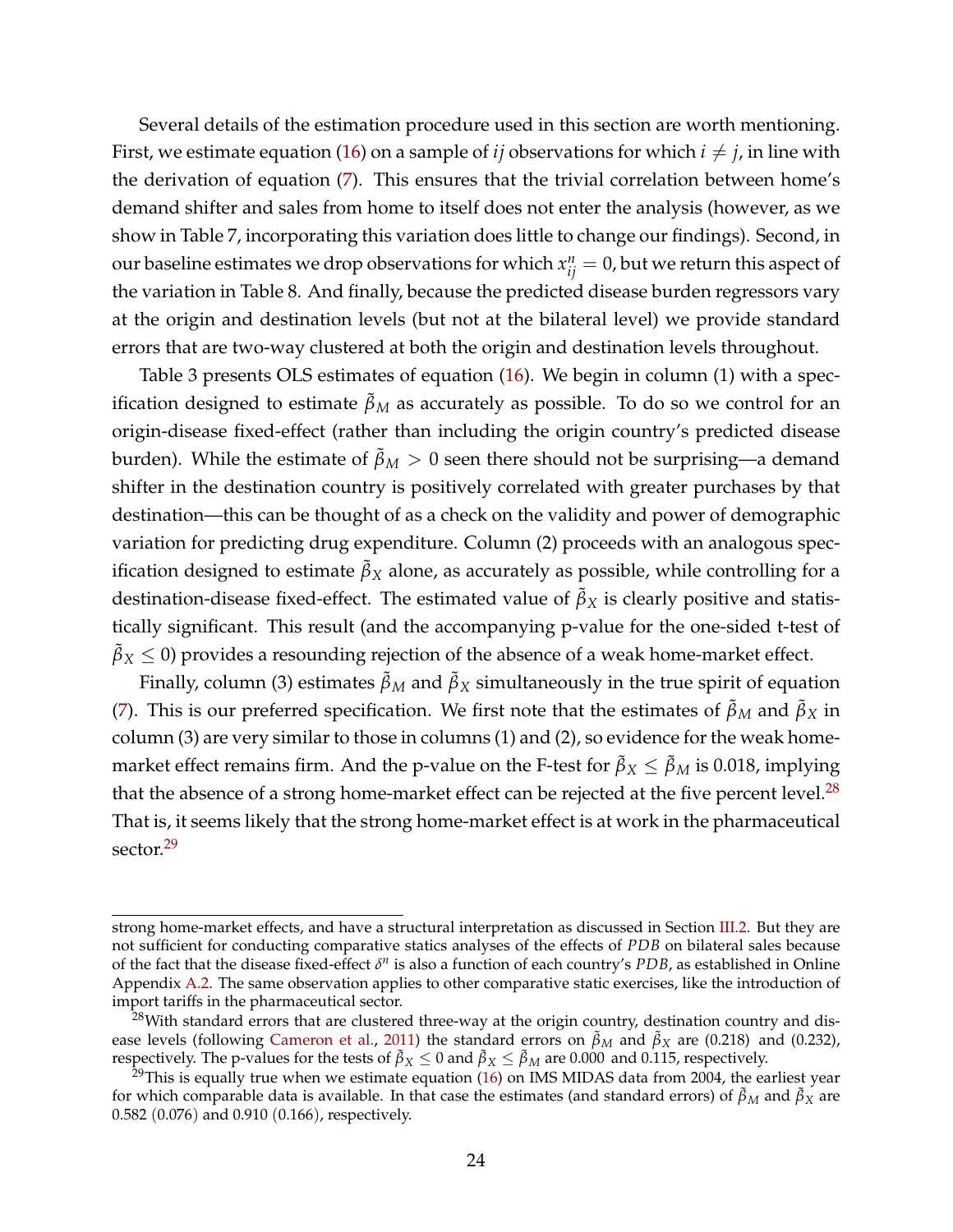Several details of the estimation procedure used in this section are worth mentioning. First, we estimate equation (16) on a sample of $ij$ observations for which $i \neq j$, in line with the derivation of equation (7). This ensures that the trivial correlation between home's demand shifter and sales from home to itself does not enter the analysis (however, as we show in Table 7, incorporating this variation does little to change our findings). Second, in our baseline estimates we drop observations for which $x_{ij}^n = 0$, but we return this aspect of the variation in Table 8. And finally, because the predicted disease burden regressors vary at the origin and destination levels (but not at the bilateral level) we provide standard errors that are two-way clustered at both the origin and destination levels throughout.

Table 3 presents OLS estimates of equation (16). We begin in column (1) with a specification designed to estimate $\tilde{\beta}_M$ as accurately as possible. To do so we control for an origin-disease fixed-effect (rather than including the origin country's predicted disease burden). While the estimate of $\tilde{\beta}_M > 0$ seen there should not be surprising—a demand shifter in the destination country is positively correlated with greater purchases by that destination—this can be thought of as a check on the validity and power of demographic variation for predicting drug expenditure. Column (2) proceeds with an analogous specification designed to estimate $\tilde{\beta}_X$ alone, as accurately as possible, while controlling for a destination-disease fixed-effect. The estimated value of $\tilde{\beta}_X$ is clearly positive and statistically significant. This result (and the accompanying p-value for the one-sided t-test of $\tilde{\beta}_X \leq 0$) provides a resounding rejection of the absence of a weak home-market effect.

Finally, column (3) estimates $\tilde{\beta}_M$ and $\tilde{\beta}_X$ simultaneously in the true spirit of equation (7). This is our preferred specification. We first note that the estimates of $\tilde{\beta}_M$ and $\tilde{\beta}_X$ in column (3) are very similar to those in columns (1) and (2), so evidence for the weak home-market effect remains firm. And the p-value on the F-test for $\tilde{\beta}_X \leq \tilde{\beta}_M$ is 0.018, implying that the absence of a strong home-market effect can be rejected at the five percent level.[28] That is, it seems likely that the strong home-market effect is at work in the pharmaceutical sector.[29]

---

strong home-market effects, and have a structural interpretation as discussed in Section III.2. But they are not sufficient for conducting comparative statics analyses of the effects of $PDB$ on bilateral sales because of the fact that the disease fixed-effect $\delta^n$ is also a function of each country's $PDB$, as established in Online Appendix A.2. The same observation applies to other comparative static exercises, like the introduction of import tariffs in the pharmaceutical sector.

[28] With standard errors that are clustered three-way at the origin country, destination country and disease levels (following Cameron et al., 2011) the standard errors on $\tilde{\beta}_M$ and $\tilde{\beta}_X$ are (0.218) and (0.232), respectively. The p-values for the tests of $\tilde{\beta}_X \leq 0$ and $\tilde{\beta}_X \leq \tilde{\beta}_M$ are 0.000 and 0.115, respectively.

[29] This is equally true when we estimate equation (16) on IMS MIDAS data from 2004, the earliest year for which comparable data is available. In that case the estimates (and standard errors) of $\tilde{\beta}_M$ and $\tilde{\beta}_X$ are 0.582 (0.076) and 0.910 (0.166), respectively.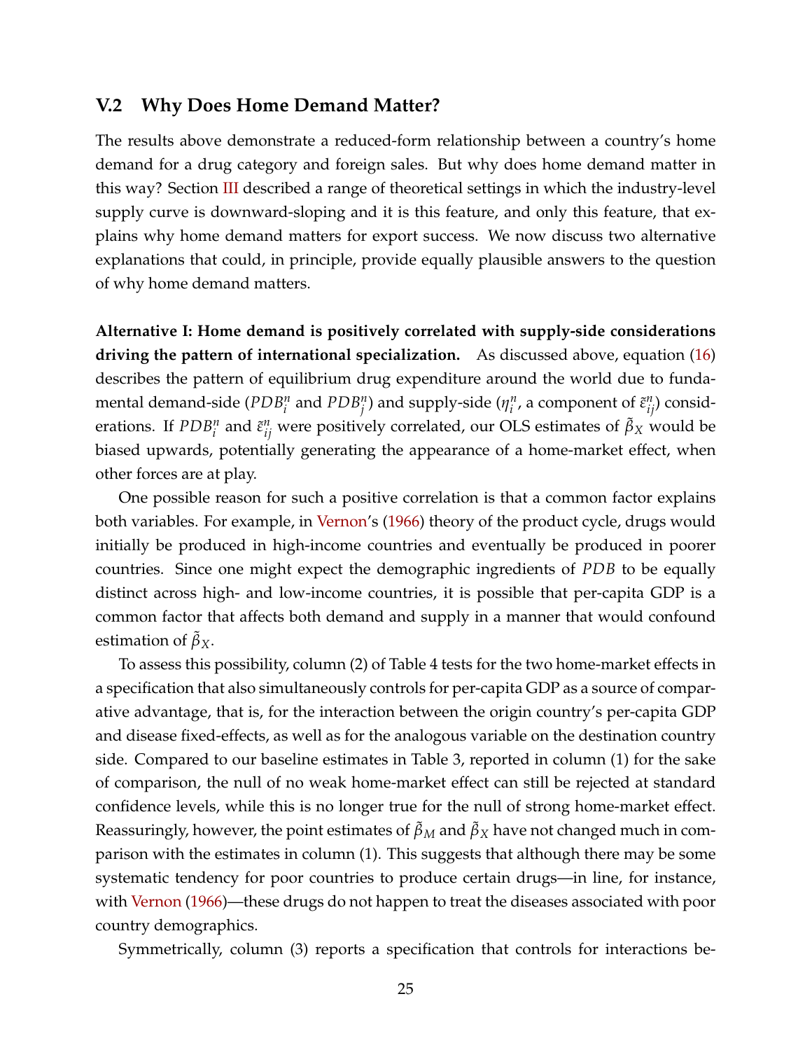## V.2 Why Does Home Demand Matter?

The results above demonstrate a reduced-form relationship between a country's home demand for a drug category and foreign sales. But why does home demand matter in this way? Section III described a range of theoretical settings in which the industry-level supply curve is downward-sloping and it is this feature, and only this feature, that explains why home demand matters for export success. We now discuss two alternative explanations that could, in principle, provide equally plausible answers to the question of why home demand matters.

**Alternative I: Home demand is positively correlated with supply-side considerations driving the pattern of international specialization.** As discussed above, equation (16) describes the pattern of equilibrium drug expenditure around the world due to fundamental demand-side ($PDB_i^n$ and $PDB_j^n$) and supply-side ($\eta_i^n$, a component of $\tilde{\varepsilon}_{ij}^n$) considerations. If $PDB_i^n$ and $\tilde{\varepsilon}_{ij}^n$ were positively correlated, our OLS estimates of $\tilde{\beta}_X$ would be biased upwards, potentially generating the appearance of a home-market effect, when other forces are at play.

One possible reason for such a positive correlation is that a common factor explains both variables. For example, in Vernon's (1966) theory of the product cycle, drugs would initially be produced in high-income countries and eventually be produced in poorer countries. Since one might expect the demographic ingredients of $PDB$ to be equally distinct across high- and low-income countries, it is possible that per-capita GDP is a common factor that affects both demand and supply in a manner that would confound estimation of $\tilde{\beta}_X$.

To assess this possibility, column (2) of Table 4 tests for the two home-market effects in a specification that also simultaneously controls for per-capita GDP as a source of comparative advantage, that is, for the interaction between the origin country's per-capita GDP and disease fixed-effects, as well as for the analogous variable on the destination country side. Compared to our baseline estimates in Table 3, reported in column (1) for the sake of comparison, the null of no weak home-market effect can still be rejected at standard confidence levels, while this is no longer true for the null of strong home-market effect. Reassuringly, however, the point estimates of $\tilde{\beta}_M$ and $\tilde{\beta}_X$ have not changed much in comparison with the estimates in column (1). This suggests that although there may be some systematic tendency for poor countries to produce certain drugs—in line, for instance, with Vernon (1966)—these drugs do not happen to treat the diseases associated with poor country demographics.

Symmetrically, column (3) reports a specification that controls for interactions be-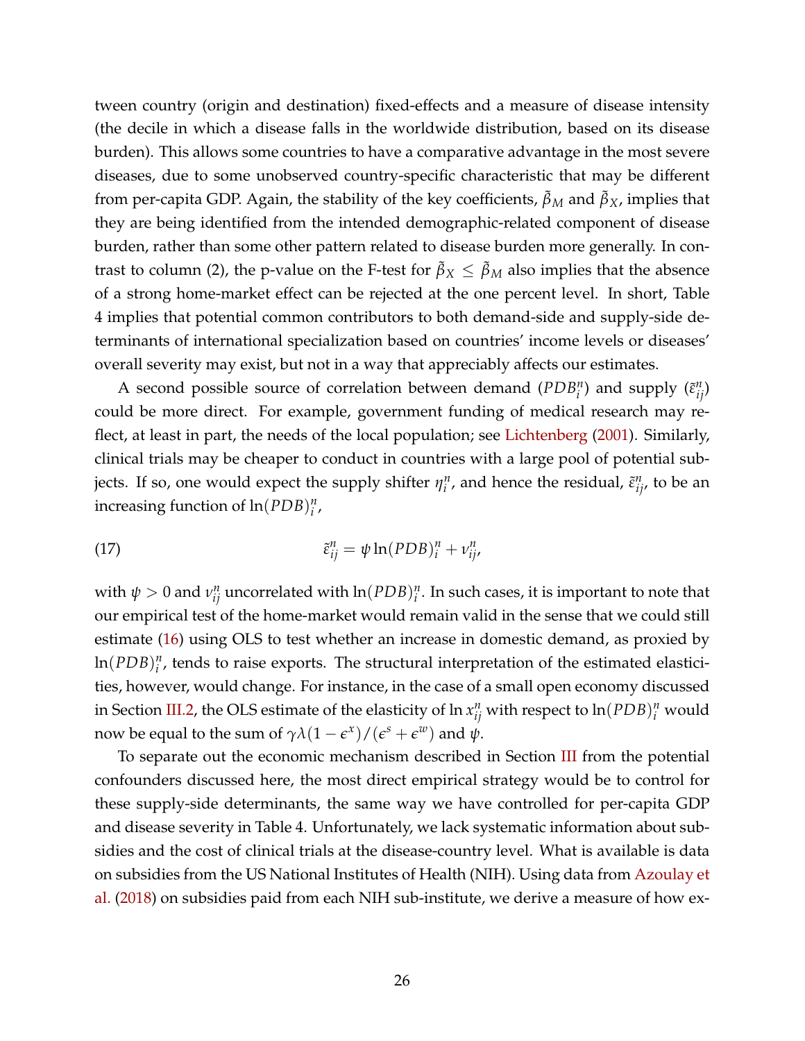tween country (origin and destination) fixed-effects and a measure of disease intensity (the decile in which a disease falls in the worldwide distribution, based on its disease burden). This allows some countries to have a comparative advantage in the most severe diseases, due to some unobserved country-specific characteristic that may be different from per-capita GDP. Again, the stability of the key coefficients, $\tilde{\beta}_M$ and $\tilde{\beta}_X$, implies that they are being identified from the intended demographic-related component of disease burden, rather than some other pattern related to disease burden more generally. In contrast to column (2), the p-value on the F-test for $\tilde{\beta}_X \leq \tilde{\beta}_M$ also implies that the absence of a strong home-market effect can be rejected at the one percent level. In short, Table 4 implies that potential common contributors to both demand-side and supply-side determinants of international specialization based on countries' income levels or diseases' overall severity may exist, but not in a way that appreciably affects our estimates.

A second possible source of correlation between demand ($PDB_i^n$) and supply ($\tilde{\varepsilon}_{ij}^n$) could be more direct. For example, government funding of medical research may reflect, at least in part, the needs of the local population; see Lichtenberg (2001). Similarly, clinical trials may be cheaper to conduct in countries with a large pool of potential subjects. If so, one would expect the supply shifter $\eta_i^n$, and hence the residual, $\tilde{\varepsilon}_{ij}^n$, to be an increasing function of $\ln(PDB)_i^n$,

$$\tilde{\varepsilon}_{ij}^n = \psi \ln(PDB)_i^n + \nu_{ij}^n, \tag{17}$$

with $\psi > 0$ and $\nu_{ij}^n$ uncorrelated with $\ln(PDB)_i^n$. In such cases, it is important to note that our empirical test of the home-market would remain valid in the sense that we could still estimate (16) using OLS to test whether an increase in domestic demand, as proxied by $\ln(PDB)_i^n$, tends to raise exports. The structural interpretation of the estimated elasticities, however, would change. For instance, in the case of a small open economy discussed in Section III.2, the OLS estimate of the elasticity of $\ln x_{ij}^n$ with respect to $\ln(PDB)_i^n$ would now be equal to the sum of $\gamma\lambda(1-\epsilon^x)/(\epsilon^s+\epsilon^w)$ and $\psi$.

To separate out the economic mechanism described in Section III from the potential confounders discussed here, the most direct empirical strategy would be to control for these supply-side determinants, the same way we have controlled for per-capita GDP and disease severity in Table 4. Unfortunately, we lack systematic information about subsidies and the cost of clinical trials at the disease-country level. What is available is data on subsidies from the US National Institutes of Health (NIH). Using data from Azoulay et al. (2018) on subsidies paid from each NIH sub-institute, we derive a measure of how ex-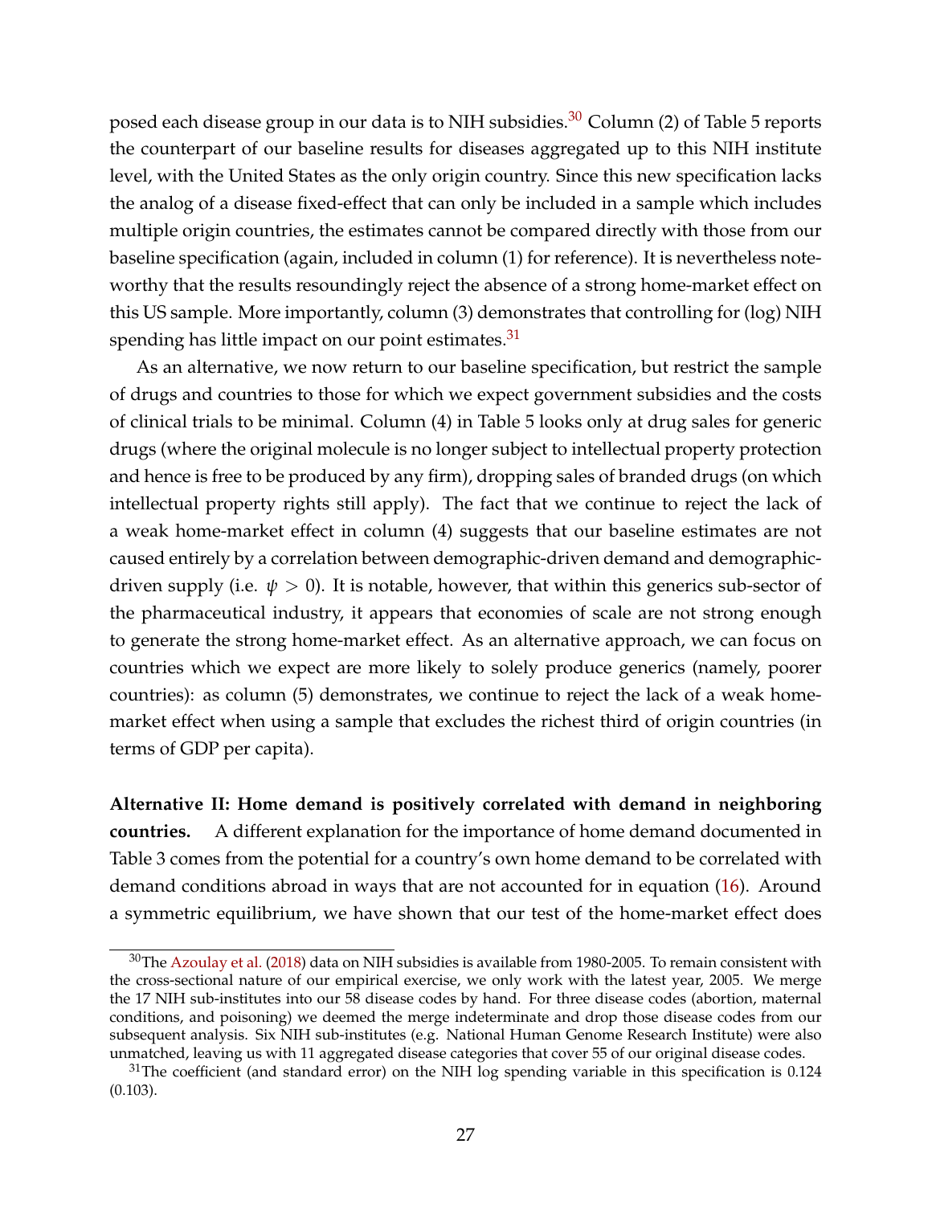posed each disease group in our data is to NIH subsidies.[30] Column (2) of Table 5 reports the counterpart of our baseline results for diseases aggregated up to this NIH institute level, with the United States as the only origin country. Since this new specification lacks the analog of a disease fixed-effect that can only be included in a sample which includes multiple origin countries, the estimates cannot be compared directly with those from our baseline specification (again, included in column (1) for reference). It is nevertheless noteworthy that the results resoundingly reject the absence of a strong home-market effect on this US sample. More importantly, column (3) demonstrates that controlling for (log) NIH spending has little impact on our point estimates.[31]

As an alternative, we now return to our baseline specification, but restrict the sample of drugs and countries to those for which we expect government subsidies and the costs of clinical trials to be minimal. Column (4) in Table 5 looks only at drug sales for generic drugs (where the original molecule is no longer subject to intellectual property protection and hence is free to be produced by any firm), dropping sales of branded drugs (on which intellectual property rights still apply). The fact that we continue to reject the lack of a weak home-market effect in column (4) suggests that our baseline estimates are not caused entirely by a correlation between demographic-driven demand and demographic-driven supply (i.e. $\psi > 0$). It is notable, however, that within this generics sub-sector of the pharmaceutical industry, it appears that economies of scale are not strong enough to generate the strong home-market effect. As an alternative approach, we can focus on countries which we expect are more likely to solely produce generics (namely, poorer countries): as column (5) demonstrates, we continue to reject the lack of a weak home-market effect when using a sample that excludes the richest third of origin countries (in terms of GDP per capita).

**Alternative II: Home demand is positively correlated with demand in neighboring countries.** A different explanation for the importance of home demand documented in Table 3 comes from the potential for a country's own home demand to be correlated with demand conditions abroad in ways that are not accounted for in equation (16). Around a symmetric equilibrium, we have shown that our test of the home-market effect does

[30] The Azoulay et al. (2018) data on NIH subsidies is available from 1980-2005. To remain consistent with the cross-sectional nature of our empirical exercise, we only work with the latest year, 2005. We merge the 17 NIH sub-institutes into our 58 disease codes by hand. For three disease codes (abortion, maternal conditions, and poisoning) we deemed the merge indeterminate and drop those disease codes from our subsequent analysis. Six NIH sub-institutes (e.g. National Human Genome Research Institute) were also unmatched, leaving us with 11 aggregated disease categories that cover 55 of our original disease codes.

[31] The coefficient (and standard error) on the NIH log spending variable in this specification is 0.124 (0.103).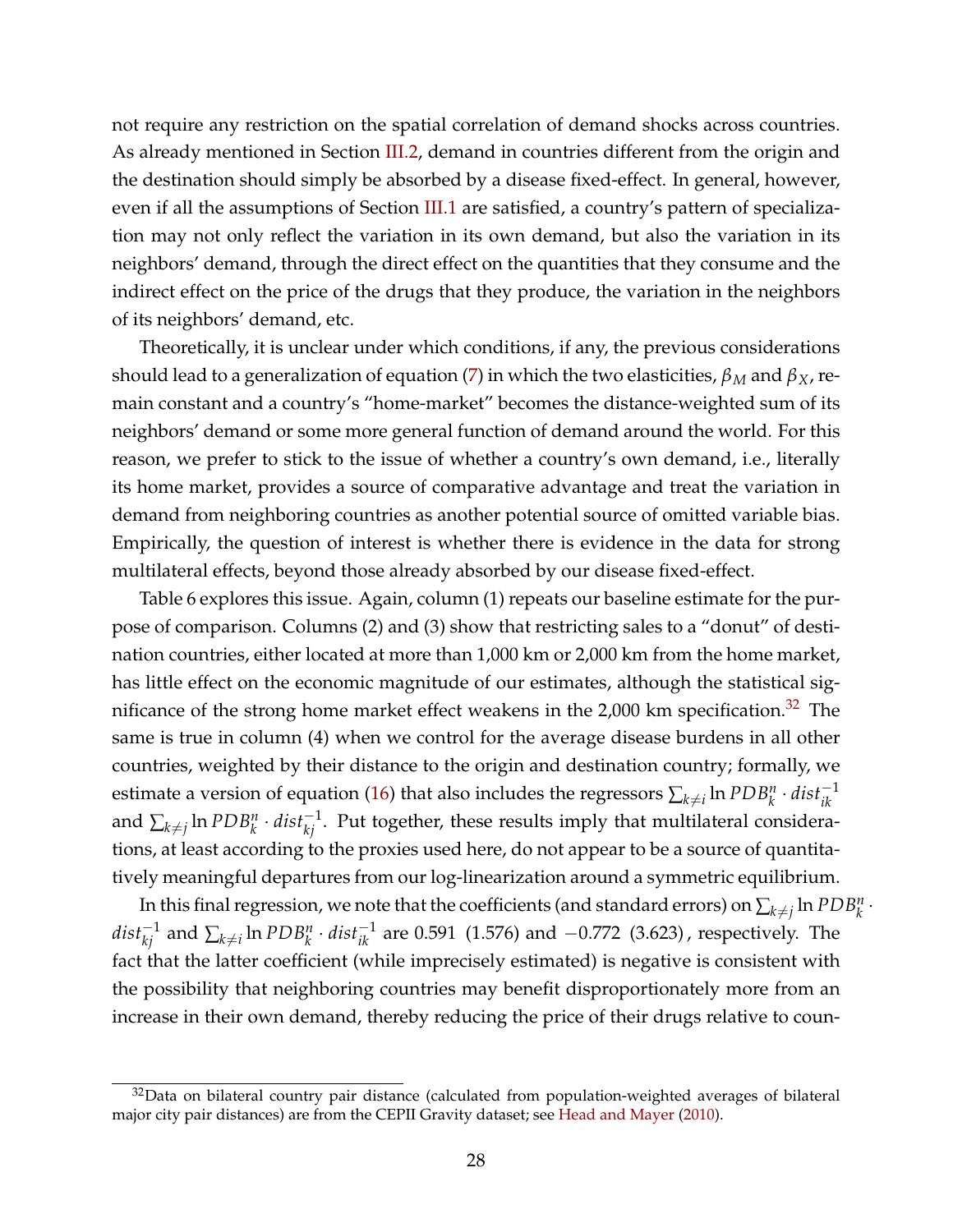not require any restriction on the spatial correlation of demand shocks across countries. As already mentioned in Section III.2, demand in countries different from the origin and the destination should simply be absorbed by a disease fixed-effect. In general, however, even if all the assumptions of Section III.1 are satisfied, a country's pattern of specialization may not only reflect the variation in its own demand, but also the variation in its neighbors' demand, through the direct effect on the quantities that they consume and the indirect effect on the price of the drugs that they produce, the variation in the neighbors of its neighbors' demand, etc.

Theoretically, it is unclear under which conditions, if any, the previous considerations should lead to a generalization of equation (7) in which the two elasticities, $\beta_M$ and $\beta_X$, remain constant and a country's "home-market" becomes the distance-weighted sum of its neighbors' demand or some more general function of demand around the world. For this reason, we prefer to stick to the issue of whether a country's own demand, i.e., literally its home market, provides a source of comparative advantage and treat the variation in demand from neighboring countries as another potential source of omitted variable bias. Empirically, the question of interest is whether there is evidence in the data for strong multilateral effects, beyond those already absorbed by our disease fixed-effect.

Table 6 explores this issue. Again, column (1) repeats our baseline estimate for the purpose of comparison. Columns (2) and (3) show that restricting sales to a "donut" of destination countries, either located at more than 1,000 km or 2,000 km from the home market, has little effect on the economic magnitude of our estimates, although the statistical significance of the strong home market effect weakens in the 2,000 km specification.[32] The same is true in column (4) when we control for the average disease burdens in all other countries, weighted by their distance to the origin and destination country; formally, we estimate a version of equation (16) that also includes the regressors $\sum_{k \neq i} \ln PDB_k^n \cdot dist_{ik}^{-1}$ and $\sum_{k \neq j} \ln PDB_k^n \cdot dist_{kj}^{-1}$. Put together, these results imply that multilateral considerations, at least according to the proxies used here, do not appear to be a source of quantitatively meaningful departures from our log-linearization around a symmetric equilibrium.

In this final regression, we note that the coefficients (and standard errors) on $\sum_{k \neq j} \ln PDB_k^n \cdot dist_{kj}^{-1}$ and $\sum_{k \neq i} \ln PDB_k^n \cdot dist_{ik}^{-1}$ are 0.591 (1.576) and $-0.772$ (3.623), respectively. The fact that the latter coefficient (while imprecisely estimated) is negative is consistent with the possibility that neighboring countries may benefit disproportionately more from an increase in their own demand, thereby reducing the price of their drugs relative to coun-

[32] Data on bilateral country pair distance (calculated from population-weighted averages of bilateral major city pair distances) are from the CEPII Gravity dataset; see Head and Mayer (2010).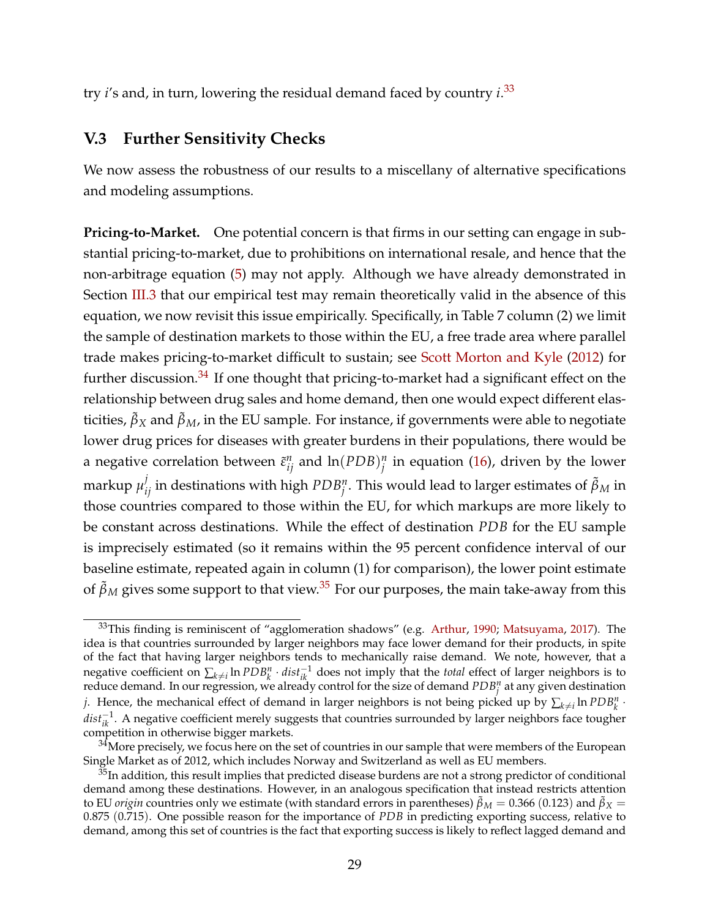try $i$'s and, in turn, lowering the residual demand faced by country $i$.[33]

### V.3 Further Sensitivity Checks

We now assess the robustness of our results to a miscellany of alternative specifications and modeling assumptions.

**Pricing-to-Market.** One potential concern is that firms in our setting can engage in substantial pricing-to-market, due to prohibitions on international resale, and hence that the non-arbitrage equation (5) may not apply. Although we have already demonstrated in Section III.3 that our empirical test may remain theoretically valid in the absence of this equation, we now revisit this issue empirically. Specifically, in Table 7 column (2) we limit the sample of destination markets to those within the EU, a free trade area where parallel trade makes pricing-to-market difficult to sustain; see Scott Morton and Kyle (2012) for further discussion.[34] If one thought that pricing-to-market had a significant effect on the relationship between drug sales and home demand, then one would expect different elasticities, $\tilde{\beta}_X$ and $\tilde{\beta}_M$, in the EU sample. For instance, if governments were able to negotiate lower drug prices for diseases with greater burdens in their populations, there would be a negative correlation between $\tilde{\varepsilon}^n_{ij}$ and $\ln(PDB)^n_j$ in equation (16), driven by the lower markup $\mu^j_{ij}$ in destinations with high $PDB^n_j$. This would lead to larger estimates of $\tilde{\beta}_M$ in those countries compared to those within the EU, for which markups are more likely to be constant across destinations. While the effect of destination $PDB$ for the EU sample is imprecisely estimated (so it remains within the 95 percent confidence interval of our baseline estimate, repeated again in column (1) for comparison), the lower point estimate of $\tilde{\beta}_M$ gives some support to that view.[35] For our purposes, the main take-away from this

[33] This finding is reminiscent of "agglomeration shadows" (e.g. Arthur, 1990; Matsuyama, 2017). The idea is that countries surrounded by larger neighbors may face lower demand for their products, in spite of the fact that having larger neighbors tends to mechanically raise demand. We note, however, that a negative coefficient on $\sum_{k \neq i} \ln PDB^n_k \cdot dist^{-1}_{ik}$ does not imply that the *total* effect of larger neighbors is to reduce demand. In our regression, we already control for the size of demand $PDB^n_j$ at any given destination $j$. Hence, the mechanical effect of demand in larger neighbors is not being picked up by $\sum_{k \neq i} \ln PDB^n_k \cdot dist^{-1}_{ik}$. A negative coefficient merely suggests that countries surrounded by larger neighbors face tougher competition in otherwise bigger markets.

[34] More precisely, we focus here on the set of countries in our sample that were members of the European Single Market as of 2012, which includes Norway and Switzerland as well as EU members.

[35] In addition, this result implies that predicted disease burdens are not a strong predictor of conditional demand among these destinations. However, in an analogous specification that instead restricts attention to EU *origin* countries only we estimate (with standard errors in parentheses) $\tilde{\beta}_M = 0.366$ $(0.123)$ and $\tilde{\beta}_X = 0.875$ $(0.715)$. One possible reason for the importance of $PDB$ in predicting exporting success, relative to demand, among this set of countries is the fact that exporting success is likely to reflect lagged demand and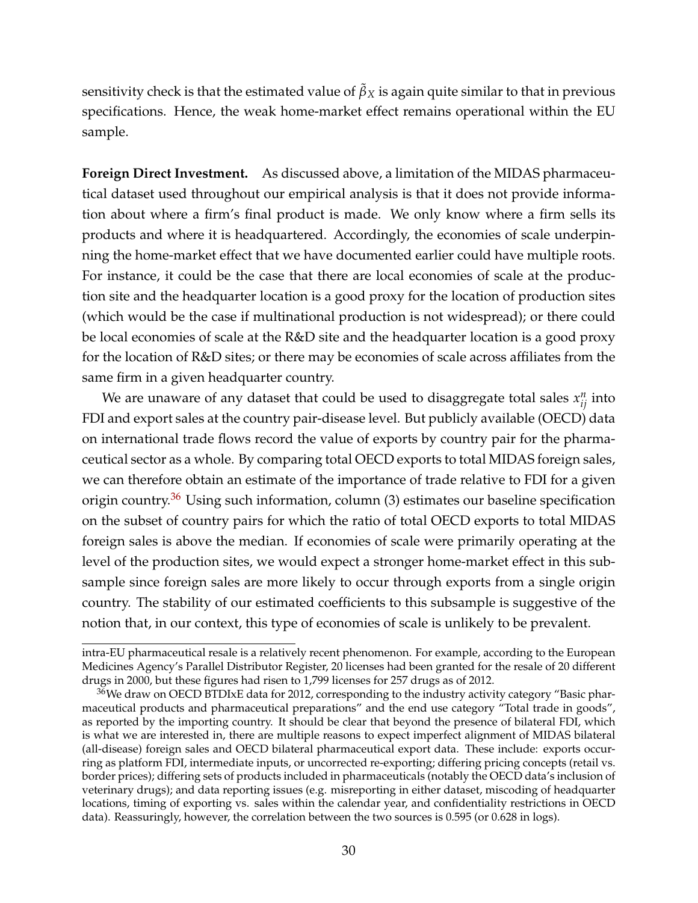sensitivity check is that the estimated value of $\tilde{\beta}_X$ is again quite similar to that in previous specifications. Hence, the weak home-market effect remains operational within the EU sample.

**Foreign Direct Investment.** As discussed above, a limitation of the MIDAS pharmaceutical dataset used throughout our empirical analysis is that it does not provide information about where a firm's final product is made. We only know where a firm sells its products and where it is headquartered. Accordingly, the economies of scale underpinning the home-market effect that we have documented earlier could have multiple roots. For instance, it could be the case that there are local economies of scale at the production site and the headquarter location is a good proxy for the location of production sites (which would be the case if multinational production is not widespread); or there could be local economies of scale at the R&D site and the headquarter location is a good proxy for the location of R&D sites; or there may be economies of scale across affiliates from the same firm in a given headquarter country.

We are unaware of any dataset that could be used to disaggregate total sales $x_{ij}^n$ into FDI and export sales at the country pair-disease level. But publicly available (OECD) data on international trade flows record the value of exports by country pair for the pharmaceutical sector as a whole. By comparing total OECD exports to total MIDAS foreign sales, we can therefore obtain an estimate of the importance of trade relative to FDI for a given origin country.[36] Using such information, column (3) estimates our baseline specification on the subset of country pairs for which the ratio of total OECD exports to total MIDAS foreign sales is above the median. If economies of scale were primarily operating at the level of the production sites, we would expect a stronger home-market effect in this subsample since foreign sales are more likely to occur through exports from a single origin country. The stability of our estimated coefficients to this subsample is suggestive of the notion that, in our context, this type of economies of scale is unlikely to be prevalent.

intra-EU pharmaceutical resale is a relatively recent phenomenon. For example, according to the European Medicines Agency's Parallel Distributor Register, 20 licenses had been granted for the resale of 20 different drugs in 2000, but these figures had risen to 1,799 licenses for 257 drugs as of 2012.

[36] We draw on OECD BTDIxE data for 2012, corresponding to the industry activity category "Basic pharmaceutical products and pharmaceutical preparations" and the end use category "Total trade in goods", as reported by the importing country. It should be clear that beyond the presence of bilateral FDI, which is what we are interested in, there are multiple reasons to expect imperfect alignment of MIDAS bilateral (all-disease) foreign sales and OECD bilateral pharmaceutical export data. These include: exports occurring as platform FDI, intermediate inputs, or uncorrected re-exporting; differing pricing concepts (retail vs. border prices); differing sets of products included in pharmaceuticals (notably the OECD data's inclusion of veterinary drugs); and data reporting issues (e.g. misreporting in either dataset, miscoding of headquarter locations, timing of exporting vs. sales within the calendar year, and confidentiality restrictions in OECD data). Reassuringly, however, the correlation between the two sources is 0.595 (or 0.628 in logs).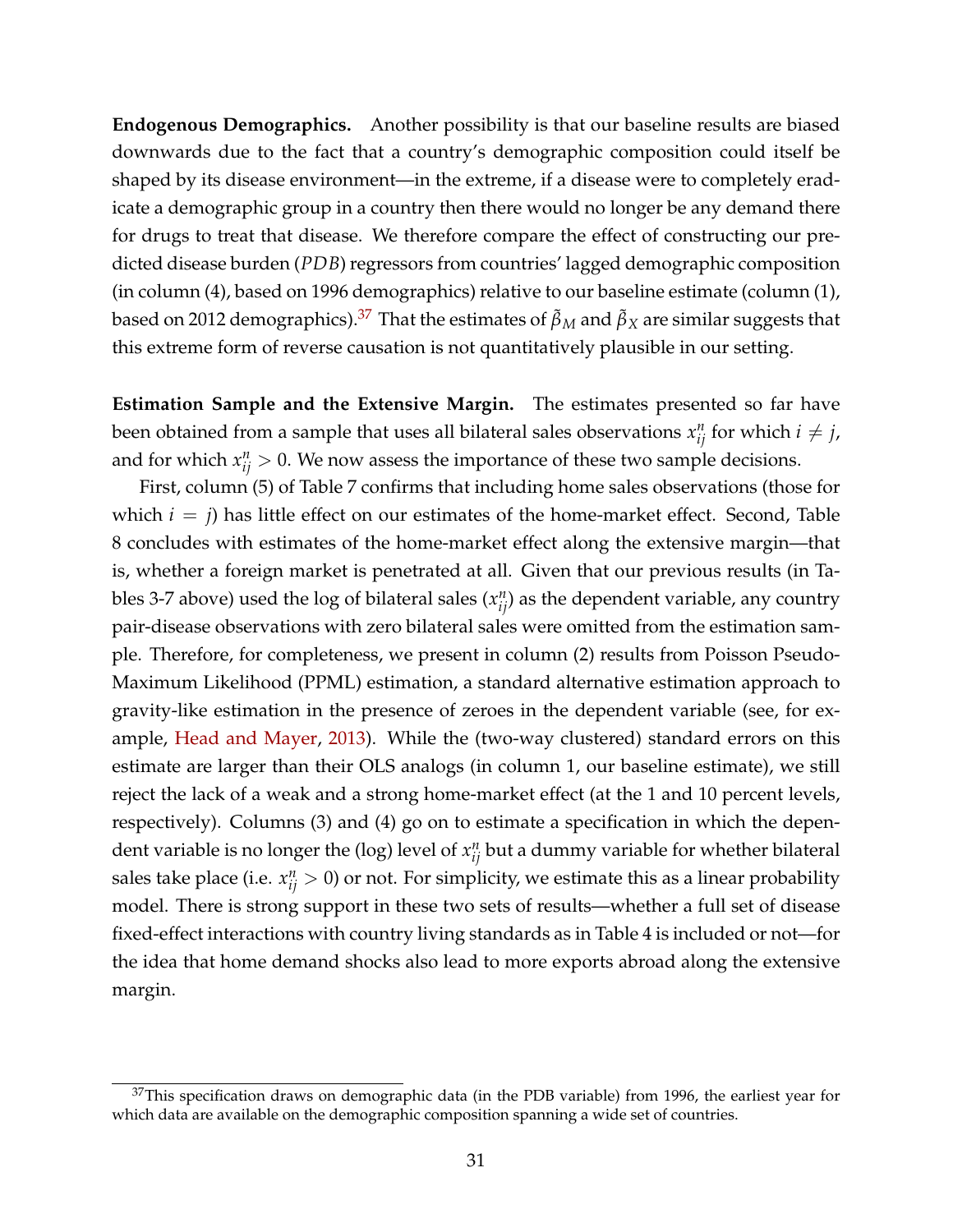**Endogenous Demographics.** Another possibility is that our baseline results are biased downwards due to the fact that a country's demographic composition could itself be shaped by its disease environment—in the extreme, if a disease were to completely eradicate a demographic group in a country then there would no longer be any demand there for drugs to treat that disease. We therefore compare the effect of constructing our predicted disease burden ($PDB$) regressors from countries' lagged demographic composition (in column (4), based on 1996 demographics) relative to our baseline estimate (column (1), based on 2012 demographics).[37] That the estimates of $\tilde{\beta}_M$ and $\tilde{\beta}_X$ are similar suggests that this extreme form of reverse causation is not quantitatively plausible in our setting.

**Estimation Sample and the Extensive Margin.** The estimates presented so far have been obtained from a sample that uses all bilateral sales observations $x_{ij}^n$ for which $i \neq j$, and for which $x_{ij}^n > 0$. We now assess the importance of these two sample decisions.

First, column (5) of Table 7 confirms that including home sales observations (those for which $i = j$) has little effect on our estimates of the home-market effect. Second, Table 8 concludes with estimates of the home-market effect along the extensive margin—that is, whether a foreign market is penetrated at all. Given that our previous results (in Tables 3-7 above) used the log of bilateral sales ($x_{ij}^n$) as the dependent variable, any country pair-disease observations with zero bilateral sales were omitted from the estimation sample. Therefore, for completeness, we present in column (2) results from Poisson Pseudo-Maximum Likelihood (PPML) estimation, a standard alternative estimation approach to gravity-like estimation in the presence of zeroes in the dependent variable (see, for example, Head and Mayer, 2013). While the (two-way clustered) standard errors on this estimate are larger than their OLS analogs (in column 1, our baseline estimate), we still reject the lack of a weak and a strong home-market effect (at the 1 and 10 percent levels, respectively). Columns (3) and (4) go on to estimate a specification in which the dependent variable is no longer the (log) level of $x_{ij}^n$ but a dummy variable for whether bilateral sales take place (i.e. $x_{ij}^n > 0$) or not. For simplicity, we estimate this as a linear probability model. There is strong support in these two sets of results—whether a full set of disease fixed-effect interactions with country living standards as in Table 4 is included or not—for the idea that home demand shocks also lead to more exports abroad along the extensive margin.

[37] This specification draws on demographic data (in the PDB variable) from 1996, the earliest year for which data are available on the demographic composition spanning a wide set of countries.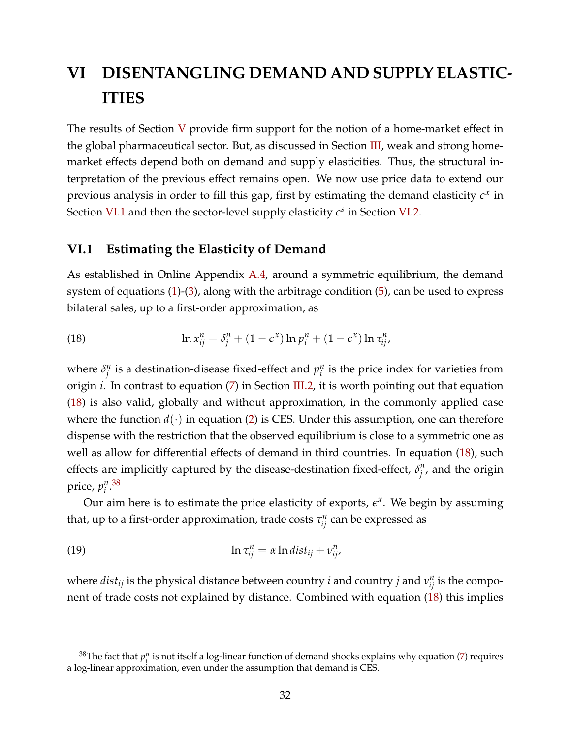# VI DISENTANGLING DEMAND AND SUPPLY ELASTICITIES

The results of Section V provide firm support for the notion of a home-market effect in the global pharmaceutical sector. But, as discussed in Section III, weak and strong home-market effects depend both on demand and supply elasticities. Thus, the structural interpretation of the previous effect remains open. We now use price data to extend our previous analysis in order to fill this gap, first by estimating the demand elasticity $\epsilon^x$ in Section VI.1 and then the sector-level supply elasticity $\epsilon^s$ in Section VI.2.

## VI.1 Estimating the Elasticity of Demand

As established in Online Appendix A.4, around a symmetric equilibrium, the demand system of equations (1)-(3), along with the arbitrage condition (5), can be used to express bilateral sales, up to a first-order approximation, as

$$\ln x_{ij}^n = \delta_j^n + (1 - \epsilon^x) \ln p_i^n + (1 - \epsilon^x) \ln \tau_{ij}^n, \tag{18}$$

where $\delta_j^n$ is a destination-disease fixed-effect and $p_i^n$ is the price index for varieties from origin $i$. In contrast to equation (7) in Section III.2, it is worth pointing out that equation (18) is also valid, globally and without approximation, in the commonly applied case where the function $d(\cdot)$ in equation (2) is CES. Under this assumption, one can therefore dispense with the restriction that the observed equilibrium is close to a symmetric one as well as allow for differential effects of demand in third countries. In equation (18), such effects are implicitly captured by the disease-destination fixed-effect, $\delta_j^n$, and the origin price, $p_i^n$.[38]

Our aim here is to estimate the price elasticity of exports, $\epsilon^x$. We begin by assuming that, up to a first-order approximation, trade costs $\tau_{ij}^n$ can be expressed as

$$\ln \tau_{ij}^n = \alpha \ln dist_{ij} + \nu_{ij}^n, \tag{19}$$

where $dist_{ij}$ is the physical distance between country $i$ and country $j$ and $\nu_{ij}^n$ is the component of trade costs not explained by distance. Combined with equation (18) this implies

[38] The fact that $p_i^n$ is not itself a log-linear function of demand shocks explains why equation (7) requires a log-linear approximation, even under the assumption that demand is CES.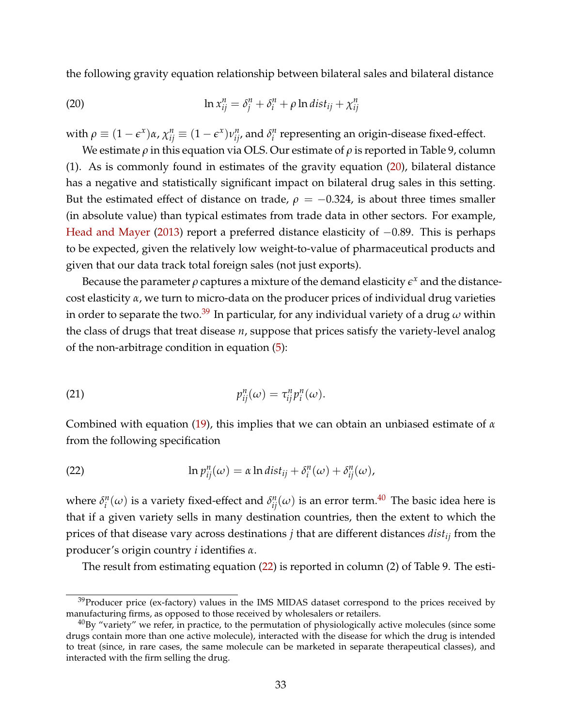the following gravity equation relationship between bilateral sales and bilateral distance

$$\ln x_{ij}^n = \delta_j^n + \delta_i^n + \rho \ln dist_{ij} + \chi_{ij}^n \tag{20}$$

with $\rho \equiv (1-\epsilon^x)\alpha$, $\chi_{ij}^n \equiv (1-\epsilon^x)\nu_{ij}^n$, and $\delta_i^n$ representing an origin-disease fixed-effect.

We estimate $\rho$ in this equation via OLS. Our estimate of $\rho$ is reported in Table 9, column (1). As is commonly found in estimates of the gravity equation (20), bilateral distance has a negative and statistically significant impact on bilateral drug sales in this setting. But the estimated effect of distance on trade, $\rho = -0.324$, is about three times smaller (in absolute value) than typical estimates from trade data in other sectors. For example, Head and Mayer (2013) report a preferred distance elasticity of $-0.89$. This is perhaps to be expected, given the relatively low weight-to-value of pharmaceutical products and given that our data track total foreign sales (not just exports).

Because the parameter $\rho$ captures a mixture of the demand elasticity $\epsilon^x$ and the distance-cost elasticity $\alpha$, we turn to micro-data on the producer prices of individual drug varieties in order to separate the two.[39] In particular, for any individual variety of a drug $\omega$ within the class of drugs that treat disease $n$, suppose that prices satisfy the variety-level analog of the non-arbitrage condition in equation (5):

$$p_{ij}^n(\omega) = \tau_{ij}^n p_i^n(\omega). \tag{21}$$

Combined with equation (19), this implies that we can obtain an unbiased estimate of $\alpha$ from the following specification

$$\ln p_{ij}^n(\omega) = \alpha \ln dist_{ij} + \delta_i^n(\omega) + \delta_{ij}^n(\omega), \tag{22}$$

where $\delta_i^n(\omega)$ is a variety fixed-effect and $\delta_{ij}^n(\omega)$ is an error term.[40] The basic idea here is that if a given variety sells in many destination countries, then the extent to which the prices of that disease vary across destinations $j$ that are different distances $dist_{ij}$ from the producer's origin country $i$ identifies $\alpha$.

The result from estimating equation (22) is reported in column (2) of Table 9. The esti-

[39] Producer price (ex-factory) values in the IMS MIDAS dataset correspond to the prices received by manufacturing firms, as opposed to those received by wholesalers or retailers.

[40] By "variety" we refer, in practice, to the permutation of physiologically active molecules (since some drugs contain more than one active molecule), interacted with the disease for which the drug is intended to treat (since, in rare cases, the same molecule can be marketed in separate therapeutical classes), and interacted with the firm selling the drug.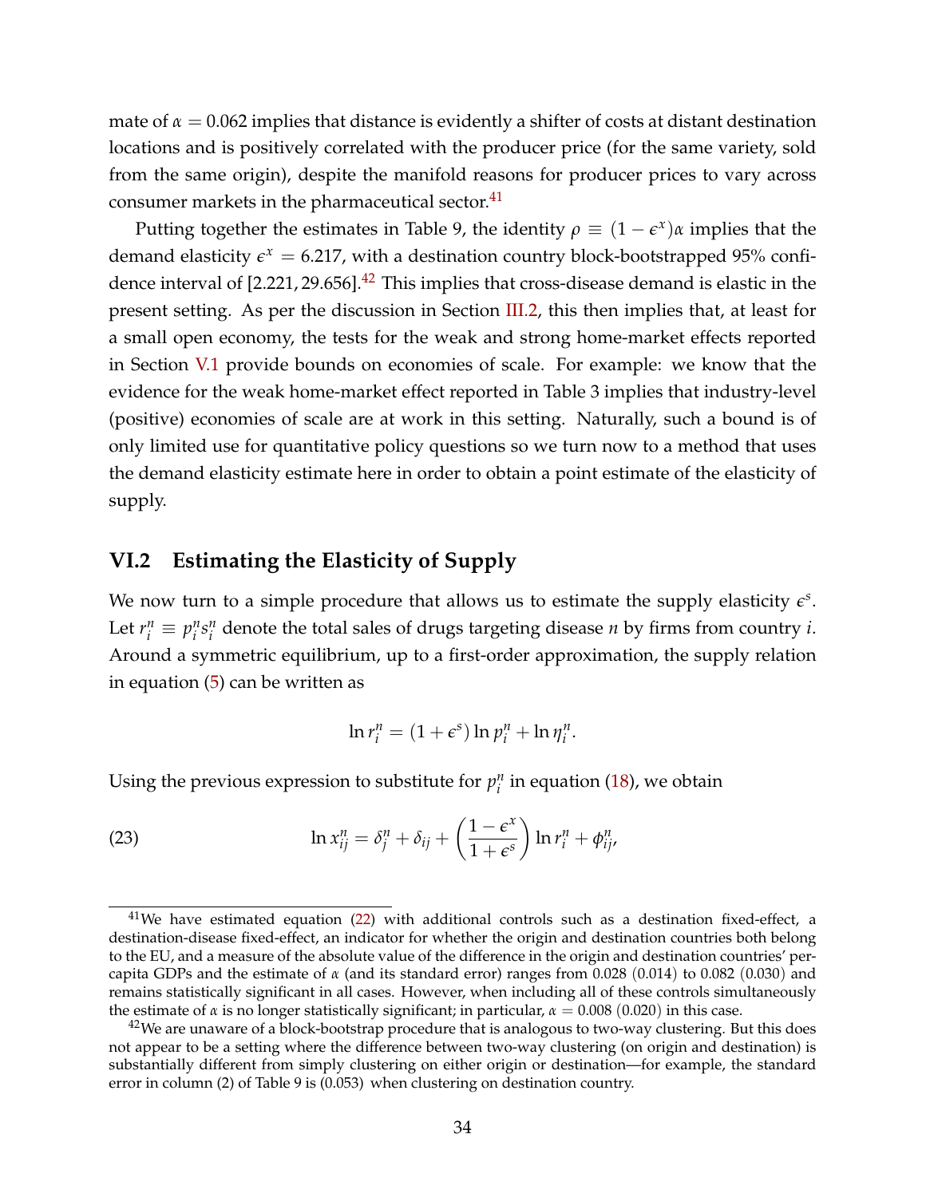mate of $\alpha = 0.062$ implies that distance is evidently a shifter of costs at distant destination locations and is positively correlated with the producer price (for the same variety, sold from the same origin), despite the manifold reasons for producer prices to vary across consumer markets in the pharmaceutical sector.[41]

Putting together the estimates in Table 9, the identity $\rho \equiv (1 - \epsilon^x)\alpha$ implies that the demand elasticity $\epsilon^x = 6.217$, with a destination country block-bootstrapped 95% confidence interval of $[2.221, 29.656]$.[42] This implies that cross-disease demand is elastic in the present setting. As per the discussion in Section III.2, this then implies that, at least for a small open economy, the tests for the weak and strong home-market effects reported in Section V.1 provide bounds on economies of scale. For example: we know that the evidence for the weak home-market effect reported in Table 3 implies that industry-level (positive) economies of scale are at work in this setting. Naturally, such a bound is of only limited use for quantitative policy questions so we turn now to a method that uses the demand elasticity estimate here in order to obtain a point estimate of the elasticity of supply.

## VI.2 Estimating the Elasticity of Supply

We now turn to a simple procedure that allows us to estimate the supply elasticity $\epsilon^s$. Let $r_i^n \equiv p_i^n s_i^n$ denote the total sales of drugs targeting disease $n$ by firms from country $i$. Around a symmetric equilibrium, up to a first-order approximation, the supply relation in equation (5) can be written as

$$\ln r_i^n = (1 + \epsilon^s) \ln p_i^n + \ln \eta_i^n.$$

Using the previous expression to substitute for $p_i^n$ in equation (18), we obtain

$$\ln x_{ij}^n = \delta_j^n + \delta_{ij} + \left( \frac{1 - \epsilon^x}{1 + \epsilon^s} \right) \ln r_i^n + \phi_{ij}^n, \tag{23}$$

[41] We have estimated equation (22) with additional controls such as a destination fixed-effect, a destination-disease fixed-effect, an indicator for whether the origin and destination countries both belong to the EU, and a measure of the absolute value of the difference in the origin and destination countries' per-capita GDPs and the estimate of $\alpha$ (and its standard error) ranges from 0.028 (0.014) to 0.082 (0.030) and remains statistically significant in all cases. However, when including all of these controls simultaneously the estimate of $\alpha$ is no longer statistically significant; in particular, $\alpha = 0.008$ (0.020) in this case.

[42] We are unaware of a block-bootstrap procedure that is analogous to two-way clustering. But this does not appear to be a setting where the difference between two-way clustering (on origin and destination) is substantially different from simply clustering on either origin or destination—for example, the standard error in column (2) of Table 9 is (0.053) when clustering on destination country.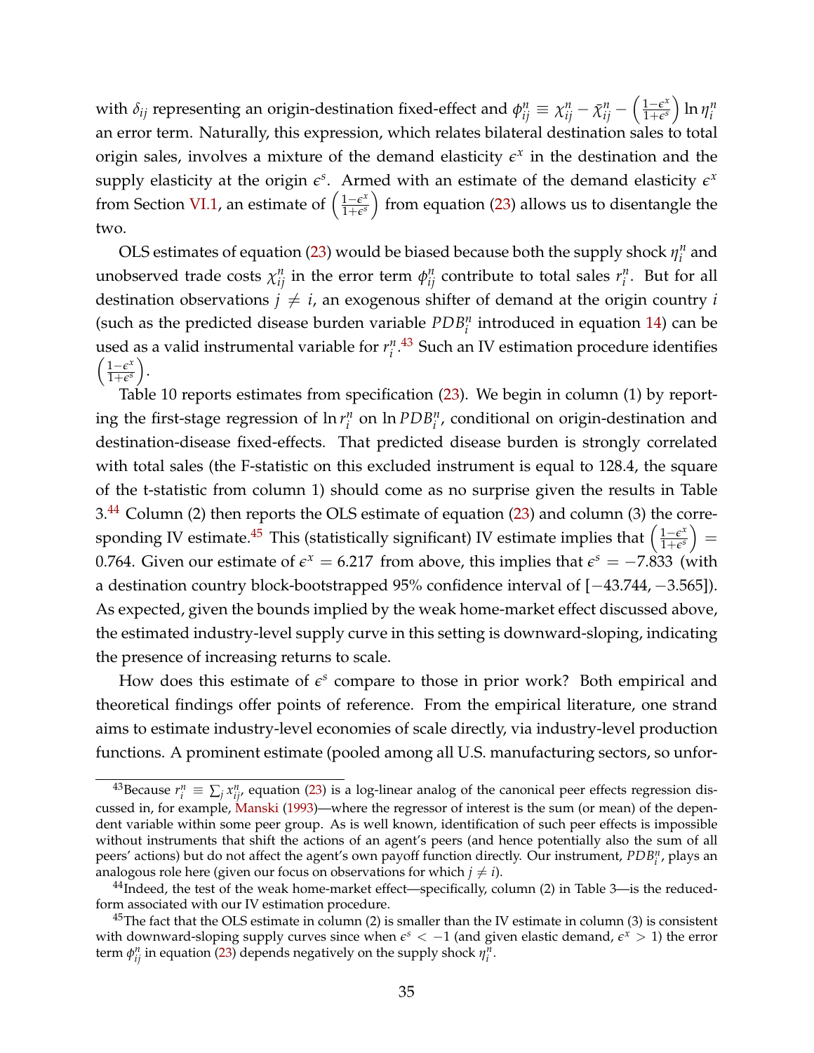with $\delta_{ij}$ representing an origin-destination fixed-effect and $\phi_{ij}^n \equiv \chi_{ij}^n - \bar{\chi}_{ij}^n - \left(\frac{1-\epsilon^x}{1+\epsilon^s}\right) \ln \eta_i^n$ an error term. Naturally, this expression, which relates bilateral destination sales to total origin sales, involves a mixture of the demand elasticity $\epsilon^x$ in the destination and the supply elasticity at the origin $\epsilon^s$. Armed with an estimate of the demand elasticity $\epsilon^x$ from Section VI.1, an estimate of $\left(\frac{1-\epsilon^x}{1+\epsilon^s}\right)$ from equation (23) allows us to disentangle the two.

OLS estimates of equation (23) would be biased because both the supply shock $\eta_i^n$ and unobserved trade costs $\chi_{ij}^n$ in the error term $\phi_{ij}^n$ contribute to total sales $r_i^n$. But for all destination observations $j \neq i$, an exogenous shifter of demand at the origin country $i$ (such as the predicted disease burden variable $PDB_i^n$ introduced in equation 14) can be used as a valid instrumental variable for $r_i^n$.[43] Such an IV estimation procedure identifies $\left(\frac{1-\epsilon^x}{1+\epsilon^s}\right)$.

Table 10 reports estimates from specification (23). We begin in column (1) by reporting the first-stage regression of $\ln r_i^n$ on $\ln PDB_i^n$, conditional on origin-destination and destination-disease fixed-effects. That predicted disease burden is strongly correlated with total sales (the F-statistic on this excluded instrument is equal to 128.4, the square of the t-statistic from column 1) should come as no surprise given the results in Table 3.[44] Column (2) then reports the OLS estimate of equation (23) and column (3) the corresponding IV estimate.[45] This (statistically significant) IV estimate implies that $\left(\frac{1-\epsilon^x}{1+\epsilon^s}\right) = 0.764$. Given our estimate of $\epsilon^x = 6.217$ from above, this implies that $\epsilon^s = -7.833$ (with a destination country block-bootstrapped 95% confidence interval of $[-43.744, -3.565]$). As expected, given the bounds implied by the weak home-market effect discussed above, the estimated industry-level supply curve in this setting is downward-sloping, indicating the presence of increasing returns to scale.

How does this estimate of $\epsilon^s$ compare to those in prior work? Both empirical and theoretical findings offer points of reference. From the empirical literature, one strand aims to estimate industry-level economies of scale directly, via industry-level production functions. A prominent estimate (pooled among all U.S. manufacturing sectors, so unfor-

[43] Because $r_i^n \equiv \sum_j x_{ij}^n$, equation (23) is a log-linear analog of the canonical peer effects regression discussed in, for example, Manski (1993)—where the regressor of interest is the sum (or mean) of the dependent variable within some peer group. As is well known, identification of such peer effects is impossible without instruments that shift the actions of an agent's peers (and hence potentially also the sum of all peers' actions) but do not affect the agent's own payoff function directly. Our instrument, $PDB_i^n$, plays an analogous role here (given our focus on observations for which $j \neq i$).

[44] Indeed, the test of the weak home-market effect—specifically, column (2) in Table 3—is the reduced-form associated with our IV estimation procedure.

[45] The fact that the OLS estimate in column (2) is smaller than the IV estimate in column (3) is consistent with downward-sloping supply curves since when $\epsilon^s < -1$ (and given elastic demand, $\epsilon^x > 1$) the error term $\phi_{ij}^n$ in equation (23) depends negatively on the supply shock $\eta_i^n$.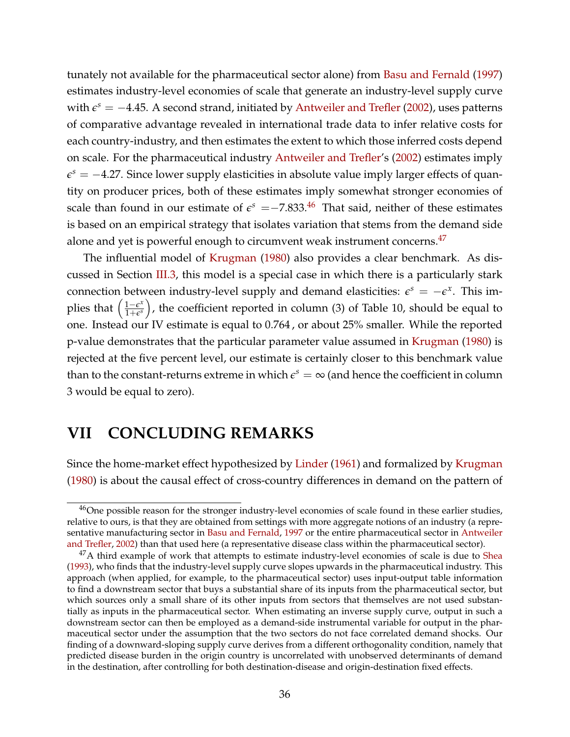tunately not available for the pharmaceutical sector alone) from Basu and Fernald (1997) estimates industry-level economies of scale that generate an industry-level supply curve with $\epsilon^s = -4.45$. A second strand, initiated by Antweiler and Trefler (2002), uses patterns of comparative advantage revealed in international trade data to infer relative costs for each country-industry, and then estimates the extent to which those inferred costs depend on scale. For the pharmaceutical industry Antweiler and Trefler's (2002) estimates imply $\epsilon^s = -4.27$. Since lower supply elasticities in absolute value imply larger effects of quantity on producer prices, both of these estimates imply somewhat stronger economies of scale than found in our estimate of $\epsilon^s = -7.833$.[46] That said, neither of these estimates is based on an empirical strategy that isolates variation that stems from the demand side alone and yet is powerful enough to circumvent weak instrument concerns.[47]

The influential model of Krugman (1980) also provides a clear benchmark. As discussed in Section III.3, this model is a special case in which there is a particularly stark connection between industry-level supply and demand elasticities: $\epsilon^s = -\epsilon^x$. This implies that $\left(\frac{1-\epsilon^x}{1+\epsilon^s}\right)$, the coefficient reported in column (3) of Table 10, should be equal to one. Instead our IV estimate is equal to 0.764, or about 25% smaller. While the reported p-value demonstrates that the particular parameter value assumed in Krugman (1980) is rejected at the five percent level, our estimate is certainly closer to this benchmark value than to the constant-returns extreme in which $\epsilon^s = \infty$ (and hence the coefficient in column 3 would be equal to zero).

# VII CONCLUDING REMARKS

Since the home-market effect hypothesized by Linder (1961) and formalized by Krugman (1980) is about the causal effect of cross-country differences in demand on the pattern of

---

[46] One possible reason for the stronger industry-level economies of scale found in these earlier studies, relative to ours, is that they are obtained from settings with more aggregate notions of an industry (a representative manufacturing sector in Basu and Fernald, 1997 or the entire pharmaceutical sector in Antweiler and Trefler, 2002) than that used here (a representative disease class within the pharmaceutical sector).

[47] A third example of work that attempts to estimate industry-level economies of scale is due to Shea (1993), who finds that the industry-level supply curve slopes upwards in the pharmaceutical industry. This approach (when applied, for example, to the pharmaceutical sector) uses input-output table information to find a downstream sector that buys a substantial share of its inputs from the pharmaceutical sector, but which sources only a small share of its other inputs from sectors that themselves are not used substantially as inputs in the pharmaceutical sector. When estimating an inverse supply curve, output in such a downstream sector can then be employed as a demand-side instrumental variable for output in the pharmaceutical sector under the assumption that the two sectors do not face correlated demand shocks. Our finding of a downward-sloping supply curve derives from a different orthogonality condition, namely that predicted disease burden in the origin country is uncorrelated with unobserved determinants of demand in the destination, after controlling for both destination-disease and origin-destination fixed effects.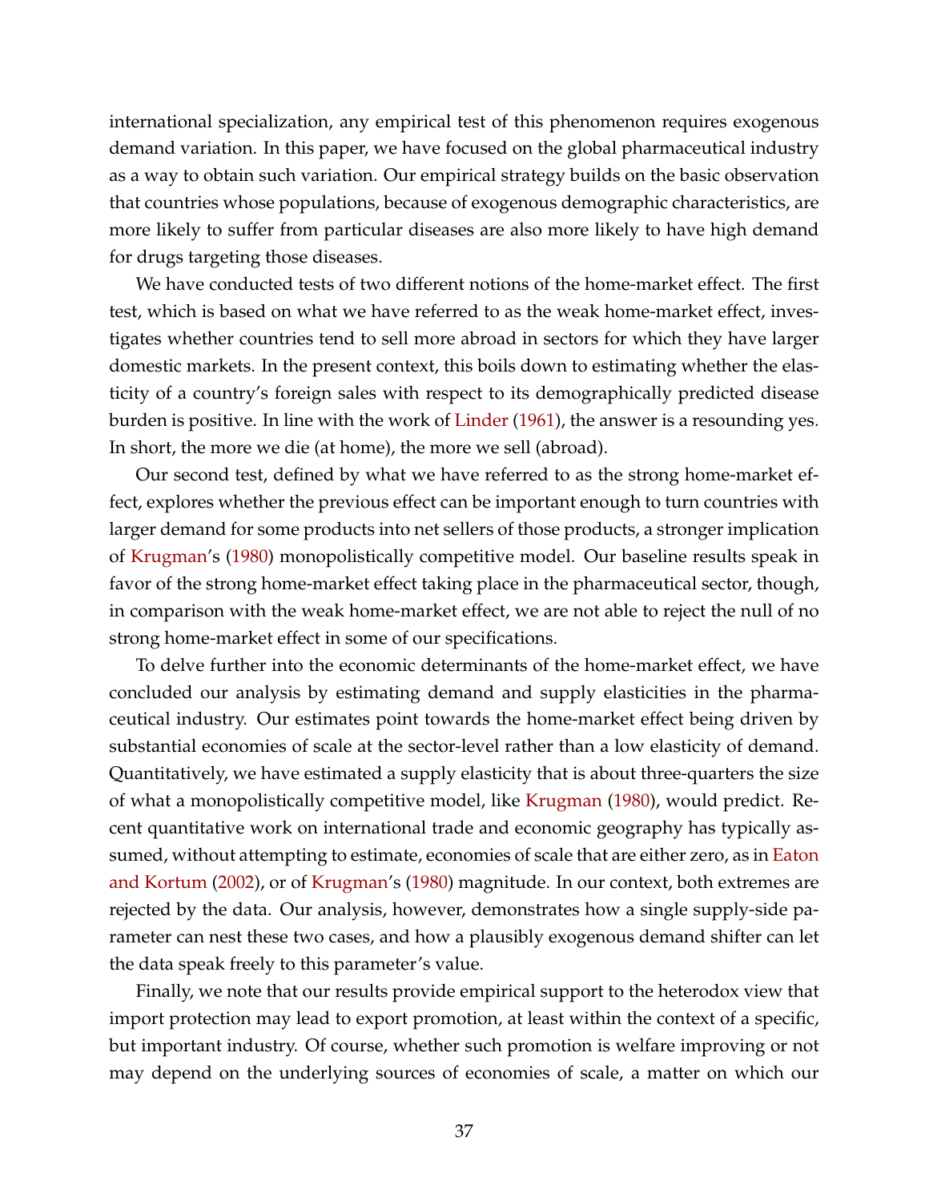international specialization, any empirical test of this phenomenon requires exogenous demand variation. In this paper, we have focused on the global pharmaceutical industry as a way to obtain such variation. Our empirical strategy builds on the basic observation that countries whose populations, because of exogenous demographic characteristics, are more likely to suffer from particular diseases are also more likely to have high demand for drugs targeting those diseases.

We have conducted tests of two different notions of the home-market effect. The first test, which is based on what we have referred to as the weak home-market effect, investigates whether countries tend to sell more abroad in sectors for which they have larger domestic markets. In the present context, this boils down to estimating whether the elasticity of a country's foreign sales with respect to its demographically predicted disease burden is positive. In line with the work of Linder (1961), the answer is a resounding yes. In short, the more we die (at home), the more we sell (abroad).

Our second test, defined by what we have referred to as the strong home-market effect, explores whether the previous effect can be important enough to turn countries with larger demand for some products into net sellers of those products, a stronger implication of Krugman's (1980) monopolistically competitive model. Our baseline results speak in favor of the strong home-market effect taking place in the pharmaceutical sector, though, in comparison with the weak home-market effect, we are not able to reject the null of no strong home-market effect in some of our specifications.

To delve further into the economic determinants of the home-market effect, we have concluded our analysis by estimating demand and supply elasticities in the pharmaceutical industry. Our estimates point towards the home-market effect being driven by substantial economies of scale at the sector-level rather than a low elasticity of demand. Quantitatively, we have estimated a supply elasticity that is about three-quarters the size of what a monopolistically competitive model, like Krugman (1980), would predict. Recent quantitative work on international trade and economic geography has typically assumed, without attempting to estimate, economies of scale that are either zero, as in Eaton and Kortum (2002), or of Krugman's (1980) magnitude. In our context, both extremes are rejected by the data. Our analysis, however, demonstrates how a single supply-side parameter can nest these two cases, and how a plausibly exogenous demand shifter can let the data speak freely to this parameter's value.

Finally, we note that our results provide empirical support to the heterodox view that import protection may lead to export promotion, at least within the context of a specific, but important industry. Of course, whether such promotion is welfare improving or not may depend on the underlying sources of economies of scale, a matter on which our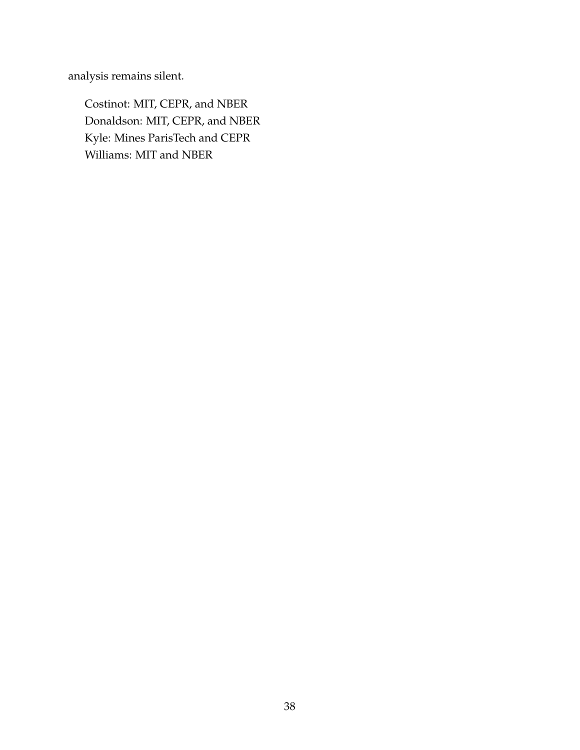analysis remains silent.

Costinot: MIT, CEPR, and NBER
Donaldson: MIT, CEPR, and NBER
Kyle: Mines ParisTech and CEPR
Williams: MIT and NBER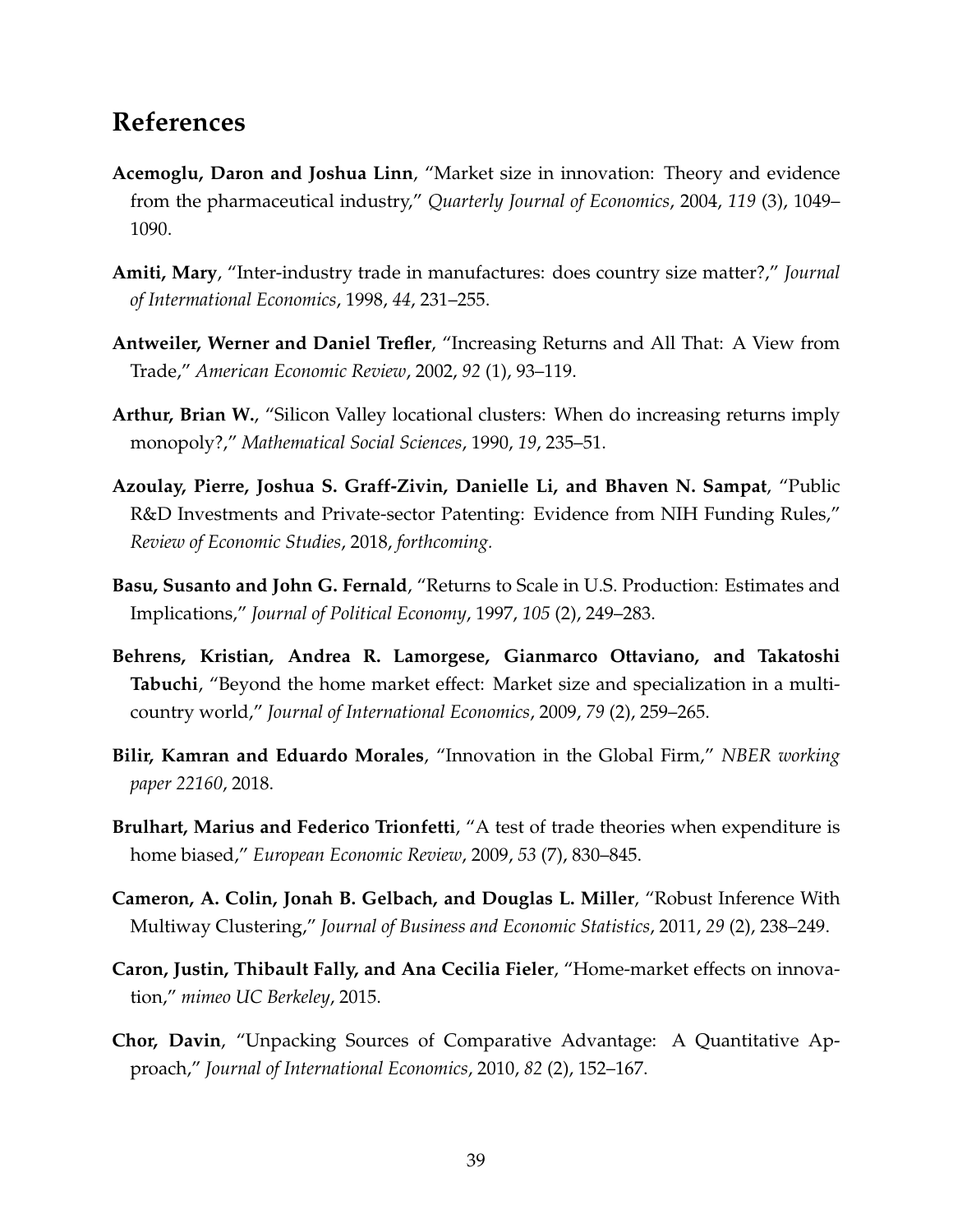# References

**Acemoglu, Daron and Joshua Linn**, "Market size in innovation: Theory and evidence from the pharmaceutical industry," *Quarterly Journal of Economics*, 2004, *119* (3), 1049–1090.

**Amiti, Mary**, "Inter-industry trade in manufactures: does country size matter?," *Journal of Intermational Economics*, 1998, *44*, 231–255.

**Antweiler, Werner and Daniel Trefler**, "Increasing Returns and All That: A View from Trade," *American Economic Review*, 2002, *92* (1), 93–119.

**Arthur, Brian W.**, "Silicon Valley locational clusters: When do increasing returns imply monopoly?," *Mathematical Social Sciences*, 1990, *19*, 235–51.

**Azoulay, Pierre, Joshua S. Graff-Zivin, Danielle Li, and Bhaven N. Sampat**, "Public R&D Investments and Private-sector Patenting: Evidence from NIH Funding Rules," *Review of Economic Studies*, 2018, *forthcoming.*

**Basu, Susanto and John G. Fernald**, "Returns to Scale in U.S. Production: Estimates and Implications," *Journal of Political Economy*, 1997, *105* (2), 249–283.

**Behrens, Kristian, Andrea R. Lamorgese, Gianmarco Ottaviano, and Takatoshi Tabuchi**, "Beyond the home market effect: Market size and specialization in a multi-country world," *Journal of International Economics*, 2009, *79* (2), 259–265.

**Bilir, Kamran and Eduardo Morales**, "Innovation in the Global Firm," *NBER working paper 22160*, 2018.

**Brulhart, Marius and Federico Trionfetti**, "A test of trade theories when expenditure is home biased," *European Economic Review*, 2009, *53* (7), 830–845.

**Cameron, A. Colin, Jonah B. Gelbach, and Douglas L. Miller**, "Robust Inference With Multiway Clustering," *Journal of Business and Economic Statistics*, 2011, *29* (2), 238–249.

**Caron, Justin, Thibault Fally, and Ana Cecilia Fieler**, "Home-market effects on innovation," *mimeo UC Berkeley*, 2015.

**Chor, Davin**, "Unpacking Sources of Comparative Advantage: A Quantitative Approach," *Journal of International Economics*, 2010, *82* (2), 152–167.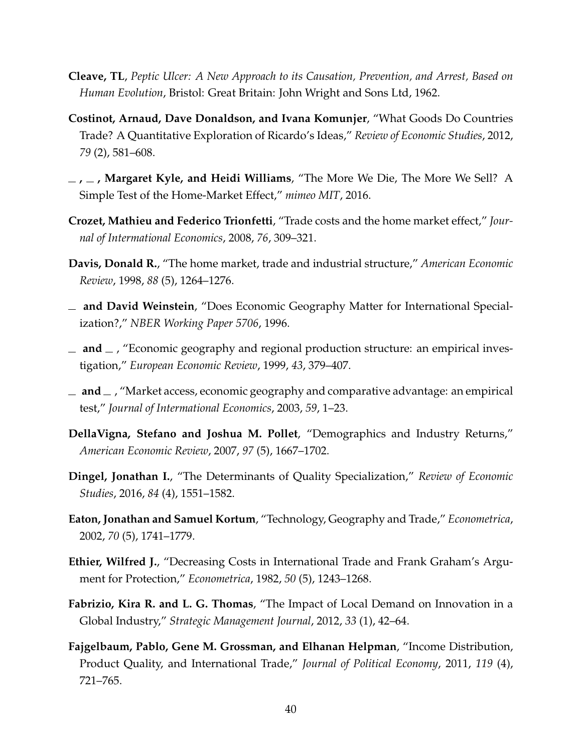**Cleave, TL**, *Peptic Ulcer: A New Approach to its Causation, Prevention, and Arrest, Based on Human Evolution*, Bristol: Great Britain: John Wright and Sons Ltd, 1962.

**Costinot, Arnaud, Dave Donaldson, and Ivana Komunjer**, "What Goods Do Countries Trade? A Quantitative Exploration of Ricardo's Ideas," *Review of Economic Studies*, 2012, *79* (2), 581–608.

**\_ , \_ , Margaret Kyle, and Heidi Williams**, "The More We Die, The More We Sell? A Simple Test of the Home-Market Effect," *mimeo MIT*, 2016.

**Crozet, Mathieu and Federico Trionfetti**, "Trade costs and the home market effect," *Journal of International Economics*, 2008, *76*, 309–321.

**Davis, Donald R.**, "The home market, trade and industrial structure," *American Economic Review*, 1998, *88* (5), 1264–1276.

**\_ and David Weinstein**, "Does Economic Geography Matter for International Specialization?," *NBER Working Paper 5706*, 1996.

**\_ and \_** , "Economic geography and regional production structure: an empirical investigation," *European Economic Review*, 1999, *43*, 379–407.

**\_ and \_** , "Market access, economic geography and comparative advantage: an empirical test," *Journal of International Economics*, 2003, *59*, 1–23.

**DellaVigna, Stefano and Joshua M. Pollet**, "Demographics and Industry Returns," *American Economic Review*, 2007, *97* (5), 1667–1702.

**Dingel, Jonathan I.**, "The Determinants of Quality Specialization," *Review of Economic Studies*, 2016, *84* (4), 1551–1582.

**Eaton, Jonathan and Samuel Kortum**, "Technology, Geography and Trade," *Econometrica*, 2002, *70* (5), 1741–1779.

**Ethier, Wilfred J.**, "Decreasing Costs in International Trade and Frank Graham's Argument for Protection," *Econometrica*, 1982, *50* (5), 1243–1268.

**Fabrizio, Kira R. and L. G. Thomas**, "The Impact of Local Demand on Innovation in a Global Industry," *Strategic Management Journal*, 2012, *33* (1), 42–64.

**Fajgelbaum, Pablo, Gene M. Grossman, and Elhanan Helpman**, "Income Distribution, Product Quality, and International Trade," *Journal of Political Economy*, 2011, *119* (4), 721–765.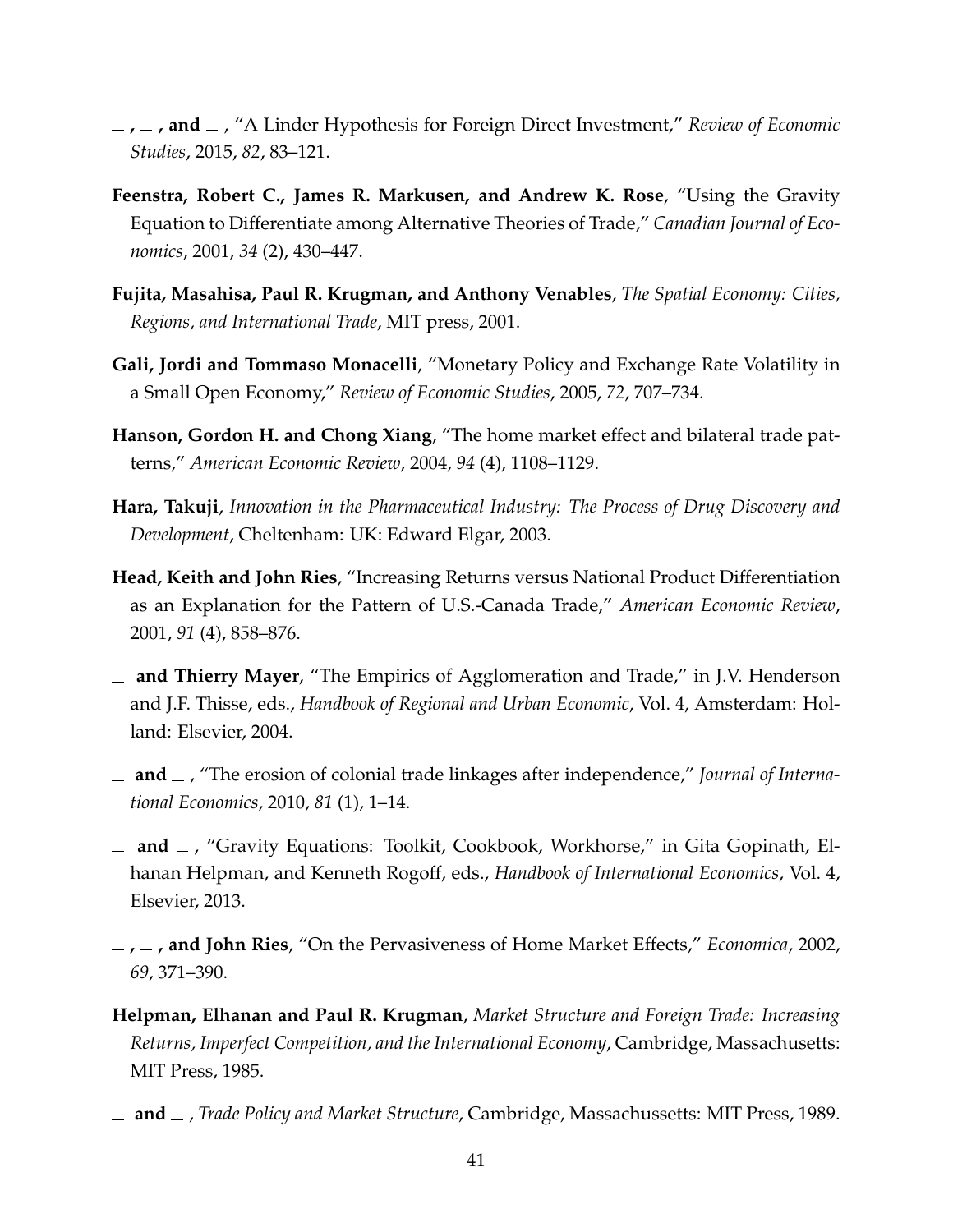_ , _ , **and** _ , "A Linder Hypothesis for Foreign Direct Investment," *Review of Economic Studies*, 2015, *82*, 83–121.

**Feenstra, Robert C., James R. Markusen, and Andrew K. Rose**, "Using the Gravity Equation to Differentiate among Alternative Theories of Trade," *Canadian Journal of Economics*, 2001, *34* (2), 430–447.

**Fujita, Masahisa, Paul R. Krugman, and Anthony Venables**, *The Spatial Economy: Cities, Regions, and International Trade*, MIT press, 2001.

**Gali, Jordi and Tommaso Monacelli**, "Monetary Policy and Exchange Rate Volatility in a Small Open Economy," *Review of Economic Studies*, 2005, *72*, 707–734.

**Hanson, Gordon H. and Chong Xiang**, "The home market effect and bilateral trade patterns," *American Economic Review*, 2004, *94* (4), 1108–1129.

**Hara, Takuji**, *Innovation in the Pharmaceutical Industry: The Process of Drug Discovery and Development*, Cheltenham: UK: Edward Elgar, 2003.

**Head, Keith and John Ries**, "Increasing Returns versus National Product Differentiation as an Explanation for the Pattern of U.S.-Canada Trade," *American Economic Review*, 2001, *91* (4), 858–876.

_ **and Thierry Mayer**, "The Empirics of Agglomeration and Trade," in J.V. Henderson and J.F. Thisse, eds., *Handbook of Regional and Urban Economic*, Vol. 4, Amsterdam: Holland: Elsevier, 2004.

_ **and** _ , "The erosion of colonial trade linkages after independence," *Journal of International Economics*, 2010, *81* (1), 1–14.

_ **and** _ , "Gravity Equations: Toolkit, Cookbook, Workhorse," in Gita Gopinath, Elhanan Helpman, and Kenneth Rogoff, eds., *Handbook of International Economics*, Vol. 4, Elsevier, 2013.

_ , _ , **and John Ries**, "On the Pervasiveness of Home Market Effects," *Economica*, 2002, *69*, 371–390.

**Helpman, Elhanan and Paul R. Krugman**, *Market Structure and Foreign Trade: Increasing Returns, Imperfect Competition, and the International Economy*, Cambridge, Massachusetts: MIT Press, 1985.

_ **and** _ , *Trade Policy and Market Structure*, Cambridge, Massachussetts: MIT Press, 1989.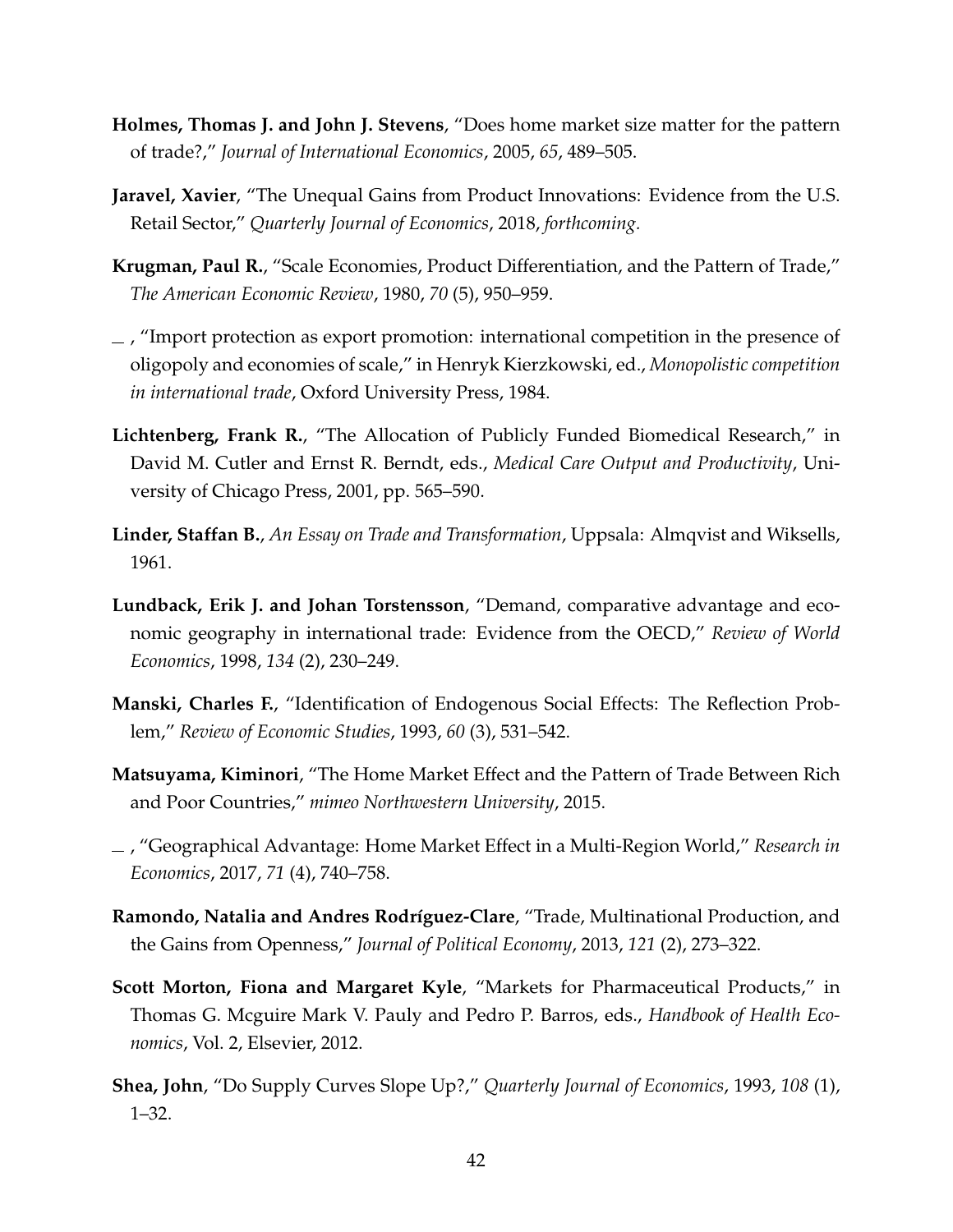**Holmes, Thomas J. and John J. Stevens**, "Does home market size matter for the pattern of trade?," *Journal of International Economics*, 2005, *65*, 489–505.

**Jaravel, Xavier**, "The Unequal Gains from Product Innovations: Evidence from the U.S. Retail Sector," *Quarterly Journal of Economics*, 2018, *forthcoming.*

**Krugman, Paul R.**, "Scale Economies, Product Differentiation, and the Pattern of Trade," *The American Economic Review*, 1980, *70* (5), 950–959.

— , "Import protection as export promotion: international competition in the presence of oligopoly and economies of scale," in Henryk Kierzkowski, ed., *Monopolistic competition in international trade*, Oxford University Press, 1984.

**Lichtenberg, Frank R.**, "The Allocation of Publicly Funded Biomedical Research," in David M. Cutler and Ernst R. Berndt, eds., *Medical Care Output and Productivity*, University of Chicago Press, 2001, pp. 565–590.

**Linder, Staffan B.**, *An Essay on Trade and Transformation*, Uppsala: Almqvist and Wiksells, 1961.

**Lundback, Erik J. and Johan Torstensson**, "Demand, comparative advantage and economic geography in international trade: Evidence from the OECD," *Review of World Economics*, 1998, *134* (2), 230–249.

**Manski, Charles F.**, "Identification of Endogenous Social Effects: The Reflection Problem," *Review of Economic Studies*, 1993, *60* (3), 531–542.

**Matsuyama, Kiminori**, "The Home Market Effect and the Pattern of Trade Between Rich and Poor Countries," *mimeo Northwestern University*, 2015.

— , "Geographical Advantage: Home Market Effect in a Multi-Region World," *Research in Economics*, 2017, *71* (4), 740–758.

**Ramondo, Natalia and Andres Rodríguez-Clare**, "Trade, Multinational Production, and the Gains from Openness," *Journal of Political Economy*, 2013, *121* (2), 273–322.

**Scott Morton, Fiona and Margaret Kyle**, "Markets for Pharmaceutical Products," in Thomas G. Mcguire Mark V. Pauly and Pedro P. Barros, eds., *Handbook of Health Economics*, Vol. 2, Elsevier, 2012.

**Shea, John**, "Do Supply Curves Slope Up?," *Quarterly Journal of Economics*, 1993, *108* (1), 1–32.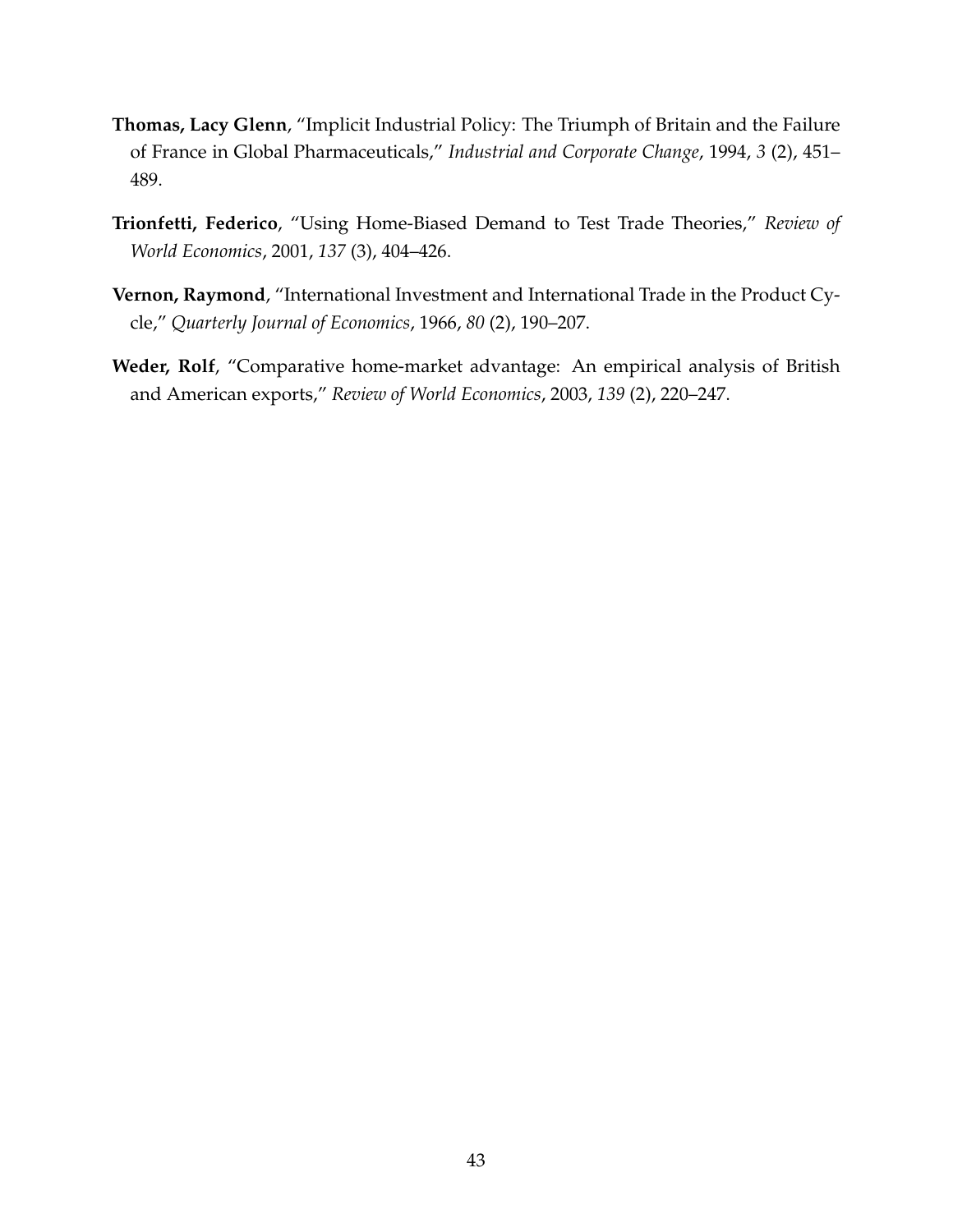**Thomas, Lacy Glenn**, "Implicit Industrial Policy: The Triumph of Britain and the Failure of France in Global Pharmaceuticals," *Industrial and Corporate Change*, 1994, *3* (2), 451–489.

**Trionfetti, Federico**, "Using Home-Biased Demand to Test Trade Theories," *Review of World Economics*, 2001, *137* (3), 404–426.

**Vernon, Raymond**, "International Investment and International Trade in the Product Cycle," *Quarterly Journal of Economics*, 1966, *80* (2), 190–207.

**Weder, Rolf**, "Comparative home-market advantage: An empirical analysis of British and American exports," *Review of World Economics*, 2003, *139* (2), 220–247.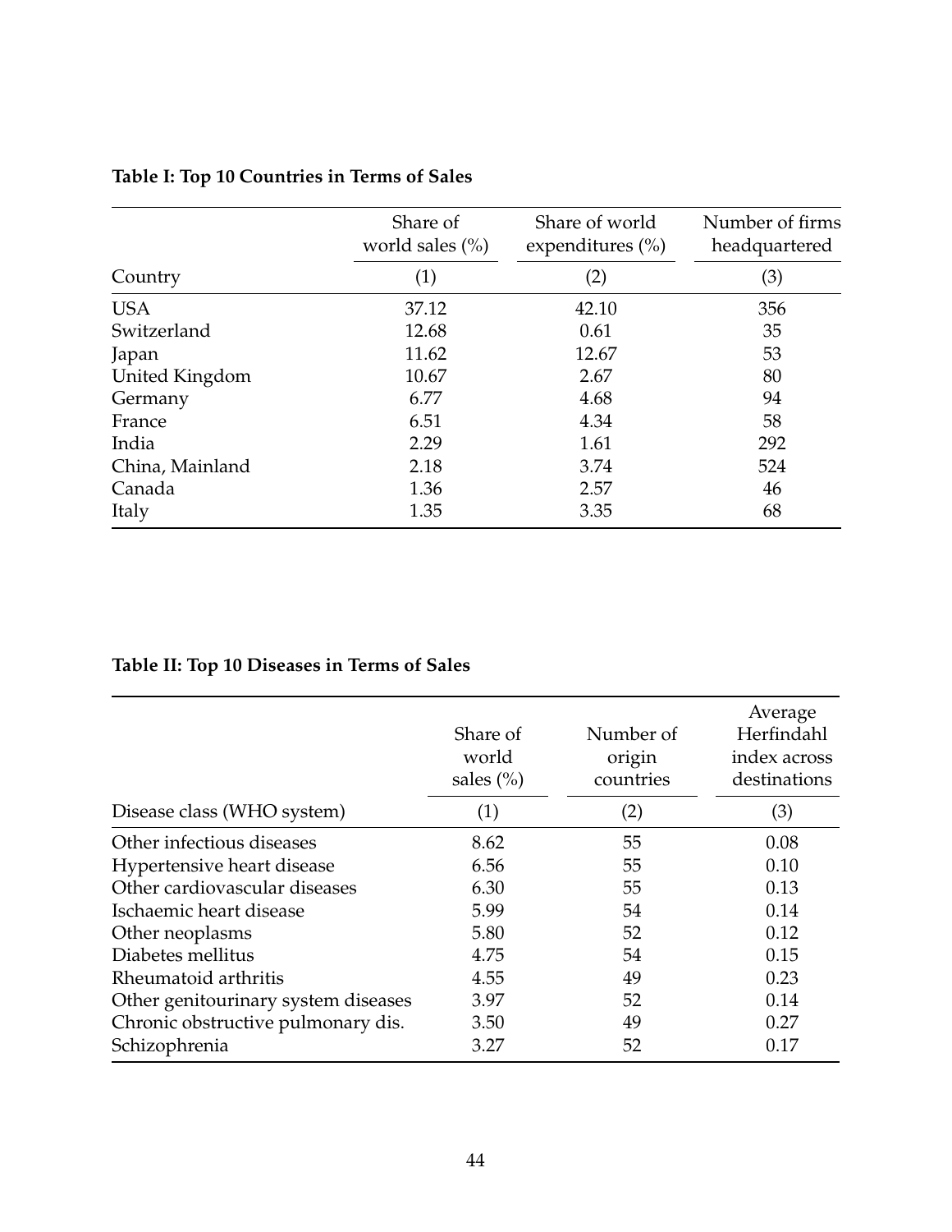**Table I: Top 10 Countries in Terms of Sales**

| | Share of world sales (%) | Share of world expenditures (%) | Number of firms headquartered |
|---|---|---|---|
| Country | (1) | (2) | (3) |
| USA | 37.12 | 42.10 | 356 |
| Switzerland | 12.68 | 0.61 | 35 |
| Japan | 11.62 | 12.67 | 53 |
| United Kingdom | 10.67 | 2.67 | 80 |
| Germany | 6.77 | 4.68 | 94 |
| France | 6.51 | 4.34 | 58 |
| India | 2.29 | 1.61 | 292 |
| China, Mainland | 2.18 | 3.74 | 524 |
| Canada | 1.36 | 2.57 | 46 |
| Italy | 1.35 | 3.35 | 68 |

**Table II: Top 10 Diseases in Terms of Sales**

| | Share of world sales (%) | Number of origin countries | Average Herfindahl index across destinations |
|---|---|---|---|
| Disease class (WHO system) | (1) | (2) | (3) |
| Other infectious diseases | 8.62 | 55 | 0.08 |
| Hypertensive heart disease | 6.56 | 55 | 0.10 |
| Other cardiovascular diseases | 6.30 | 55 | 0.13 |
| Ischaemic heart disease | 5.99 | 54 | 0.14 |
| Other neoplasms | 5.80 | 52 | 0.12 |
| Diabetes mellitus | 4.75 | 54 | 0.15 |
| Rheumatoid arthritis | 4.55 | 49 | 0.23 |
| Other genitourinary system diseases | 3.97 | 52 | 0.14 |
| Chronic obstructive pulmonary dis. | 3.50 | 49 | 0.27 |
| Schizophrenia | 3.27 | 52 | 0.17 |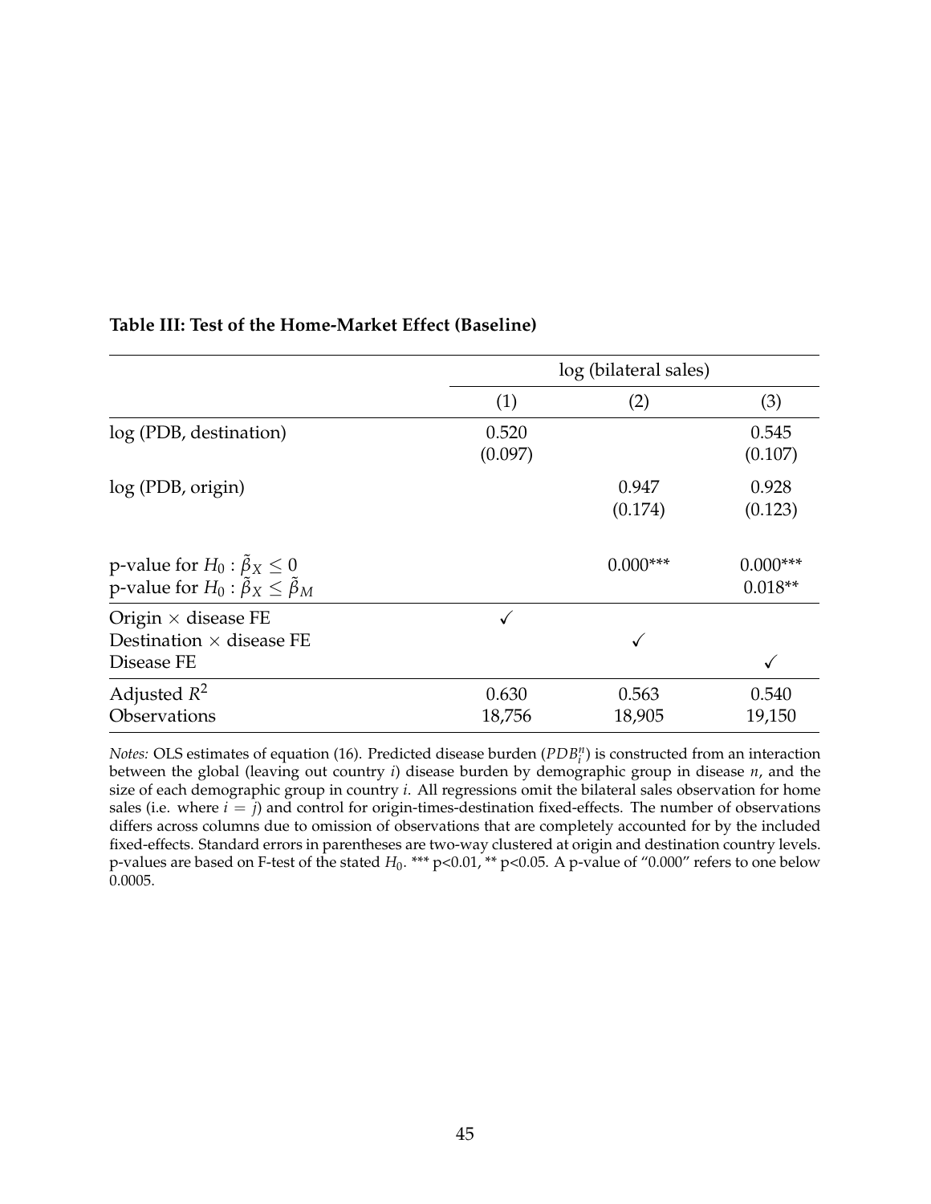**Table III: Test of the Home-Market Effect (Baseline)**

| | log (bilateral sales) | | |
|---|---|---|---|
| | (1) | (2) | (3) |
| log (PDB, destination) | 0.520<br>(0.097) | | 0.545<br>(0.107) |
| log (PDB, origin) | | 0.947<br>(0.174) | 0.928<br>(0.123) |
| p-value for $H_0 : \tilde{\beta}_X \leq 0$ | | 0.000*** | 0.000*** |
| p-value for $H_0 : \tilde{\beta}_X \leq \tilde{\beta}_M$ | | | 0.018** |
| Origin × disease FE | ✓ | | |
| Destination × disease FE | | ✓ | |
| Disease FE | | | ✓ |
| Adjusted $R^2$ | 0.630 | 0.563 | 0.540 |
| Observations | 18,756 | 18,905 | 19,150 |

*Notes:* OLS estimates of equation (16). Predicted disease burden ($PDB_i^n$) is constructed from an interaction between the global (leaving out country $i$) disease burden by demographic group in disease $n$, and the size of each demographic group in country $i$. All regressions omit the bilateral sales observation for home sales (i.e. where $i = j$) and control for origin-times-destination fixed-effects. The number of observations differs across columns due to omission of observations that are completely accounted for by the included fixed-effects. Standard errors in parentheses are two-way clustered at origin and destination country levels. p-values are based on F-test of the stated $H_0$. *** p<0.01, ** p<0.05. A p-value of "0.000" refers to one below 0.0005.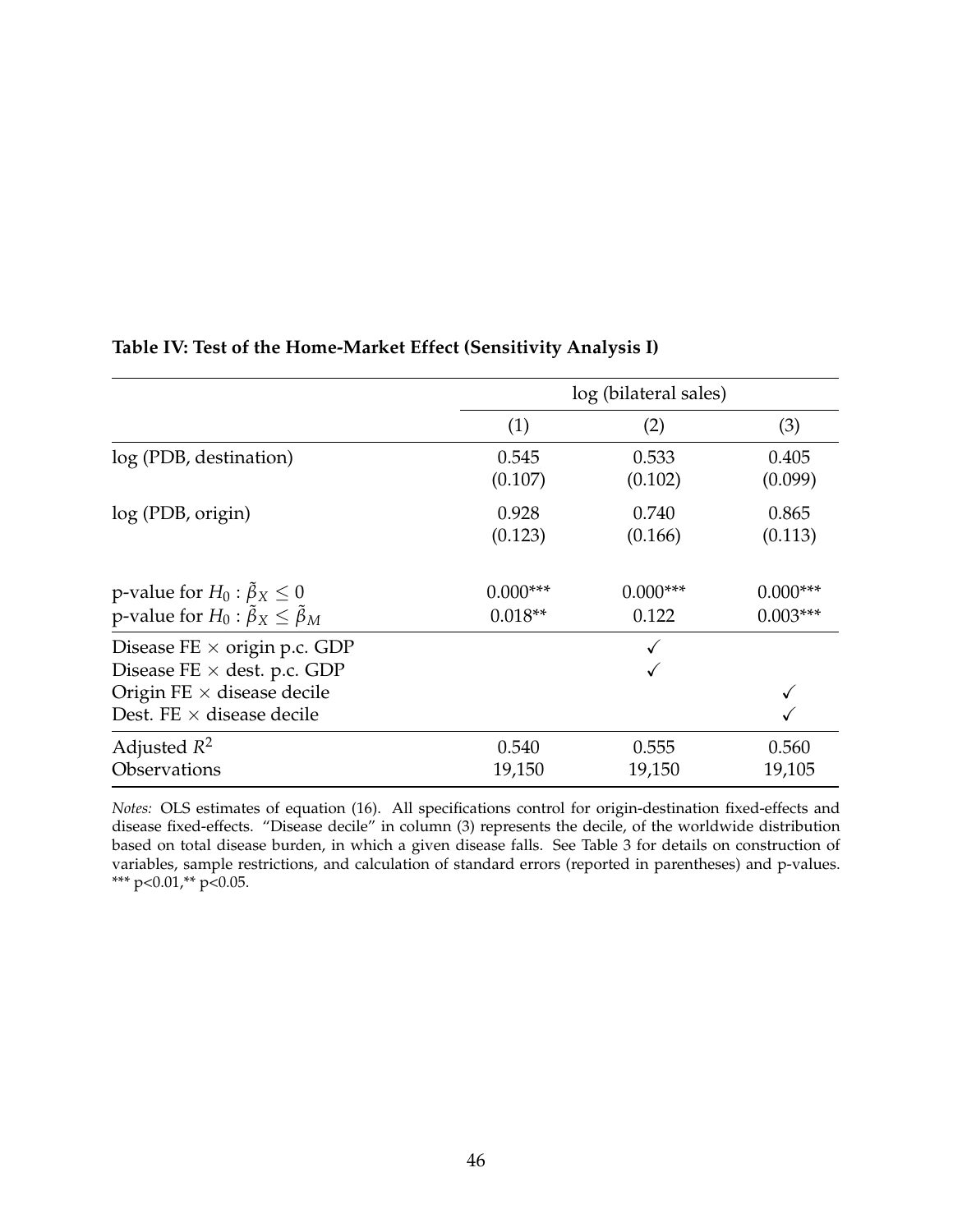**Table IV: Test of the Home-Market Effect (Sensitivity Analysis I)**

| | log (bilateral sales) | | |
|---|---|---|---|
| | (1) | (2) | (3) |
| log (PDB, destination) | 0.545 | 0.533 | 0.405 |
| | (0.107) | (0.102) | (0.099) |
| log (PDB, origin) | 0.928 | 0.740 | 0.865 |
| | (0.123) | (0.166) | (0.113) |
| p-value for $H_0 : \tilde{\beta}_X \leq 0$ | 0.000*** | 0.000*** | 0.000*** |
| p-value for $H_0 : \tilde{\beta}_X \leq \tilde{\beta}_M$ | 0.018** | 0.122 | 0.003*** |
| Disease FE $\times$ origin p.c. GDP | | ✓ | |
| Disease FE $\times$ dest. p.c. GDP | | ✓ | |
| Origin FE $\times$ disease decile | | | ✓ |
| Dest. FE $\times$ disease decile | | | ✓ |
| Adjusted $R^2$ | 0.540 | 0.555 | 0.560 |
| Observations | 19,150 | 19,150 | 19,105 |

*Notes:* OLS estimates of equation (16). All specifications control for origin-destination fixed-effects and disease fixed-effects. "Disease decile" in column (3) represents the decile, of the worldwide distribution based on total disease burden, in which a given disease falls. See Table 3 for details on construction of variables, sample restrictions, and calculation of standard errors (reported in parentheses) and p-values. *** p<0.01,** p<0.05.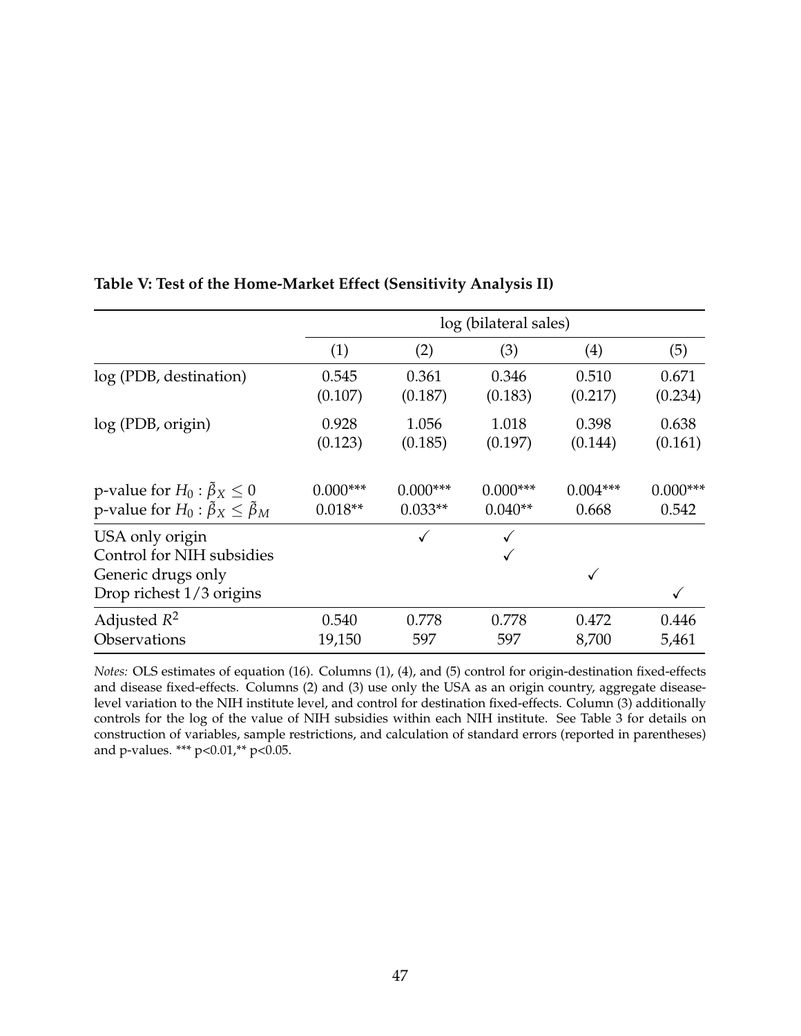**Table V: Test of the Home-Market Effect (Sensitivity Analysis II)**

| | log (bilateral sales) | | | | |
|---|---|---|---|---|---|
| | (1) | (2) | (3) | (4) | (5) |
| log (PDB, destination) | 0.545 | 0.361 | 0.346 | 0.510 | 0.671 |
| | (0.107) | (0.187) | (0.183) | (0.217) | (0.234) |
| log (PDB, origin) | 0.928 | 1.056 | 1.018 | 0.398 | 0.638 |
| | (0.123) | (0.185) | (0.197) | (0.144) | (0.161) |
| p-value for $H_0 : \tilde{\beta}_X \leq 0$ | 0.000*** | 0.000*** | 0.000*** | 0.004*** | 0.000*** |
| p-value for $H_0 : \tilde{\beta}_X \leq \tilde{\beta}_M$ | 0.018** | 0.033** | 0.040** | 0.668 | 0.542 |
| USA only origin | | ✓ | ✓ | | |
| Control for NIH subsidies | | | ✓ | | |
| Generic drugs only | | | | ✓ | |
| Drop richest 1/3 origins | | | | | ✓ |
| Adjusted $R^2$ | 0.540 | 0.778 | 0.778 | 0.472 | 0.446 |
| Observations | 19,150 | 597 | 597 | 8,700 | 5,461 |

*Notes:* OLS estimates of equation (16). Columns (1), (4), and (5) control for origin-destination fixed-effects and disease fixed-effects. Columns (2) and (3) use only the USA as an origin country, aggregate disease-level variation to the NIH institute level, and control for destination fixed-effects. Column (3) additionally controls for the log of the value of NIH subsidies within each NIH institute. See Table 3 for details on construction of variables, sample restrictions, and calculation of standard errors (reported in parentheses) and p-values. *** p<0.01,** p<0.05.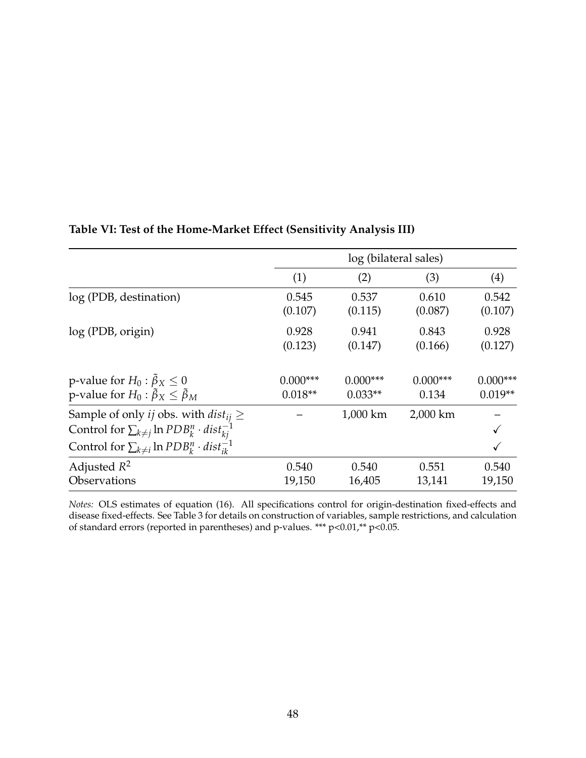**Table VI: Test of the Home-Market Effect (Sensitivity Analysis III)**

| | log (bilateral sales) | | | |
|---|---|---|---|---|
| | (1) | (2) | (3) | (4) |
| log (PDB, destination) | 0.545 | 0.537 | 0.610 | 0.542 |
| | (0.107) | (0.115) | (0.087) | (0.107) |
| log (PDB, origin) | 0.928 | 0.941 | 0.843 | 0.928 |
| | (0.123) | (0.147) | (0.166) | (0.127) |
| p-value for $H_0 : \tilde{\beta}_X \leq 0$ | 0.000*** | 0.000*** | 0.000*** | 0.000*** |
| p-value for $H_0 : \tilde{\beta}_X \leq \tilde{\beta}_M$ | 0.018** | 0.033** | 0.134 | 0.019** |
| Sample of only $ij$ obs. with $dist_{ij} \geq$ | – | 1,000 km | 2,000 km | – |
| Control for $\sum_{k \neq j} \ln PDB_k^n \cdot dist_{kj}^{-1}$ | | | | ✓ |
| Control for $\sum_{k \neq i} \ln PDB_k^n \cdot dist_{ik}^{-1}$ | | | | ✓ |
| Adjusted $R^2$ | 0.540 | 0.540 | 0.551 | 0.540 |
| Observations | 19,150 | 16,405 | 13,141 | 19,150 |

*Notes:* OLS estimates of equation (16). All specifications control for origin-destination fixed-effects and disease fixed-effects. See Table 3 for details on construction of variables, sample restrictions, and calculation of standard errors (reported in parentheses) and p-values. *** p<0.01,** p<0.05.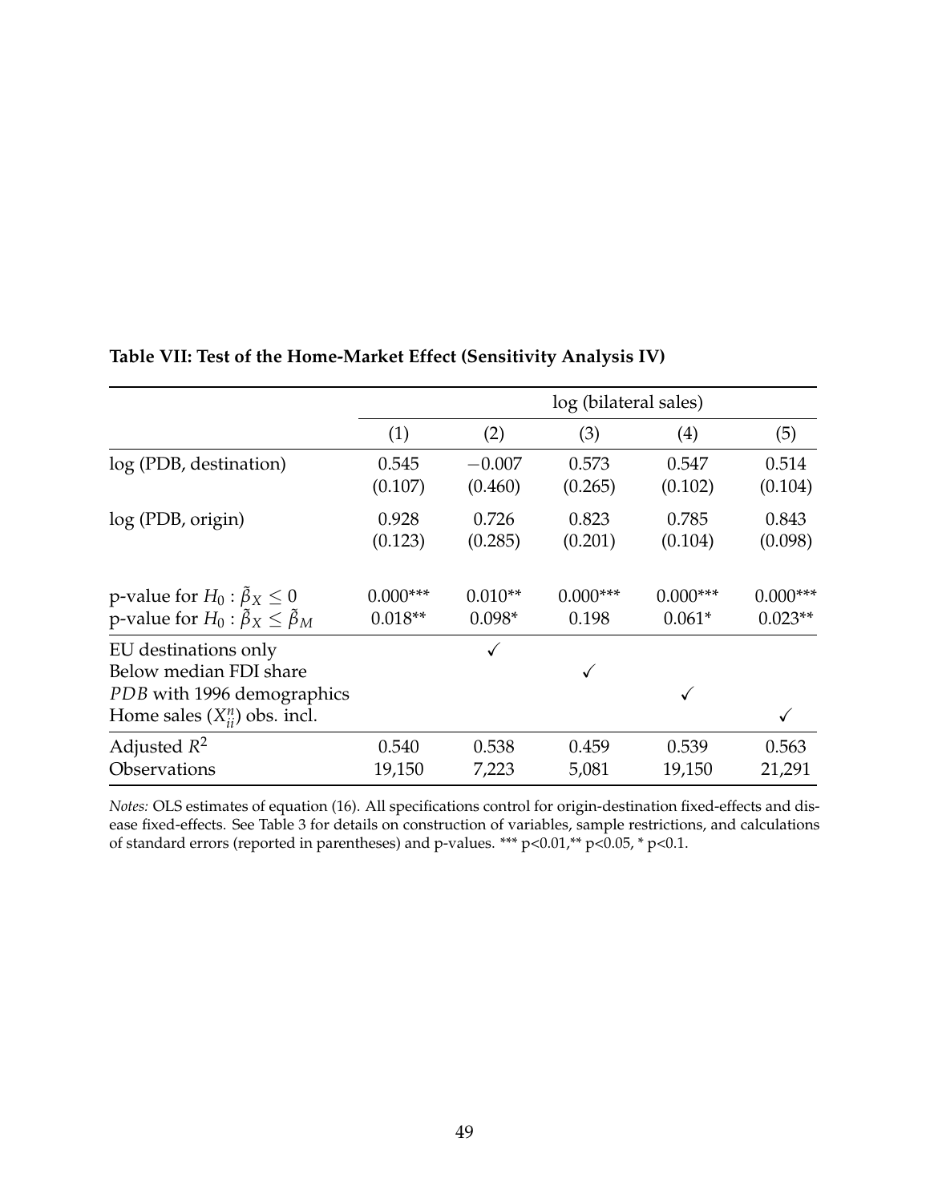**Table VII: Test of the Home-Market Effect (Sensitivity Analysis IV)**

| | log (bilateral sales) | | | | |
|---|---|---|---|---|---|
| | (1) | (2) | (3) | (4) | (5) |
| log (PDB, destination) | 0.545 | $-0.007$ | 0.573 | 0.547 | 0.514 |
| | (0.107) | (0.460) | (0.265) | (0.102) | (0.104) |
| log (PDB, origin) | 0.928 | 0.726 | 0.823 | 0.785 | 0.843 |
| | (0.123) | (0.285) | (0.201) | (0.104) | (0.098) |
| p-value for $H_0 : \tilde{\beta}_X \leq 0$ | 0.000*** | 0.010** | 0.000*** | 0.000*** | 0.000*** |
| p-value for $H_0 : \tilde{\beta}_X \leq \tilde{\beta}_M$ | 0.018** | 0.098* | 0.198 | 0.061* | 0.023** |
| EU destinations only | | ✓ | | | |
| Below median FDI share | | | ✓ | | |
| *PDB* with 1996 demographics | | | | ✓ | |
| Home sales ($X_{ii}^n$) obs. incl. | | | | | ✓ |
| Adjusted $R^2$ | 0.540 | 0.538 | 0.459 | 0.539 | 0.563 |
| Observations | 19,150 | 7,223 | 5,081 | 19,150 | 21,291 |

*Notes:* OLS estimates of equation (16). All specifications control for origin-destination fixed-effects and disease fixed-effects. See Table 3 for details on construction of variables, sample restrictions, and calculations of standard errors (reported in parentheses) and p-values. *** p<0.01,** p<0.05, * p<0.1.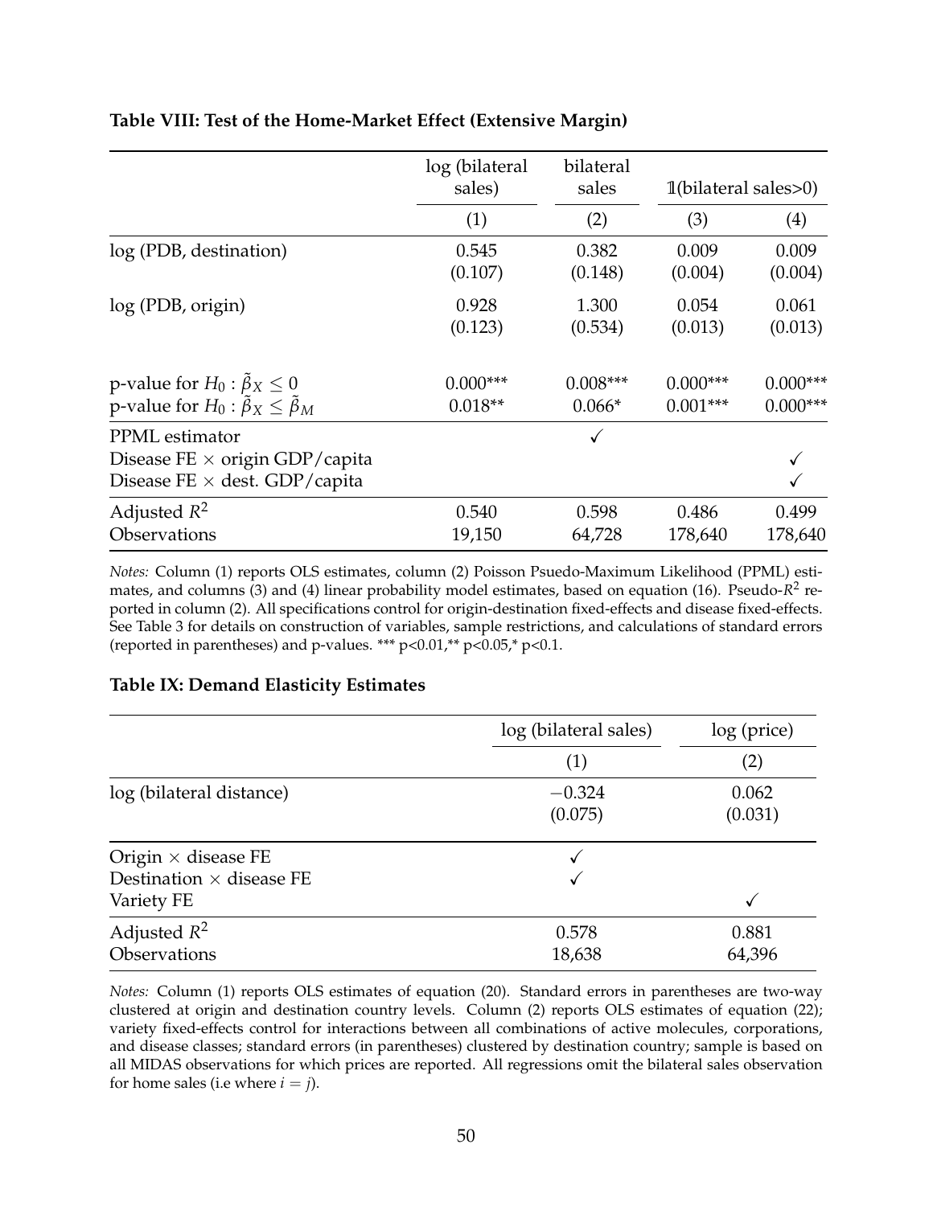**Table VIII: Test of the Home-Market Effect (Extensive Margin)**

| | log (bilateral sales) | bilateral sales | $\mathbb{1}$(bilateral sales>0) | |
|---|---|---|---|---|
| | (1) | (2) | (3) | (4) |
| log (PDB, destination) | 0.545 | 0.382 | 0.009 | 0.009 |
| | (0.107) | (0.148) | (0.004) | (0.004) |
| log (PDB, origin) | 0.928 | 1.300 | 0.054 | 0.061 |
| | (0.123) | (0.534) | (0.013) | (0.013) |
| p-value for $H_0 : \tilde{\beta}_X \leq 0$ | 0.000*** | 0.008*** | 0.000*** | 0.000*** |
| p-value for $H_0 : \tilde{\beta}_X \leq \tilde{\beta}_M$ | 0.018** | 0.066* | 0.001*** | 0.000*** |
| PPML estimator | | ✓ | | |
| Disease FE × origin GDP/capita | | | | ✓ |
| Disease FE × dest. GDP/capita | | | | ✓ |
| Adjusted $R^2$ | 0.540 | 0.598 | 0.486 | 0.499 |
| Observations | 19,150 | 64,728 | 178,640 | 178,640 |

*Notes:* Column (1) reports OLS estimates, column (2) Poisson Psuedo-Maximum Likelihood (PPML) estimates, and columns (3) and (4) linear probability model estimates, based on equation (16). Pseudo-$R^2$ reported in column (2). All specifications control for origin-destination fixed-effects and disease fixed-effects. See Table 3 for details on construction of variables, sample restrictions, and calculations of standard errors (reported in parentheses) and p-values. *** p<0.01,** p<0.05,* p<0.1.

**Table IX: Demand Elasticity Estimates**

| | log (bilateral sales) | log (price) |
|---|---|---|
| | (1) | (2) |
| log (bilateral distance) | −0.324 | 0.062 |
| | (0.075) | (0.031) |
| Origin × disease FE | ✓ | |
| Destination × disease FE | ✓ | |
| Variety FE | | ✓ |
| Adjusted $R^2$ | 0.578 | 0.881 |
| Observations | 18,638 | 64,396 |

*Notes:* Column (1) reports OLS estimates of equation (20). Standard errors in parentheses are two-way clustered at origin and destination country levels. Column (2) reports OLS estimates of equation (22); variety fixed-effects control for interactions between all combinations of active molecules, corporations, and disease classes; standard errors (in parentheses) clustered by destination country; sample is based on all MIDAS observations for which prices are reported. All regressions omit the bilateral sales observation for home sales (i.e where $i = j$).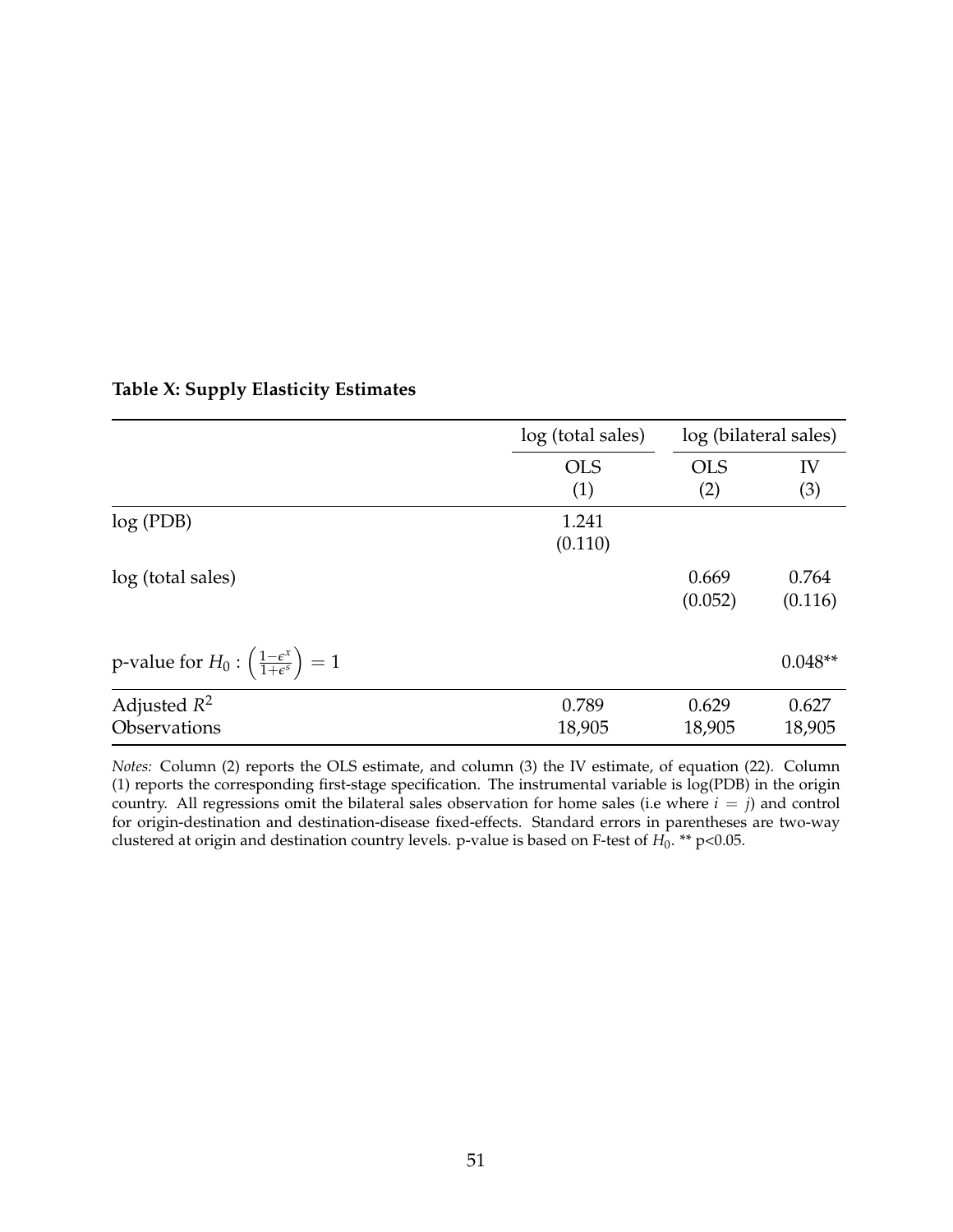**Table X: Supply Elasticity Estimates**

| | log (total sales) | log (bilateral sales) | |
|---|---|---|---|
| | OLS | OLS | IV |
| | (1) | (2) | (3) |
| log (PDB) | 1.241 | | |
| | (0.110) | | |
| log (total sales) | | 0.669 | 0.764 |
| | | (0.052) | (0.116) |
| p-value for $H_0 : \left(\frac{1-\epsilon^x}{1+\epsilon^s}\right) = 1$ | | | 0.048** |
| Adjusted $R^2$ | 0.789 | 0.629 | 0.627 |
| Observations | 18,905 | 18,905 | 18,905 |

*Notes:* Column (2) reports the OLS estimate, and column (3) the IV estimate, of equation (22). Column (1) reports the corresponding first-stage specification. The instrumental variable is log(PDB) in the origin country. All regressions omit the bilateral sales observation for home sales (i.e where $i = j$) and control for origin-destination and destination-disease fixed-effects. Standard errors in parentheses are two-way clustered at origin and destination country levels. p-value is based on F-test of $H_0$. ** $p<0.05$.